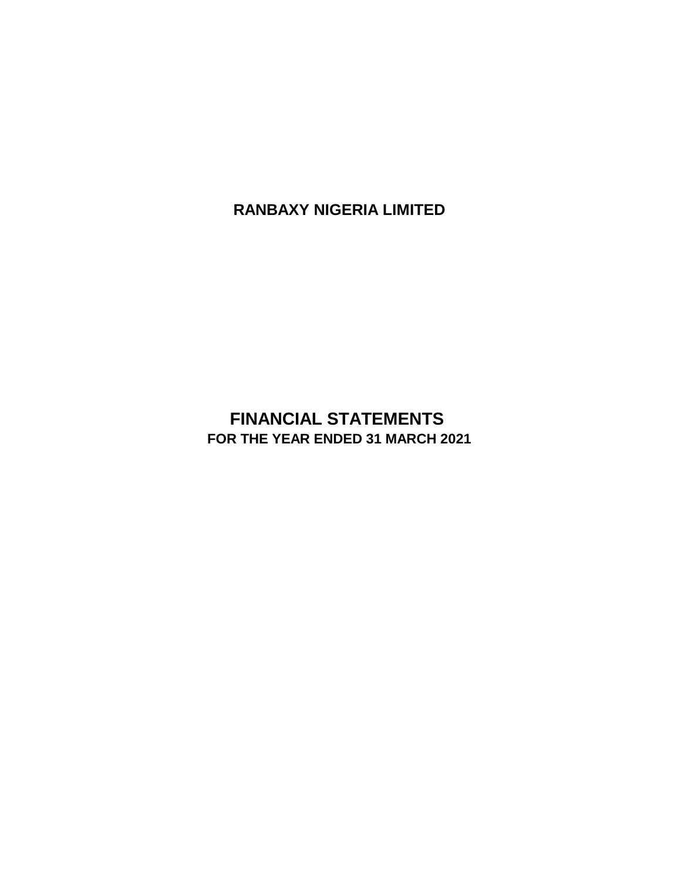# RANBAXY NIGERIA LIMITED

## FINANCIAL STATEMENTS

### FOR THE YEAR ENDED 31 MARCH 2021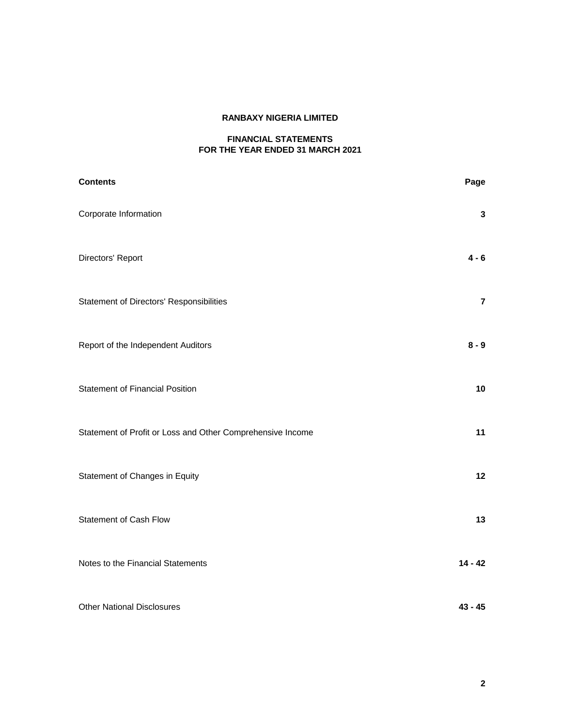# RANBAXY NIGERIA LIMITED

## FINANCIAL STATEMENTS
## FOR THE YEAR ENDED 31 MARCH 2021

| **Contents** | **Page** |
|---|---|
| Corporate Information | **3** |
| Directors' Report | **4 - 6** |
| Statement of Directors' Responsibilities | **7** |
| Report of the Independent Auditors | **8 - 9** |
| Statement of Financial Position | **10** |
| Statement of Profit or Loss and Other Comprehensive Income | **11** |
| Statement of Changes in Equity | **12** |
| Statement of Cash Flow | **13** |
| Notes to the Financial Statements | **14 - 42** |
| Other National Disclosures | **43 - 45** |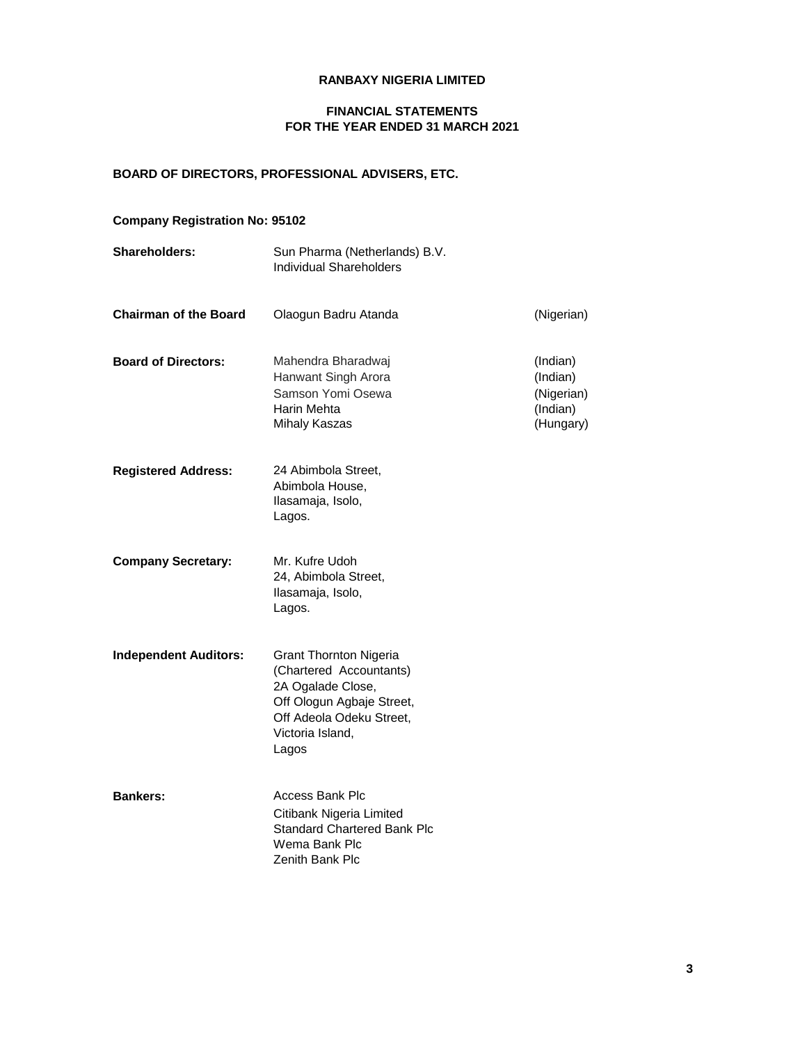# RANBAXY NIGERIA LIMITED

## FINANCIAL STATEMENTS
## FOR THE YEAR ENDED 31 MARCH 2021

### BOARD OF DIRECTORS, PROFESSIONAL ADVISERS, ETC.

**Company Registration No: 95102**

| | | |
|---|---|---|
| **Shareholders:** | Sun Pharma (Netherlands) B.V.<br>Individual Shareholders | |
| **Chairman of the Board** | Olaogun Badru Atanda | (Nigerian) |
| **Board of Directors:** | Mahendra Bharadwaj<br>Hanwant Singh Arora<br>Samson Yomi Osewa<br>Harin Mehta<br>Mihaly Kaszas | (Indian)<br>(Indian)<br>(Nigerian)<br>(Indian)<br>(Hungary) |
| **Registered Address:** | 24 Abimbola Street,<br>Abimbola House,<br>Ilasamaja, Isolo,<br>Lagos. | |
| **Company Secretary:** | Mr. Kufre Udoh<br>24, Abimbola Street,<br>Ilasamaja, Isolo,<br>Lagos. | |
| **Independent Auditors:** | Grant Thornton Nigeria<br>(Chartered Accountants)<br>2A Ogalade Close,<br>Off Ologun Agbaje Street,<br>Off Adeola Odeku Street,<br>Victoria Island,<br>Lagos | |
| **Bankers:** | Access Bank Plc<br>Citibank Nigeria Limited<br>Standard Chartered Bank Plc<br>Wema Bank Plc<br>Zenith Bank Plc | |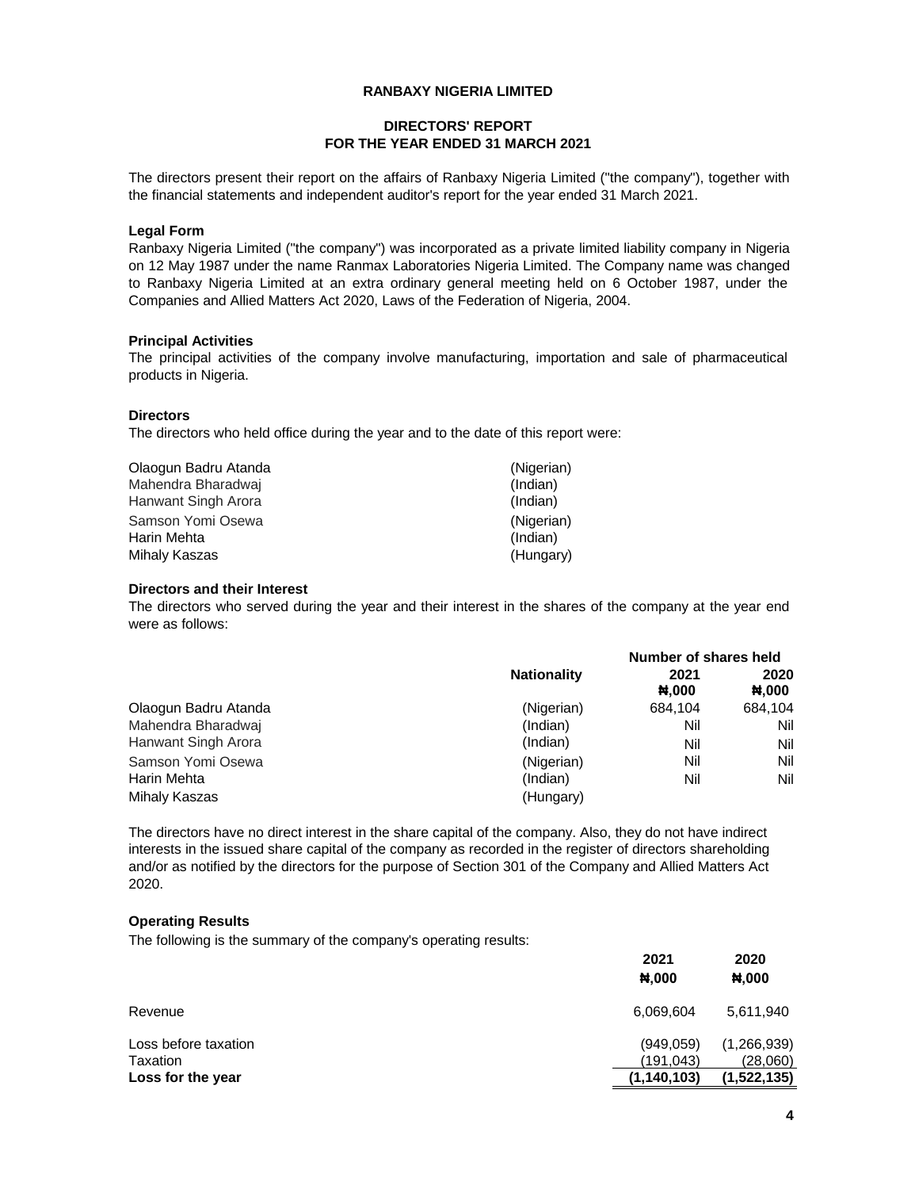# RANBAXY NIGERIA LIMITED

## DIRECTORS' REPORT
## FOR THE YEAR ENDED 31 MARCH 2021

The directors present their report on the affairs of Ranbaxy Nigeria Limited ("the company"), together with the financial statements and independent auditor's report for the year ended 31 March 2021.

### Legal Form

Ranbaxy Nigeria Limited ("the company") was incorporated as a private limited liability company in Nigeria on 12 May 1987 under the name Ranmax Laboratories Nigeria Limited. The Company name was changed to Ranbaxy Nigeria Limited at an extra ordinary general meeting held on 6 October 1987, under the Companies and Allied Matters Act 2020, Laws of the Federation of Nigeria, 2004.

### Principal Activities

The principal activities of the company involve manufacturing, importation and sale of pharmaceutical products in Nigeria.

### Directors

The directors who held office during the year and to the date of this report were:

| | |
|---|---|
| Olaogun Badru Atanda | (Nigerian) |
| Mahendra Bharadwaj | (Indian) |
| Hanwant Singh Arora | (Indian) |
| Samson Yomi Osewa | (Nigerian) |
| Harin Mehta | (Indian) |
| Mihaly Kaszas | (Hungary) |

### Directors and their Interest

The directors who served during the year and their interest in the shares of the company at the year end were as follows:

| | | Number of shares held | |
|---|---|---|---|
| | Nationality | 2021 | 2020 |
| | | ₦,000 | ₦,000 |
| Olaogun Badru Atanda | (Nigerian) | 684,104 | 684,104 |
| Mahendra Bharadwaj | (Indian) | Nil | Nil |
| Hanwant Singh Arora | (Indian) | Nil | Nil |
| Samson Yomi Osewa | (Nigerian) | Nil | Nil |
| Harin Mehta | (Indian) | Nil | Nil |
| Mihaly Kaszas | (Hungary) | | |

The directors have no direct interest in the share capital of the company. Also, they do not have indirect interests in the issued share capital of the company as recorded in the register of directors shareholding and/or as notified by the directors for the purpose of Section 301 of the Company and Allied Matters Act 2020.

### Operating Results

The following is the summary of the company's operating results:

| | 2021 | 2020 |
|---|---|---|
| | ₦,000 | ₦,000 |
| Revenue | 6,069,604 | 5,611,940 |
| Loss before taxation | (949,059) | (1,266,939) |
| Taxation | (191,043) | (28,060) |
| **Loss for the year** | **(1,140,103)** | **(1,522,135)** |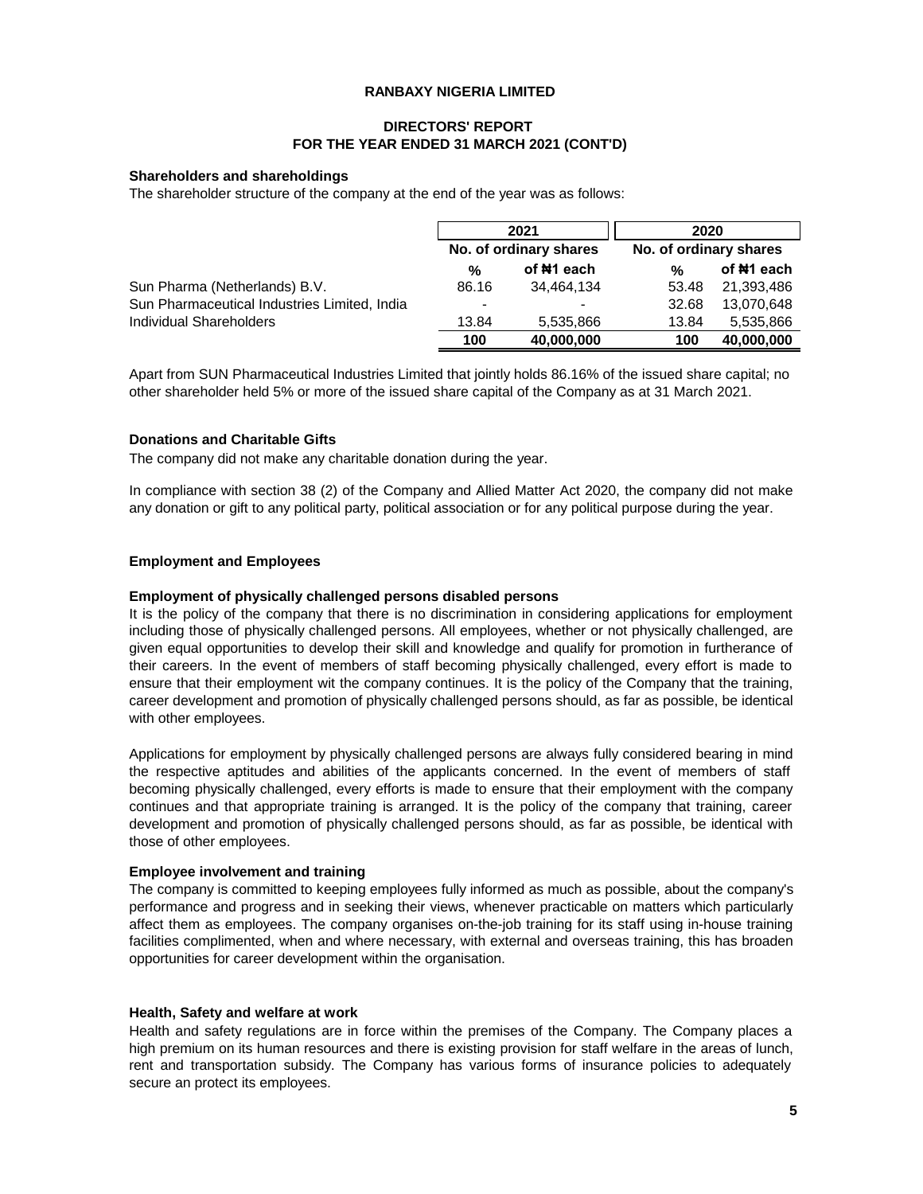**RANBAXY NIGERIA LIMITED**

**DIRECTORS' REPORT**
**FOR THE YEAR ENDED 31 MARCH 2021 (CONT'D)**

**Shareholders and shareholdings**

The shareholder structure of the company at the end of the year was as follows:

| | 2021 | | 2020 | |
|---|---|---|---|---|
| | No. of ordinary shares | | No. of ordinary shares | |
| | % | of ₦1 each | % | of ₦1 each |
| Sun Pharma (Netherlands) B.V. | 86.16 | 34,464,134 | 53.48 | 21,393,486 |
| Sun Pharmaceutical Industries Limited, India | - | - | 32.68 | 13,070,648 |
| Individual Shareholders | 13.84 | 5,535,866 | 13.84 | 5,535,866 |
| | **100** | **40,000,000** | **100** | **40,000,000** |

Apart from SUN Pharmaceutical Industries Limited that jointly holds 86.16% of the issued share capital; no other shareholder held 5% or more of the issued share capital of the Company as at 31 March 2021.

**Donations and Charitable Gifts**

The company did not make any charitable donation during the year.

In compliance with section 38 (2) of the Company and Allied Matter Act 2020, the company did not make any donation or gift to any political party, political association or for any political purpose during the year.

**Employment and Employees**

**Employment of physically challenged persons disabled persons**

It is the policy of the company that there is no discrimination in considering applications for employment including those of physically challenged persons. All employees, whether or not physically challenged, are given equal opportunities to develop their skill and knowledge and qualify for promotion in furtherance of their careers. In the event of members of staff becoming physically challenged, every effort is made to ensure that their employment wit the company continues. It is the policy of the Company that the training, career development and promotion of physically challenged persons should, as far as possible, be identical with other employees.

Applications for employment by physically challenged persons are always fully considered bearing in mind the respective aptitudes and abilities of the applicants concerned. In the event of members of staff becoming physically challenged, every efforts is made to ensure that their employment with the company continues and that appropriate training is arranged. It is the policy of the company that training, career development and promotion of physically challenged persons should, as far as possible, be identical with those of other employees.

**Employee involvement and training**

The company is committed to keeping employees fully informed as much as possible, about the company's performance and progress and in seeking their views, whenever practicable on matters which particularly affect them as employees. The company organises on-the-job training for its staff using in-house training facilities complimented, when and where necessary, with external and overseas training, this has broaden opportunities for career development within the organisation.

**Health, Safety and welfare at work**

Health and safety regulations are in force within the premises of the Company. The Company places a high premium on its human resources and there is existing provision for staff welfare in the areas of lunch, rent and transportation subsidy. The Company has various forms of insurance policies to adequately secure an protect its employees.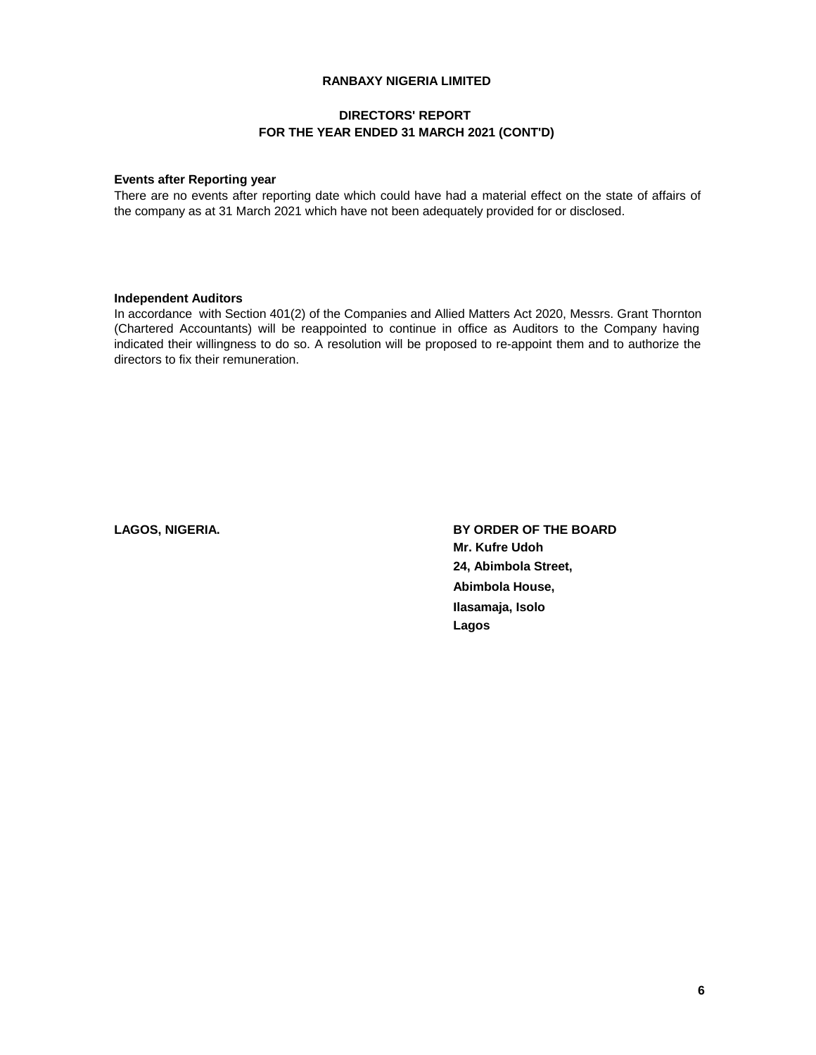# RANBAXY NIGERIA LIMITED

## DIRECTORS' REPORT
## FOR THE YEAR ENDED 31 MARCH 2021 (CONT'D)

**Events after Reporting year**

There are no events after reporting date which could have had a material effect on the state of affairs of the company as at 31 March 2021 which have not been adequately provided for or disclosed.

**Independent Auditors**

In accordance with Section 401(2) of the Companies and Allied Matters Act 2020, Messrs. Grant Thornton (Chartered Accountants) will be reappointed to continue in office as Auditors to the Company having indicated their willingness to do so. A resolution will be proposed to re-appoint them and to authorize the directors to fix their remuneration.

**LAGOS, NIGERIA.**

**BY ORDER OF THE BOARD**
**Mr. Kufre Udoh**
**24, Abimbola Street,**
**Abimbola House,**
**Ilasamaja, Isolo**
**Lagos**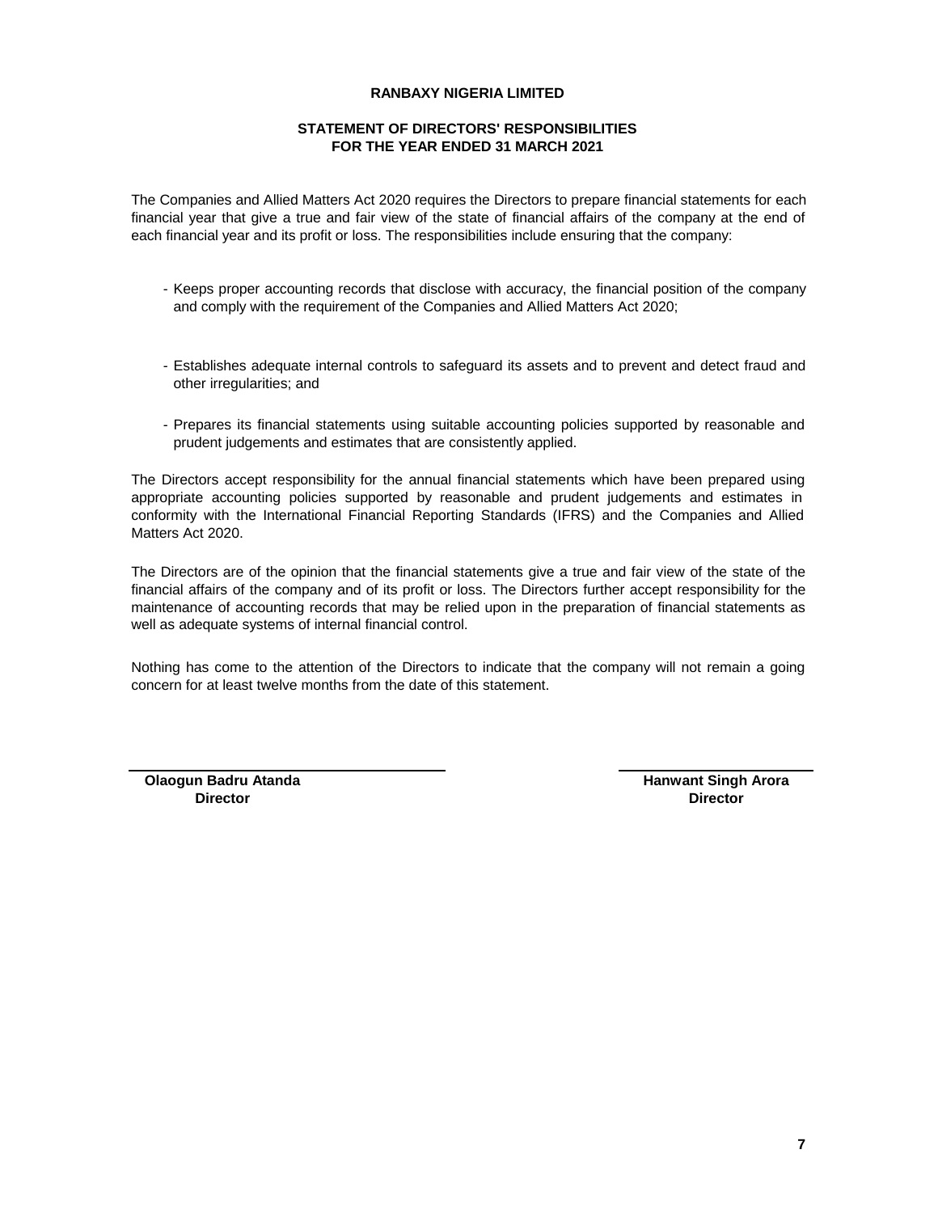# RANBAXY NIGERIA LIMITED

## STATEMENT OF DIRECTORS' RESPONSIBILITIES
## FOR THE YEAR ENDED 31 MARCH 2021

The Companies and Allied Matters Act 2020 requires the Directors to prepare financial statements for each financial year that give a true and fair view of the state of financial affairs of the company at the end of each financial year and its profit or loss. The responsibilities include ensuring that the company:

- Keeps proper accounting records that disclose with accuracy, the financial position of the company and comply with the requirement of the Companies and Allied Matters Act 2020;

- Establishes adequate internal controls to safeguard its assets and to prevent and detect fraud and other irregularities; and

- Prepares its financial statements using suitable accounting policies supported by reasonable and prudent judgements and estimates that are consistently applied.

The Directors accept responsibility for the annual financial statements which have been prepared using appropriate accounting policies supported by reasonable and prudent judgements and estimates in conformity with the International Financial Reporting Standards (IFRS) and the Companies and Allied Matters Act 2020.

The Directors are of the opinion that the financial statements give a true and fair view of the state of the financial affairs of the company and of its profit or loss. The Directors further accept responsibility for the maintenance of accounting records that may be relied upon in the preparation of financial statements as well as adequate systems of internal financial control.

Nothing has come to the attention of the Directors to indicate that the company will not remain a going concern for at least twelve months from the date of this statement.

**Olaogun Badru Atanda**
**Director**

**Hanwant Singh Arora**
**Director**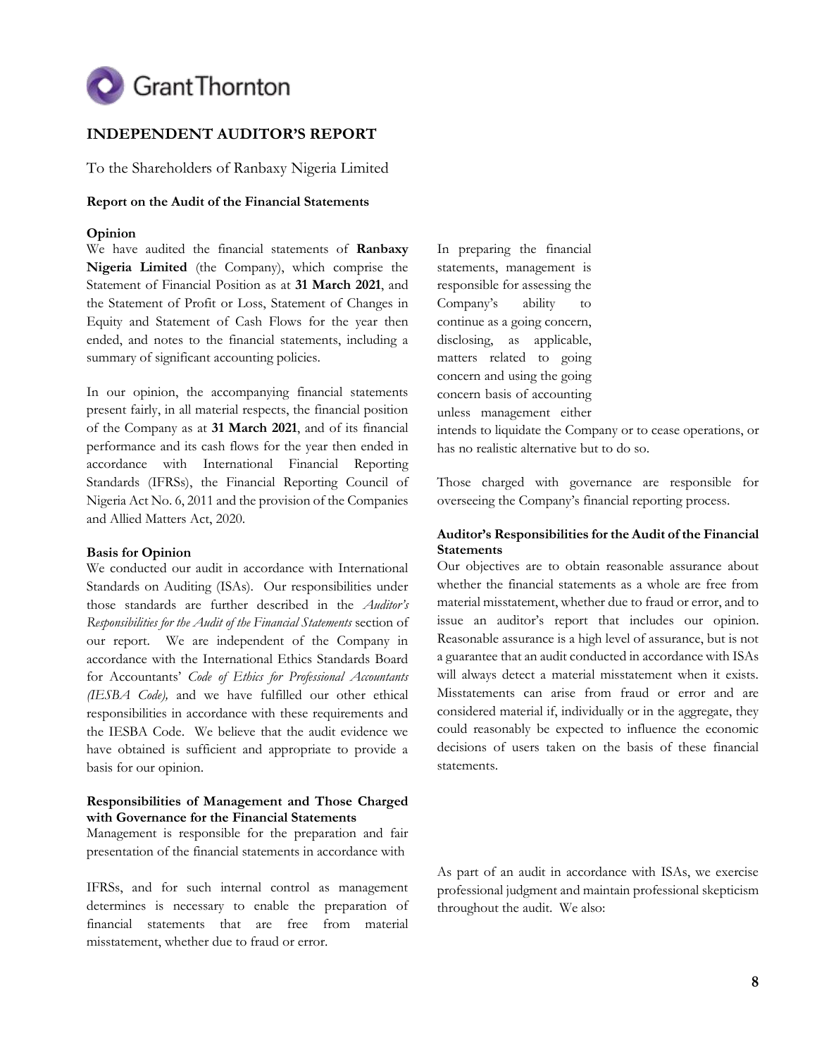GrantThornton

# INDEPENDENT AUDITOR'S REPORT

To the Shareholders of Ranbaxy Nigeria Limited

## Report on the Audit of the Financial Statements

### Opinion

We have audited the financial statements of **Ranbaxy Nigeria Limited** (the Company), which comprise the Statement of Financial Position as at **31 March 2021**, and the Statement of Profit or Loss, Statement of Changes in Equity and Statement of Cash Flows for the year then ended, and notes to the financial statements, including a summary of significant accounting policies.

In our opinion, the accompanying financial statements present fairly, in all material respects, the financial position of the Company as at **31 March 2021**, and of its financial performance and its cash flows for the year then ended in accordance with International Financial Reporting Standards (IFRSs), the Financial Reporting Council of Nigeria Act No. 6, 2011 and the provision of the Companies and Allied Matters Act, 2020.

### Basis for Opinion

We conducted our audit in accordance with International Standards on Auditing (ISAs). Our responsibilities under those standards are further described in the *Auditor's Responsibilities for the Audit of the Financial Statements* section of our report. We are independent of the Company in accordance with the International Ethics Standards Board for Accountants' *Code of Ethics for Professional Accountants (IESBA Code),* and we have fulfilled our other ethical responsibilities in accordance with these requirements and the IESBA Code. We believe that the audit evidence we have obtained is sufficient and appropriate to provide a basis for our opinion.

### Responsibilities of Management and Those Charged with Governance for the Financial Statements

Management is responsible for the preparation and fair presentation of the financial statements in accordance with IFRSs, and for such internal control as management determines is necessary to enable the preparation of financial statements that are free from material misstatement, whether due to fraud or error.

In preparing the financial statements, management is responsible for assessing the Company's ability to continue as a going concern, disclosing, as applicable, matters related to going concern and using the going concern basis of accounting unless management either intends to liquidate the Company or to cease operations, or has no realistic alternative but to do so.

Those charged with governance are responsible for overseeing the Company's financial reporting process.

### Auditor's Responsibilities for the Audit of the Financial Statements

Our objectives are to obtain reasonable assurance about whether the financial statements as a whole are free from material misstatement, whether due to fraud or error, and to issue an auditor's report that includes our opinion. Reasonable assurance is a high level of assurance, but is not a guarantee that an audit conducted in accordance with ISAs will always detect a material misstatement when it exists. Misstatements can arise from fraud or error and are considered material if, individually or in the aggregate, they could reasonably be expected to influence the economic decisions of users taken on the basis of these financial statements.

As part of an audit in accordance with ISAs, we exercise professional judgment and maintain professional skepticism throughout the audit. We also: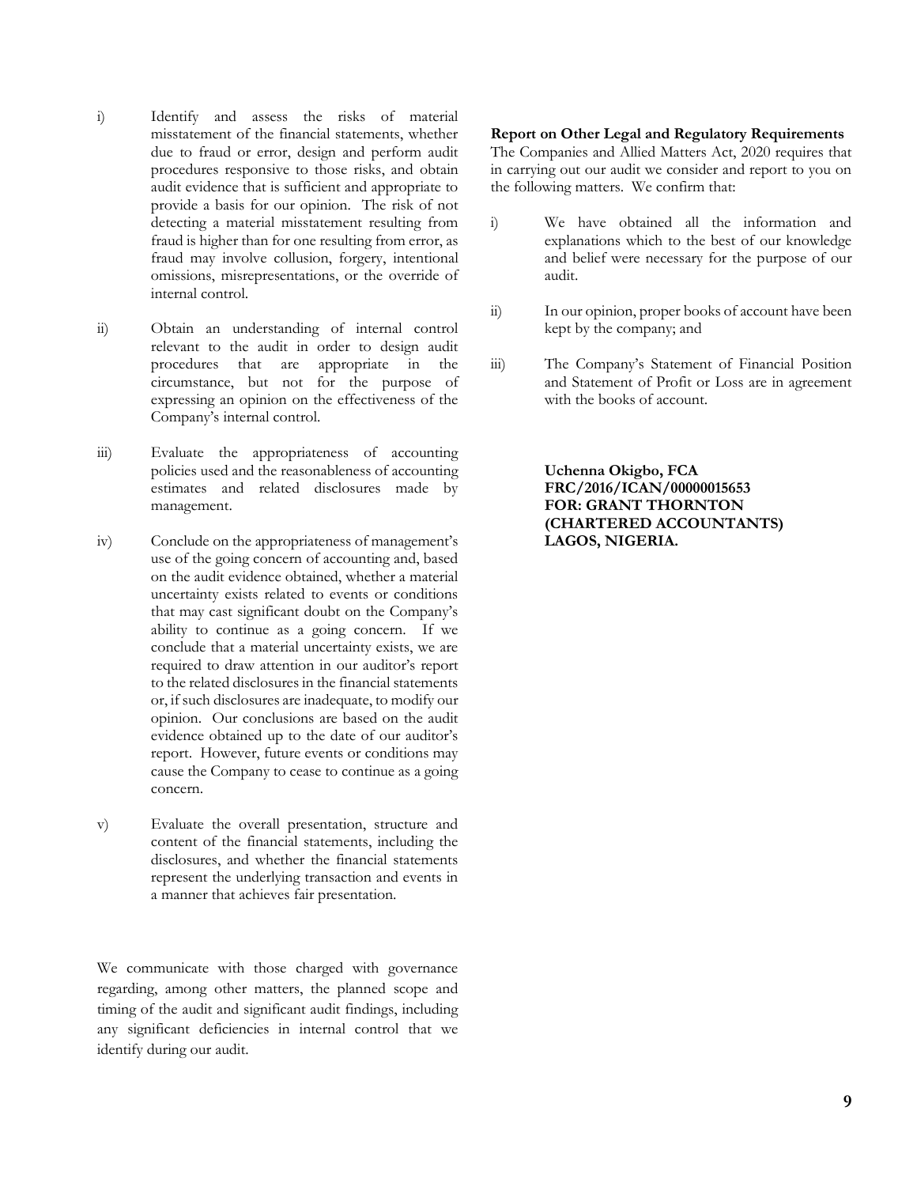i) Identify and assess the risks of material misstatement of the financial statements, whether due to fraud or error, design and perform audit procedures responsive to those risks, and obtain audit evidence that is sufficient and appropriate to provide a basis for our opinion. The risk of not detecting a material misstatement resulting from fraud is higher than for one resulting from error, as fraud may involve collusion, forgery, intentional omissions, misrepresentations, or the override of internal control.

ii) Obtain an understanding of internal control relevant to the audit in order to design audit procedures that are appropriate in the circumstance, but not for the purpose of expressing an opinion on the effectiveness of the Company's internal control.

iii) Evaluate the appropriateness of accounting policies used and the reasonableness of accounting estimates and related disclosures made by management.

iv) Conclude on the appropriateness of management's use of the going concern of accounting and, based on the audit evidence obtained, whether a material uncertainty exists related to events or conditions that may cast significant doubt on the Company's ability to continue as a going concern. If we conclude that a material uncertainty exists, we are required to draw attention in our auditor's report to the related disclosures in the financial statements or, if such disclosures are inadequate, to modify our opinion. Our conclusions are based on the audit evidence obtained up to the date of our auditor's report. However, future events or conditions may cause the Company to cease to continue as a going concern.

v) Evaluate the overall presentation, structure and content of the financial statements, including the disclosures, and whether the financial statements represent the underlying transaction and events in a manner that achieves fair presentation.

We communicate with those charged with governance regarding, among other matters, the planned scope and timing of the audit and significant audit findings, including any significant deficiencies in internal control that we identify during our audit.

**Report on Other Legal and Regulatory Requirements**

The Companies and Allied Matters Act, 2020 requires that in carrying out our audit we consider and report to you on the following matters. We confirm that:

i) We have obtained all the information and explanations which to the best of our knowledge and belief were necessary for the purpose of our audit.

ii) In our opinion, proper books of account have been kept by the company; and

iii) The Company's Statement of Financial Position and Statement of Profit or Loss are in agreement with the books of account.

**Uchenna Okigbo, FCA**
**FRC/2016/ICAN/00000015653**
**FOR: GRANT THORNTON**
**(CHARTERED ACCOUNTANTS)**
**LAGOS, NIGERIA.**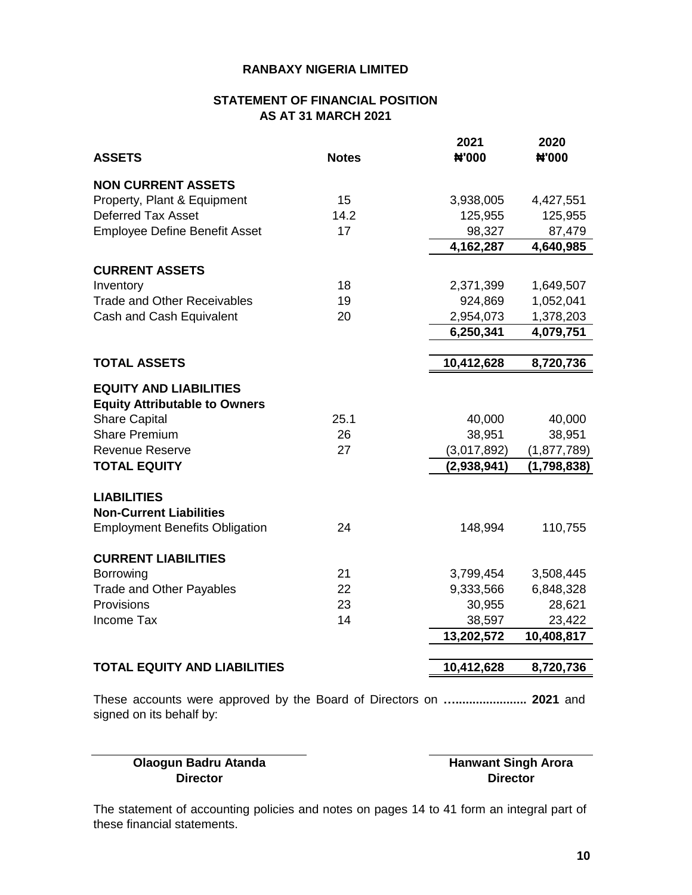# RANBAXY NIGERIA LIMITED

## STATEMENT OF FINANCIAL POSITION AS AT 31 MARCH 2021

| ASSETS | Notes | 2021 ₦'000 | 2020 ₦'000 |
|---|---|---|---|
| **NON CURRENT ASSETS** | | | |
| Property, Plant & Equipment | 15 | 3,938,005 | 4,427,551 |
| Deferred Tax Asset | 14.2 | 125,955 | 125,955 |
| Employee Define Benefit Asset | 17 | 98,327 | 87,479 |
| | | **4,162,287** | **4,640,985** |
| **CURRENT ASSETS** | | | |
| Inventory | 18 | 2,371,399 | 1,649,507 |
| Trade and Other Receivables | 19 | 924,869 | 1,052,041 |
| Cash and Cash Equivalent | 20 | 2,954,073 | 1,378,203 |
| | | **6,250,341** | **4,079,751** |
| **TOTAL ASSETS** | | **10,412,628** | **8,720,736** |
| **EQUITY AND LIABILITIES** | | | |
| **Equity Attributable to Owners** | | | |
| Share Capital | 25.1 | 40,000 | 40,000 |
| Share Premium | 26 | 38,951 | 38,951 |
| Revenue Reserve | 27 | (3,017,892) | (1,877,789) |
| **TOTAL EQUITY** | | **(2,938,941)** | **(1,798,838)** |
| **LIABILITIES** | | | |
| **Non-Current Liabilities** | | | |
| Employment Benefits Obligation | 24 | 148,994 | 110,755 |
| **CURRENT LIABILITIES** | | | |
| Borrowing | 21 | 3,799,454 | 3,508,445 |
| Trade and Other Payables | 22 | 9,333,566 | 6,848,328 |
| Provisions | 23 | 30,955 | 28,621 |
| Income Tax | 14 | 38,597 | 23,422 |
| | | **13,202,572** | **10,408,817** |
| **TOTAL EQUITY AND LIABILITIES** | | **10,412,628** | **8,720,736** |

These accounts were approved by the Board of Directors on **…..................... 2021** and signed on its behalf by:

| **Olaogun Badru Atanda** | **Hanwant Singh Arora** |
|---|---|
| **Director** | **Director** |

The statement of accounting policies and notes on pages 14 to 41 form an integral part of these financial statements.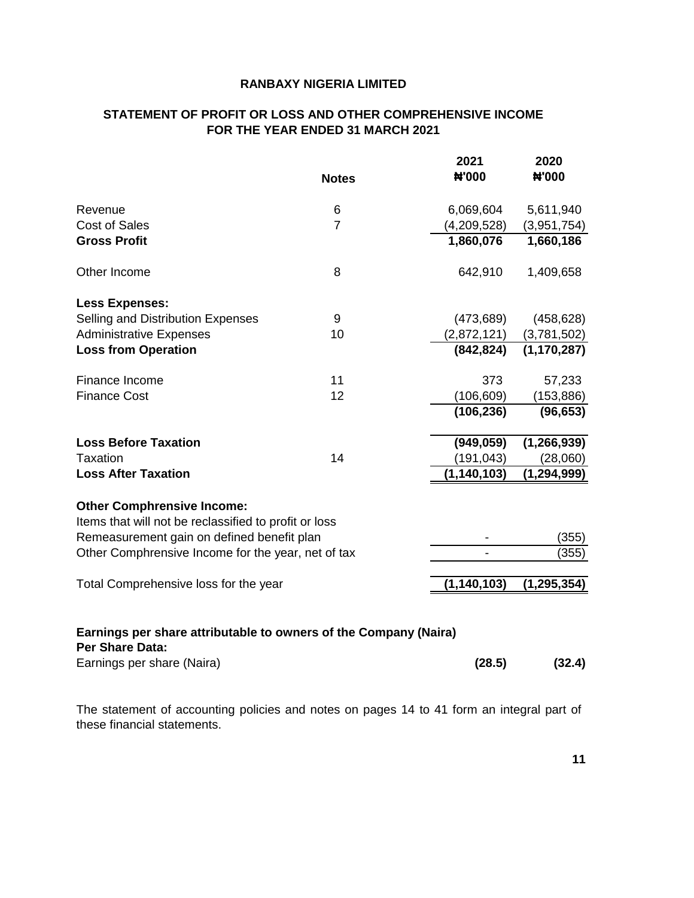# RANBAXY NIGERIA LIMITED

## STATEMENT OF PROFIT OR LOSS AND OTHER COMPREHENSIVE INCOME
## FOR THE YEAR ENDED 31 MARCH 2021

| | Notes | 2021<br>₦'000 | 2020<br>₦'000 |
|---|---|---|---|
| Revenue | 6 | 6,069,604 | 5,611,940 |
| Cost of Sales | 7 | (4,209,528) | (3,951,754) |
| **Gross Profit** | | **1,860,076** | **1,660,186** |
| Other Income | 8 | 642,910 | 1,409,658 |
| **Less Expenses:** | | | |
| Selling and Distribution Expenses | 9 | (473,689) | (458,628) |
| Administrative Expenses | 10 | (2,872,121) | (3,781,502) |
| **Loss from Operation** | | **(842,824)** | **(1,170,287)** |
| Finance Income | 11 | 373 | 57,233 |
| Finance Cost | 12 | (106,609) | (153,886) |
| | | **(106,236)** | **(96,653)** |
| **Loss Before Taxation** | | **(949,059)** | **(1,266,939)** |
| Taxation | 14 | (191,043) | (28,060) |
| **Loss After Taxation** | | **(1,140,103)** | **(1,294,999)** |
| **Other Comphrensive Income:** | | | |
| Items that will not be reclassified to profit or loss | | | |
| Remeasurement gain on defined benefit plan | | - | (355) |
| Other Comphrensive Income for the year, net of tax | | - | (355) |
| Total Comprehensive loss for the year | | **(1,140,103)** | **(1,295,354)** |
| **Earnings per share attributable to owners of the Company (Naira)** | | | |
| **Per Share Data:** | | | |
| Earnings per share (Naira) | | **(28.5)** | **(32.4)** |

The statement of accounting policies and notes on pages 14 to 41 form an integral part of these financial statements.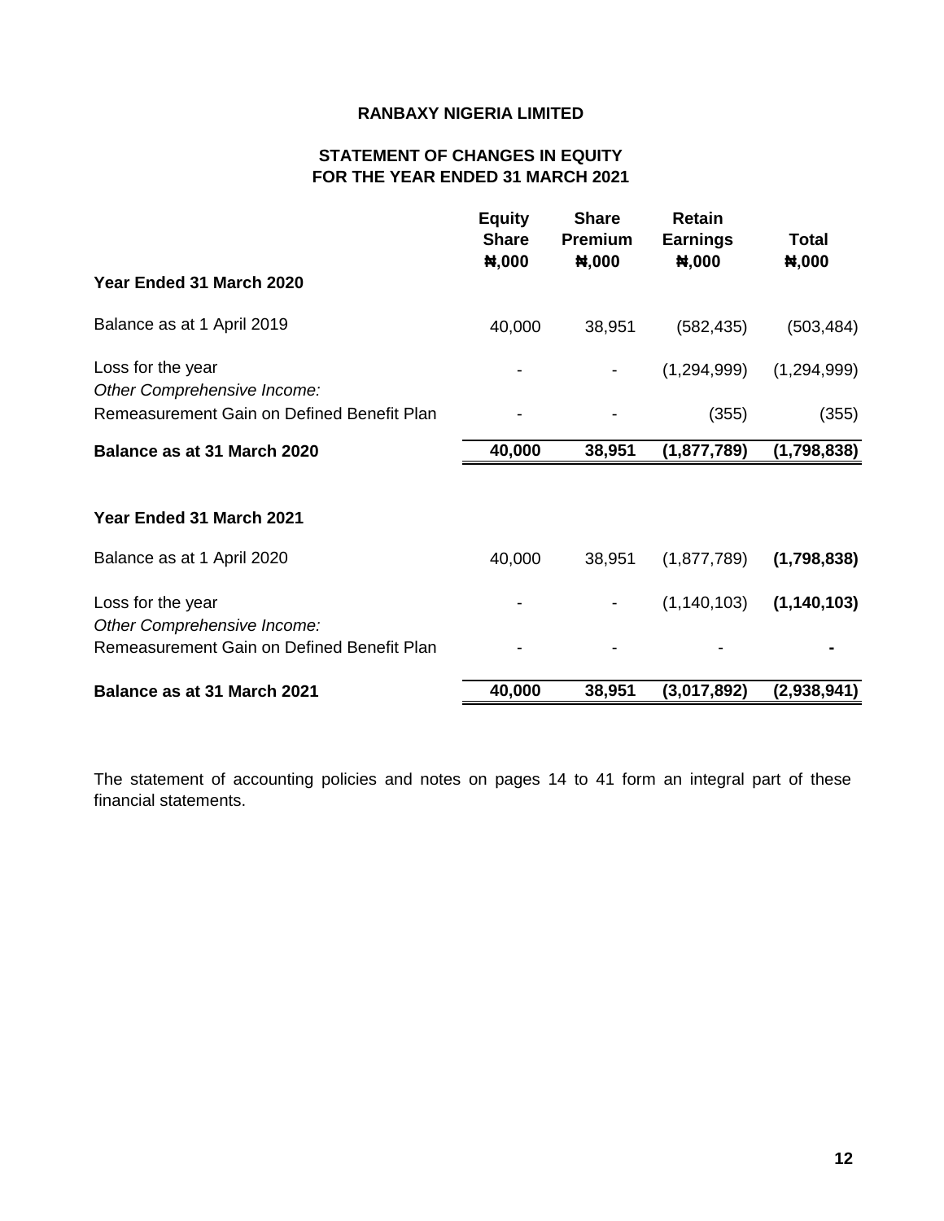# RANBAXY NIGERIA LIMITED

## STATEMENT OF CHANGES IN EQUITY
## FOR THE YEAR ENDED 31 MARCH 2021

| | Equity Share ₦,000 | Share Premium ₦,000 | Retain Earnings ₦,000 | Total ₦,000 |
|---|---|---|---|---|
| **Year Ended 31 March 2020** | | | | |
| Balance as at 1 April 2019 | 40,000 | 38,951 | (582,435) | (503,484) |
| Loss for the year | - | - | (1,294,999) | (1,294,999) |
| *Other Comprehensive Income:* | | | | |
| Remeasurement Gain on Defined Benefit Plan | - | - | (355) | (355) |
| **Balance as at 31 March 2020** | **40,000** | **38,951** | **(1,877,789)** | **(1,798,838)** |
| | | | | |
| **Year Ended 31 March 2021** | | | | |
| Balance as at 1 April 2020 | 40,000 | 38,951 | (1,877,789) | **(1,798,838)** |
| Loss for the year | - | - | (1,140,103) | **(1,140,103)** |
| *Other Comprehensive Income:* | | | | |
| Remeasurement Gain on Defined Benefit Plan | - | - | - | **-** |
| **Balance as at 31 March 2021** | **40,000** | **38,951** | **(3,017,892)** | **(2,938,941)** |

The statement of accounting policies and notes on pages 14 to 41 form an integral part of these financial statements.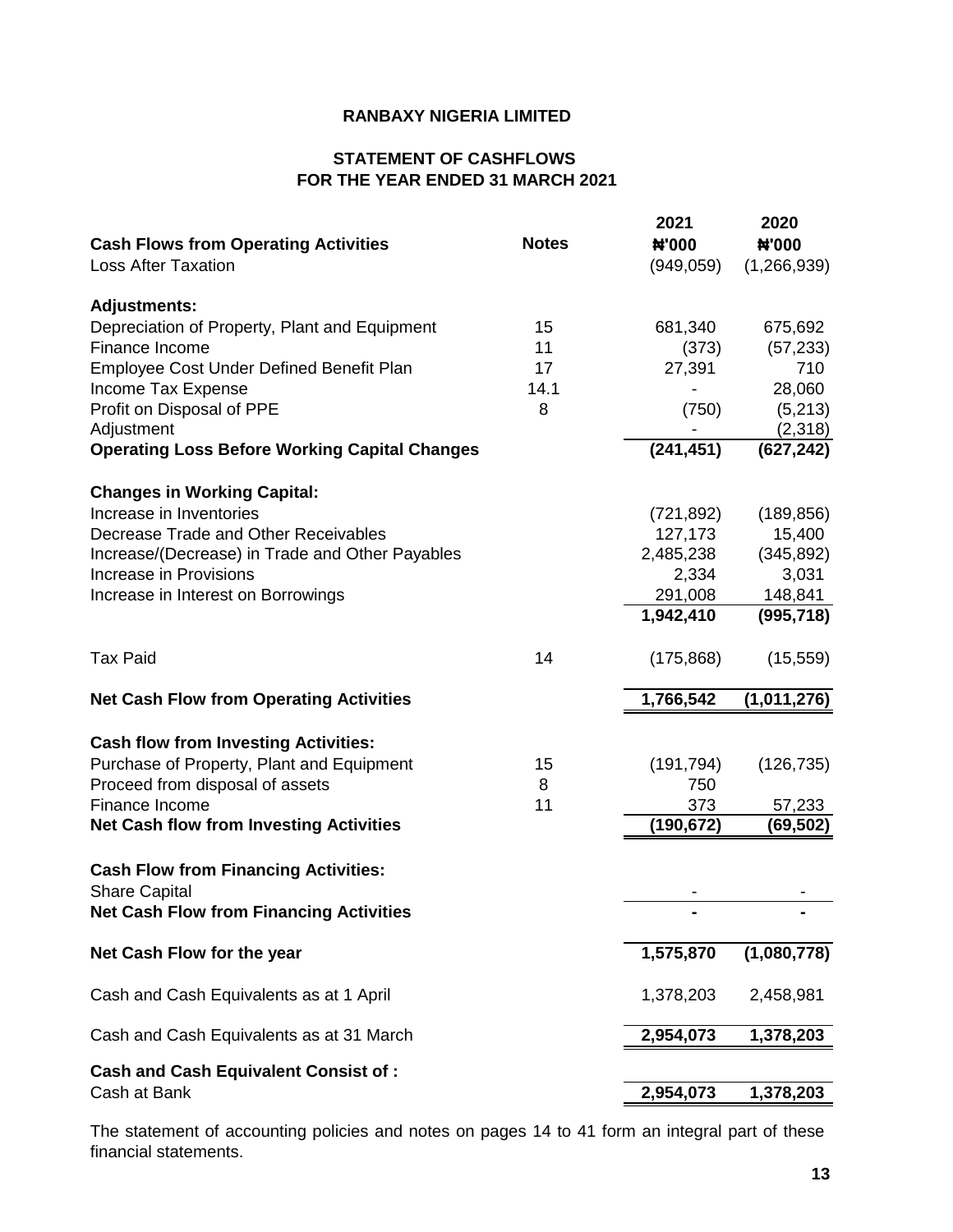# RANBAXY NIGERIA LIMITED

## STATEMENT OF CASHFLOWS
## FOR THE YEAR ENDED 31 MARCH 2021

| | Notes | 2021<br>₦'000 | 2020<br>₦'000 |
|---|---|---|---|
| **Cash Flows from Operating Activities** | | | |
| Loss After Taxation | | (949,059) | (1,266,939) |
| **Adjustments:** | | | |
| Depreciation of Property, Plant and Equipment | 15 | 681,340 | 675,692 |
| Finance Income | 11 | (373) | (57,233) |
| Employee Cost Under Defined Benefit Plan | 17 | 27,391 | 710 |
| Income Tax Expense | 14.1 | - | 28,060 |
| Profit on Disposal of PPE | 8 | (750) | (5,213) |
| Adjustment | | - | (2,318) |
| **Operating Loss Before Working Capital Changes** | | **(241,451)** | **(627,242)** |
| **Changes in Working Capital:** | | | |
| Increase in Inventories | | (721,892) | (189,856) |
| Decrease Trade and Other Receivables | | 127,173 | 15,400 |
| Increase/(Decrease) in Trade and Other Payables | | 2,485,238 | (345,892) |
| Increase in Provisions | | 2,334 | 3,031 |
| Increase in Interest on Borrowings | | 291,008 | 148,841 |
| | | **1,942,410** | **(995,718)** |
| Tax Paid | 14 | (175,868) | (15,559) |
| **Net Cash Flow from Operating Activities** | | **1,766,542** | **(1,011,276)** |
| **Cash flow from Investing Activities:** | | | |
| Purchase of Property, Plant and Equipment | 15 | (191,794) | (126,735) |
| Proceed from disposal of assets | 8 | 750 | |
| Finance Income | 11 | 373 | 57,233 |
| **Net Cash flow from Investing Activities** | | **(190,672)** | **(69,502)** |
| **Cash Flow from Financing Activities:** | | | |
| Share Capital | | - | - |
| **Net Cash Flow from Financing Activities** | | **-** | **-** |
| **Net Cash Flow for the year** | | **1,575,870** | **(1,080,778)** |
| Cash and Cash Equivalents as at 1 April | | 1,378,203 | 2,458,981 |
| Cash and Cash Equivalents as at 31 March | | **2,954,073** | **1,378,203** |
| **Cash and Cash Equivalent Consist of :** | | | |
| Cash at Bank | | **2,954,073** | **1,378,203** |

The statement of accounting policies and notes on pages 14 to 41 form an integral part of these financial statements.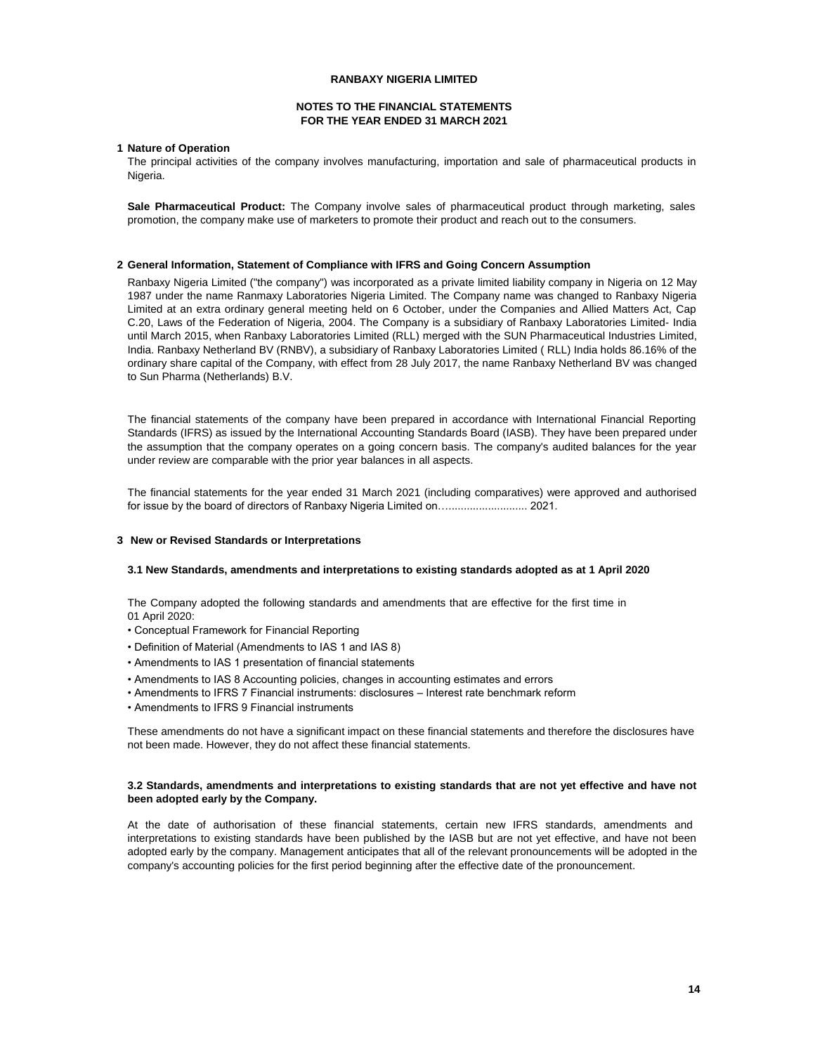**RANBAXY NIGERIA LIMITED**

**NOTES TO THE FINANCIAL STATEMENTS**
**FOR THE YEAR ENDED 31 MARCH 2021**

## 1 Nature of Operation

The principal activities of the company involves manufacturing, importation and sale of pharmaceutical products in Nigeria.

**Sale Pharmaceutical Product:** The Company involve sales of pharmaceutical product through marketing, sales promotion, the company make use of marketers to promote their product and reach out to the consumers.

## 2 General Information, Statement of Compliance with IFRS and Going Concern Assumption

Ranbaxy Nigeria Limited ("the company") was incorporated as a private limited liability company in Nigeria on 12 May 1987 under the name Ranmaxy Laboratories Nigeria Limited. The Company name was changed to Ranbaxy Nigeria Limited at an extra ordinary general meeting held on 6 October, under the Companies and Allied Matters Act, Cap C.20, Laws of the Federation of Nigeria, 2004. The Company is a subsidiary of Ranbaxy Laboratories Limited- India until March 2015, when Ranbaxy Laboratories Limited (RLL) merged with the SUN Pharmaceutical Industries Limited, India. Ranbaxy Netherland BV (RNBV), a subsidiary of Ranbaxy Laboratories Limited ( RLL) India holds 86.16% of the ordinary share capital of the Company, with effect from 28 July 2017, the name Ranbaxy Netherland BV was changed to Sun Pharma (Netherlands) B.V.

The financial statements of the company have been prepared in accordance with International Financial Reporting Standards (IFRS) as issued by the International Accounting Standards Board (IASB). They have been prepared under the assumption that the company operates on a going concern basis. The company's audited balances for the year under review are comparable with the prior year balances in all aspects.

The financial statements for the year ended 31 March 2021 (including comparatives) were approved and authorised for issue by the board of directors of Ranbaxy Nigeria Limited on…......................... 2021.

## 3 New or Revised Standards or Interpretations

### 3.1 New Standards, amendments and interpretations to existing standards adopted as at 1 April 2020

The Company adopted the following standards and amendments that are effective for the first time in 01 April 2020:

- Conceptual Framework for Financial Reporting
- Definition of Material (Amendments to IAS 1 and IAS 8)
- Amendments to IAS 1 presentation of financial statements
- Amendments to IAS 8 Accounting policies, changes in accounting estimates and errors
- Amendments to IFRS 7 Financial instruments: disclosures – Interest rate benchmark reform
- Amendments to IFRS 9 Financial instruments

These amendments do not have a significant impact on these financial statements and therefore the disclosures have not been made. However, they do not affect these financial statements.

### 3.2 Standards, amendments and interpretations to existing standards that are not yet effective and have not been adopted early by the Company.

At the date of authorisation of these financial statements, certain new IFRS standards, amendments and interpretations to existing standards have been published by the IASB but are not yet effective, and have not been adopted early by the company. Management anticipates that all of the relevant pronouncements will be adopted in the company's accounting policies for the first period beginning after the effective date of the pronouncement.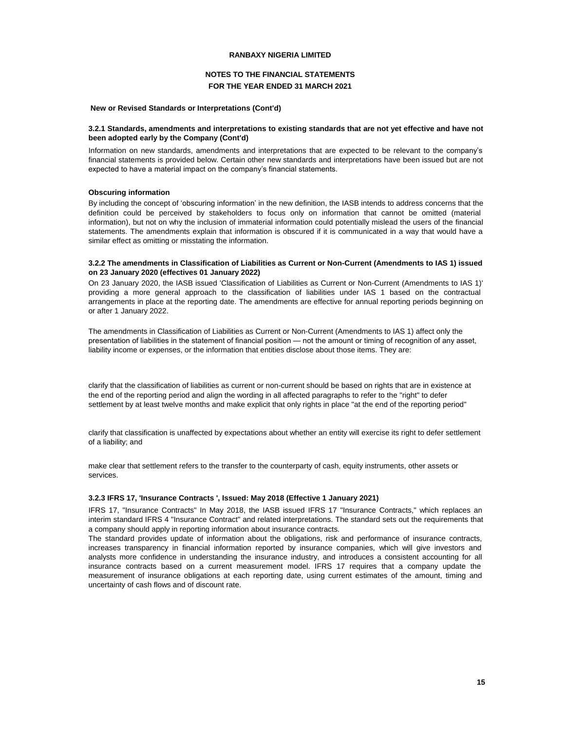**New or Revised Standards or Interpretations (Cont'd)**

### 3.2.1 Standards, amendments and interpretations to existing standards that are not yet effective and have not been adopted early by the Company (Cont'd)

Information on new standards, amendments and interpretations that are expected to be relevant to the company's financial statements is provided below. Certain other new standards and interpretations have been issued but are not expected to have a material impact on the company's financial statements.

**Obscuring information**

By including the concept of 'obscuring information' in the new definition, the IASB intends to address concerns that the definition could be perceived by stakeholders to focus only on information that cannot be omitted (material information), but not on why the inclusion of immaterial information could potentially mislead the users of the financial statements. The amendments explain that information is obscured if it is communicated in a way that would have a similar effect as omitting or misstating the information.

### 3.2.2 The amendments in Classification of Liabilities as Current or Non-Current (Amendments to IAS 1) issued on 23 January 2020 (effectives 01 January 2022)

On 23 January 2020, the IASB issued 'Classification of Liabilities as Current or Non-Current (Amendments to IAS 1)' providing a more general approach to the classification of liabilities under IAS 1 based on the contractual arrangements in place at the reporting date. The amendments are effective for annual reporting periods beginning on or after 1 January 2022.

The amendments in Classification of Liabilities as Current or Non-Current (Amendments to IAS 1) affect only the presentation of liabilities in the statement of financial position — not the amount or timing of recognition of any asset, liability income or expenses, or the information that entities disclose about those items. They are:

clarify that the classification of liabilities as current or non-current should be based on rights that are in existence at the end of the reporting period and align the wording in all affected paragraphs to refer to the "right" to defer settlement by at least twelve months and make explicit that only rights in place "at the end of the reporting period"

clarify that classification is unaffected by expectations about whether an entity will exercise its right to defer settlement of a liability; and

make clear that settlement refers to the transfer to the counterparty of cash, equity instruments, other assets or services.

### 3.2.3 IFRS 17, 'Insurance Contracts ', Issued: May 2018 (Effective 1 January 2021)

IFRS 17, "Insurance Contracts" In May 2018, the IASB issued IFRS 17 "Insurance Contracts," which replaces an interim standard IFRS 4 "Insurance Contract" and related interpretations. The standard sets out the requirements that a company should apply in reporting information about insurance contracts.
The standard provides update of information about the obligations, risk and performance of insurance contracts, increases transparency in financial information reported by insurance companies, which will give investors and analysts more confidence in understanding the insurance industry, and introduces a consistent accounting for all insurance contracts based on a current measurement model. IFRS 17 requires that a company update the measurement of insurance obligations at each reporting date, using current estimates of the amount, timing and uncertainty of cash flows and of discount rate.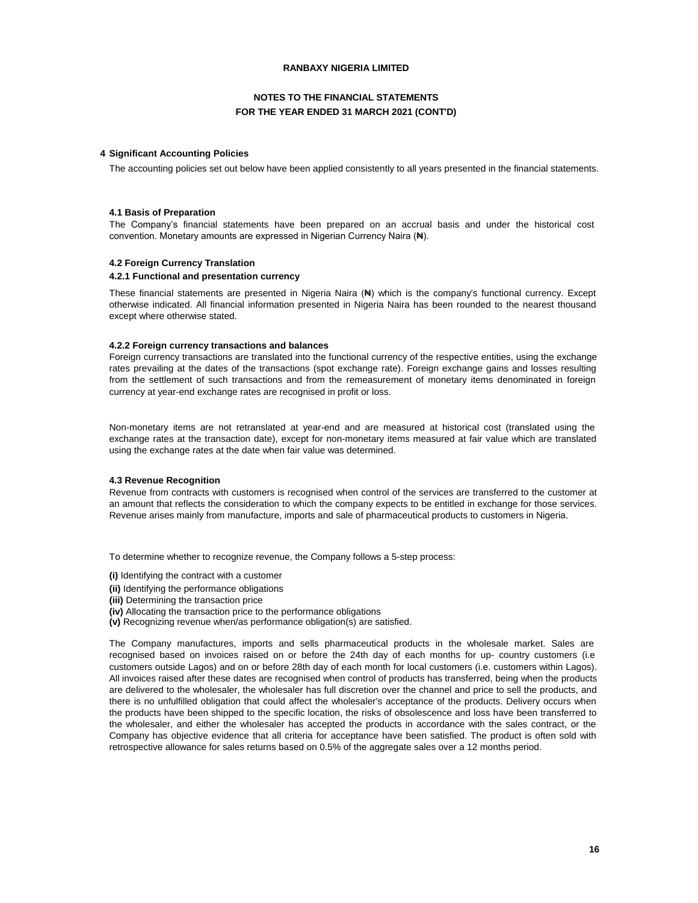**RANBAXY NIGERIA LIMITED**

**NOTES TO THE FINANCIAL STATEMENTS**
**FOR THE YEAR ENDED 31 MARCH 2021 (CONT'D)**

## 4 Significant Accounting Policies

The accounting policies set out below have been applied consistently to all years presented in the financial statements.

### 4.1 Basis of Preparation

The Company's financial statements have been prepared on an accrual basis and under the historical cost convention. Monetary amounts are expressed in Nigerian Currency Naira (₦).

### 4.2 Foreign Currency Translation

#### 4.2.1 Functional and presentation currency

These financial statements are presented in Nigeria Naira (₦) which is the company's functional currency. Except otherwise indicated. All financial information presented in Nigeria Naira has been rounded to the nearest thousand except where otherwise stated.

#### 4.2.2 Foreign currency transactions and balances

Foreign currency transactions are translated into the functional currency of the respective entities, using the exchange rates prevailing at the dates of the transactions (spot exchange rate). Foreign exchange gains and losses resulting from the settlement of such transactions and from the remeasurement of monetary items denominated in foreign currency at year-end exchange rates are recognised in profit or loss.

Non-monetary items are not retranslated at year-end and are measured at historical cost (translated using the exchange rates at the transaction date), except for non-monetary items measured at fair value which are translated using the exchange rates at the date when fair value was determined.

### 4.3 Revenue Recognition

Revenue from contracts with customers is recognised when control of the services are transferred to the customer at an amount that reflects the consideration to which the company expects to be entitled in exchange for those services. Revenue arises mainly from manufacture, imports and sale of pharmaceutical products to customers in Nigeria.

To determine whether to recognize revenue, the Company follows a 5-step process:

**(i)** Identifying the contract with a customer
**(ii)** Identifying the performance obligations
**(iii)** Determining the transaction price
**(iv)** Allocating the transaction price to the performance obligations
**(v)** Recognizing revenue when/as performance obligation(s) are satisfied.

The Company manufactures, imports and sells pharmaceutical products in the wholesale market. Sales are recognised based on invoices raised on or before the 24th day of each months for up- country customers (i.e customers outside Lagos) and on or before 28th day of each month for local customers (i.e. customers within Lagos). All invoices raised after these dates are recognised when control of products has transferred, being when the products are delivered to the wholesaler, the wholesaler has full discretion over the channel and price to sell the products, and there is no unfulfilled obligation that could affect the wholesaler's acceptance of the products. Delivery occurs when the products have been shipped to the specific location, the risks of obsolescence and loss have been transferred to the wholesaler, and either the wholesaler has accepted the products in accordance with the sales contract, or the Company has objective evidence that all criteria for acceptance have been satisfied. The product is often sold with retrospective allowance for sales returns based on 0.5% of the aggregate sales over a 12 months period.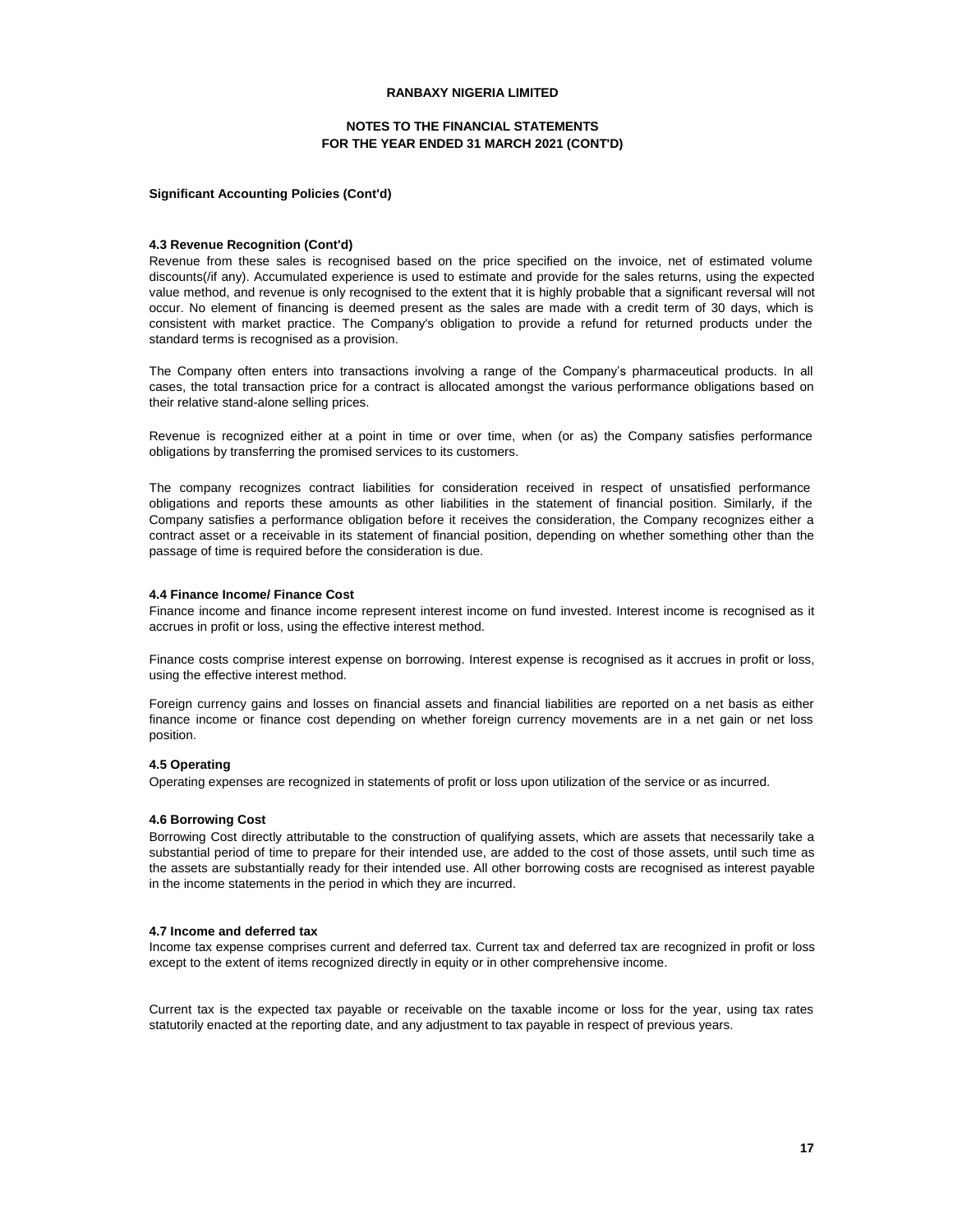**RANBAXY NIGERIA LIMITED**

**NOTES TO THE FINANCIAL STATEMENTS**
**FOR THE YEAR ENDED 31 MARCH 2021 (CONT'D)**

**Significant Accounting Policies (Cont'd)**

**4.3 Revenue Recognition (Cont'd)**

Revenue from these sales is recognised based on the price specified on the invoice, net of estimated volume discounts(/if any). Accumulated experience is used to estimate and provide for the sales returns, using the expected value method, and revenue is only recognised to the extent that it is highly probable that a significant reversal will not occur. No element of financing is deemed present as the sales are made with a credit term of 30 days, which is consistent with market practice. The Company's obligation to provide a refund for returned products under the standard terms is recognised as a provision.

The Company often enters into transactions involving a range of the Company's pharmaceutical products. In all cases, the total transaction price for a contract is allocated amongst the various performance obligations based on their relative stand-alone selling prices.

Revenue is recognized either at a point in time or over time, when (or as) the Company satisfies performance obligations by transferring the promised services to its customers.

The company recognizes contract liabilities for consideration received in respect of unsatisfied performance obligations and reports these amounts as other liabilities in the statement of financial position. Similarly, if the Company satisfies a performance obligation before it receives the consideration, the Company recognizes either a contract asset or a receivable in its statement of financial position, depending on whether something other than the passage of time is required before the consideration is due.

**4.4 Finance Income/ Finance Cost**

Finance income and finance income represent interest income on fund invested. Interest income is recognised as it accrues in profit or loss, using the effective interest method.

Finance costs comprise interest expense on borrowing. Interest expense is recognised as it accrues in profit or loss, using the effective interest method.

Foreign currency gains and losses on financial assets and financial liabilities are reported on a net basis as either finance income or finance cost depending on whether foreign currency movements are in a net gain or net loss position.

**4.5 Operating**

Operating expenses are recognized in statements of profit or loss upon utilization of the service or as incurred.

**4.6 Borrowing Cost**

Borrowing Cost directly attributable to the construction of qualifying assets, which are assets that necessarily take a substantial period of time to prepare for their intended use, are added to the cost of those assets, until such time as the assets are substantially ready for their intended use. All other borrowing costs are recognised as interest payable in the income statements in the period in which they are incurred.

**4.7 Income and deferred tax**

Income tax expense comprises current and deferred tax. Current tax and deferred tax are recognized in profit or loss except to the extent of items recognized directly in equity or in other comprehensive income.

Current tax is the expected tax payable or receivable on the taxable income or loss for the year, using tax rates statutorily enacted at the reporting date, and any adjustment to tax payable in respect of previous years.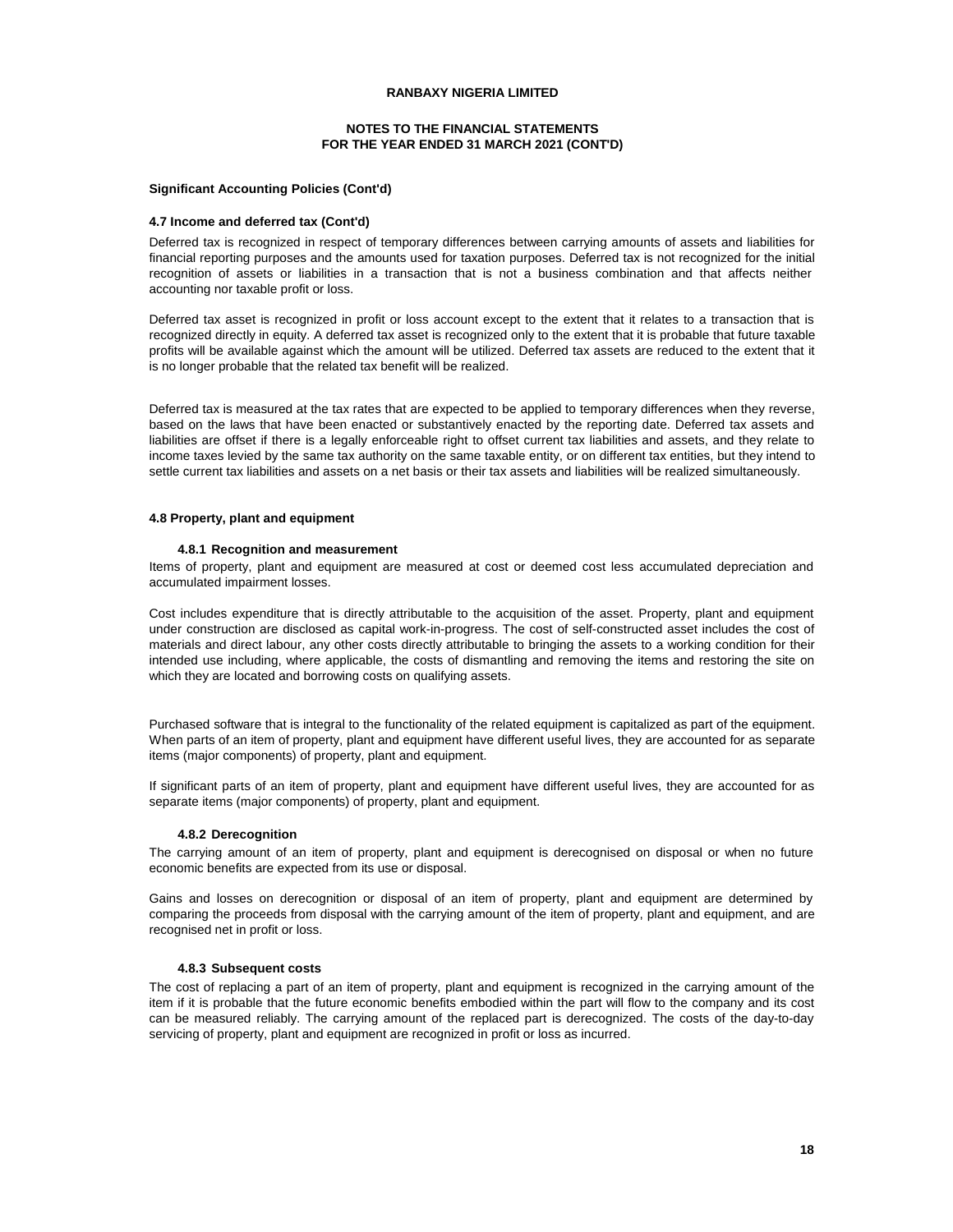**Significant Accounting Policies (Cont'd)**

**4.7 Income and deferred tax (Cont'd)**

Deferred tax is recognized in respect of temporary differences between carrying amounts of assets and liabilities for financial reporting purposes and the amounts used for taxation purposes. Deferred tax is not recognized for the initial recognition of assets or liabilities in a transaction that is not a business combination and that affects neither accounting nor taxable profit or loss.

Deferred tax asset is recognized in profit or loss account except to the extent that it relates to a transaction that is recognized directly in equity. A deferred tax asset is recognized only to the extent that it is probable that future taxable profits will be available against which the amount will be utilized. Deferred tax assets are reduced to the extent that it is no longer probable that the related tax benefit will be realized.

Deferred tax is measured at the tax rates that are expected to be applied to temporary differences when they reverse, based on the laws that have been enacted or substantively enacted by the reporting date. Deferred tax assets and liabilities are offset if there is a legally enforceable right to offset current tax liabilities and assets, and they relate to income taxes levied by the same tax authority on the same taxable entity, or on different tax entities, but they intend to settle current tax liabilities and assets on a net basis or their tax assets and liabilities will be realized simultaneously.

**4.8 Property, plant and equipment**

**4.8.1 Recognition and measurement**

Items of property, plant and equipment are measured at cost or deemed cost less accumulated depreciation and accumulated impairment losses.

Cost includes expenditure that is directly attributable to the acquisition of the asset. Property, plant and equipment under construction are disclosed as capital work-in-progress. The cost of self-constructed asset includes the cost of materials and direct labour, any other costs directly attributable to bringing the assets to a working condition for their intended use including, where applicable, the costs of dismantling and removing the items and restoring the site on which they are located and borrowing costs on qualifying assets.

Purchased software that is integral to the functionality of the related equipment is capitalized as part of the equipment. When parts of an item of property, plant and equipment have different useful lives, they are accounted for as separate items (major components) of property, plant and equipment.

If significant parts of an item of property, plant and equipment have different useful lives, they are accounted for as separate items (major components) of property, plant and equipment.

**4.8.2 Derecognition**

The carrying amount of an item of property, plant and equipment is derecognised on disposal or when no future economic benefits are expected from its use or disposal.

Gains and losses on derecognition or disposal of an item of property, plant and equipment are determined by comparing the proceeds from disposal with the carrying amount of the item of property, plant and equipment, and are recognised net in profit or loss.

**4.8.3 Subsequent costs**

The cost of replacing a part of an item of property, plant and equipment is recognized in the carrying amount of the item if it is probable that the future economic benefits embodied within the part will flow to the company and its cost can be measured reliably. The carrying amount of the replaced part is derecognized. The costs of the day-to-day servicing of property, plant and equipment are recognized in profit or loss as incurred.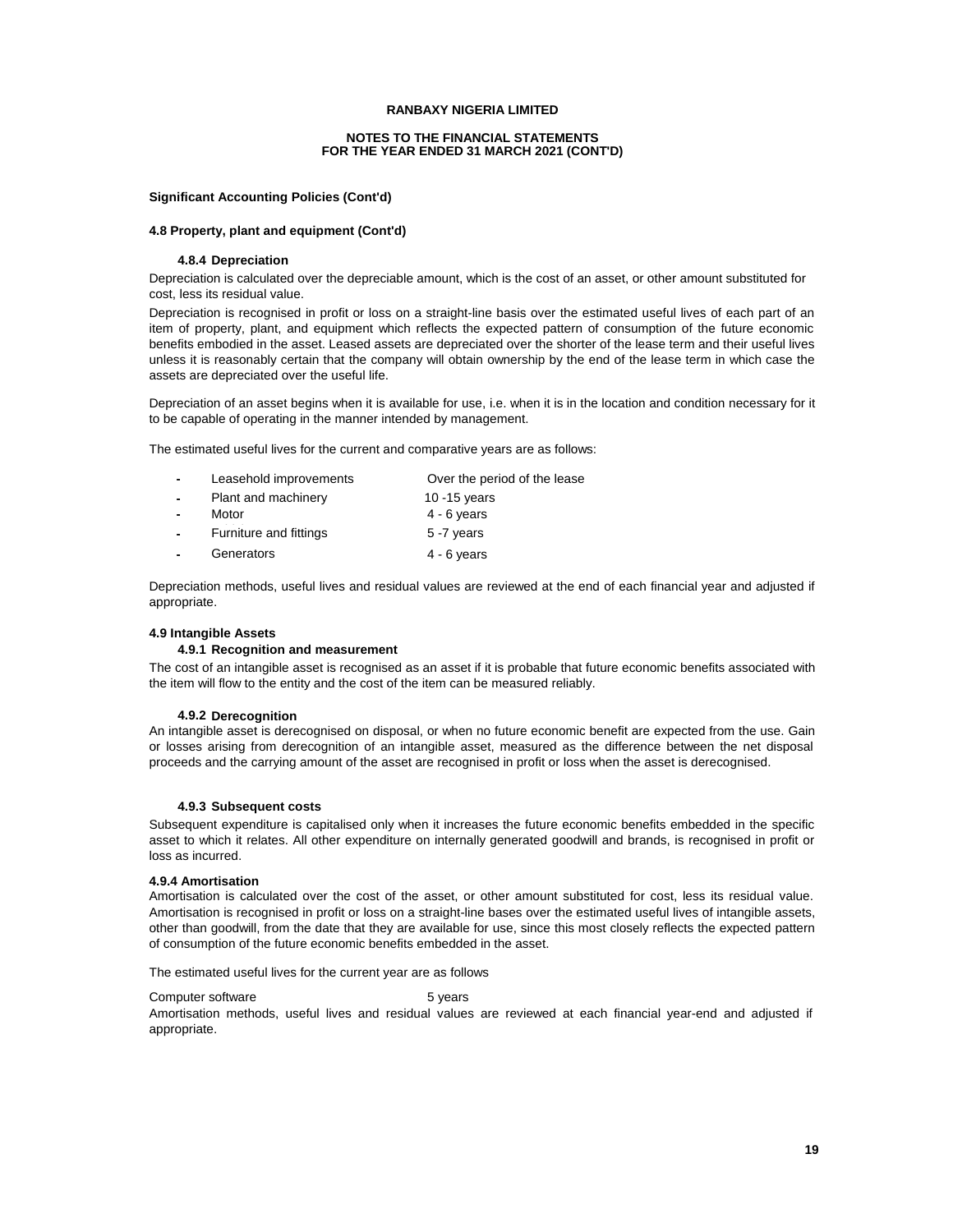**RANBAXY NIGERIA LIMITED**

**NOTES TO THE FINANCIAL STATEMENTS**
**FOR THE YEAR ENDED 31 MARCH 2021 (CONT'D)**

**Significant Accounting Policies (Cont'd)**

### 4.8 Property, plant and equipment (Cont'd)

#### 4.8.4 Depreciation

Depreciation is calculated over the depreciable amount, which is the cost of an asset, or other amount substituted for cost, less its residual value.

Depreciation is recognised in profit or loss on a straight-line basis over the estimated useful lives of each part of an item of property, plant, and equipment which reflects the expected pattern of consumption of the future economic benefits embodied in the asset. Leased assets are depreciated over the shorter of the lease term and their useful lives unless it is reasonably certain that the company will obtain ownership by the end of the lease term in which case the assets are depreciated over the useful life.

Depreciation of an asset begins when it is available for use, i.e. when it is in the location and condition necessary for it to be capable of operating in the manner intended by management.

The estimated useful lives for the current and comparative years are as follows:

| | |
|---|---|
| - Leasehold improvements | Over the period of the lease |
| - Plant and machinery | 10 -15 years |
| - Motor | 4 - 6 years |
| - Furniture and fittings | 5 -7 years |
| - Generators | 4 - 6 years |

Depreciation methods, useful lives and residual values are reviewed at the end of each financial year and adjusted if appropriate.

### 4.9 Intangible Assets

#### 4.9.1 Recognition and measurement

The cost of an intangible asset is recognised as an asset if it is probable that future economic benefits associated with the item will flow to the entity and the cost of the item can be measured reliably.

#### 4.9.2 Derecognition

An intangible asset is derecognised on disposal, or when no future economic benefit are expected from the use. Gain or losses arising from derecognition of an intangible asset, measured as the difference between the net disposal proceeds and the carrying amount of the asset are recognised in profit or loss when the asset is derecognised.

#### 4.9.3 Subsequent costs

Subsequent expenditure is capitalised only when it increases the future economic benefits embedded in the specific asset to which it relates. All other expenditure on internally generated goodwill and brands, is recognised in profit or loss as incurred.

#### 4.9.4 Amortisation

Amortisation is calculated over the cost of the asset, or other amount substituted for cost, less its residual value. Amortisation is recognised in profit or loss on a straight-line bases over the estimated useful lives of intangible assets, other than goodwill, from the date that they are available for use, since this most closely reflects the expected pattern of consumption of the future economic benefits embedded in the asset.

The estimated useful lives for the current year are as follows

| | |
|---|---|
| Computer software | 5 years |

Amortisation methods, useful lives and residual values are reviewed at each financial year-end and adjusted if appropriate.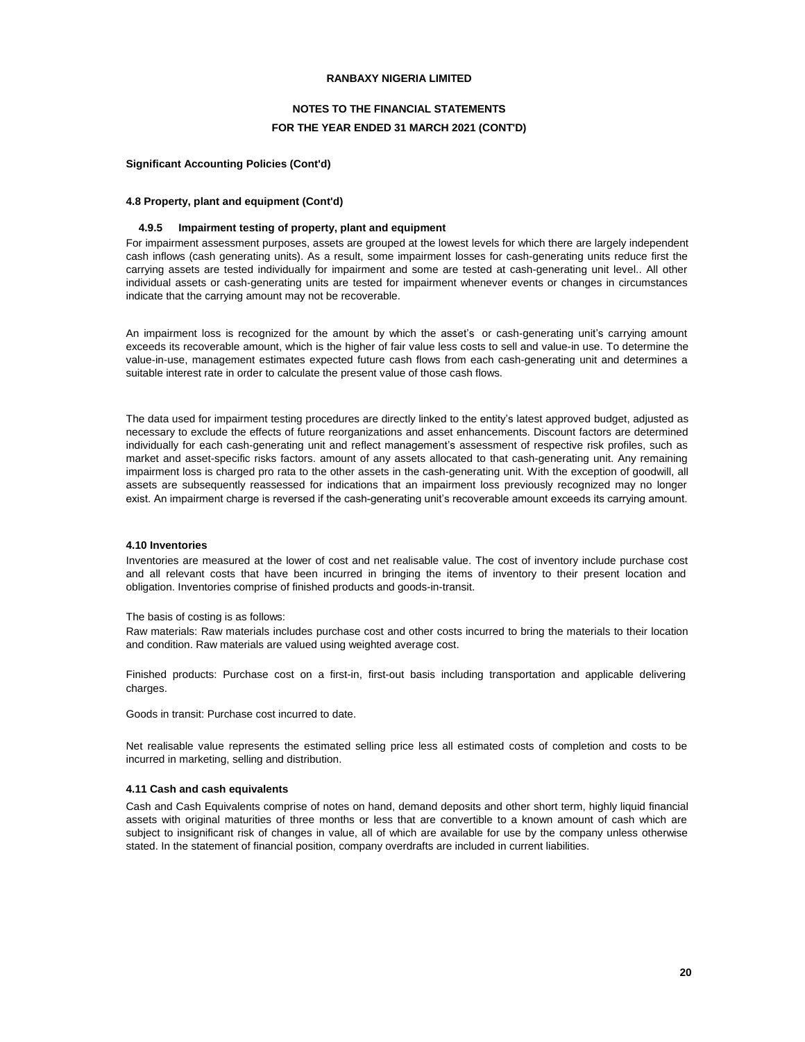**RANBAXY NIGERIA LIMITED**

**NOTES TO THE FINANCIAL STATEMENTS**

**FOR THE YEAR ENDED 31 MARCH 2021 (CONT'D)**

**Significant Accounting Policies (Cont'd)**

**4.8 Property, plant and equipment (Cont'd)**

**4.9.5 Impairment testing of property, plant and equipment**

For impairment assessment purposes, assets are grouped at the lowest levels for which there are largely independent cash inflows (cash generating units). As a result, some impairment losses for cash-generating units reduce first the carrying assets are tested individually for impairment and some are tested at cash-generating unit level.. All other individual assets or cash-generating units are tested for impairment whenever events or changes in circumstances indicate that the carrying amount may not be recoverable.

An impairment loss is recognized for the amount by which the asset's or cash-generating unit's carrying amount exceeds its recoverable amount, which is the higher of fair value less costs to sell and value-in use. To determine the value-in-use, management estimates expected future cash flows from each cash-generating unit and determines a suitable interest rate in order to calculate the present value of those cash flows.

The data used for impairment testing procedures are directly linked to the entity's latest approved budget, adjusted as necessary to exclude the effects of future reorganizations and asset enhancements. Discount factors are determined individually for each cash-generating unit and reflect management's assessment of respective risk profiles, such as market and asset-specific risks factors. amount of any assets allocated to that cash-generating unit. Any remaining impairment loss is charged pro rata to the other assets in the cash-generating unit. With the exception of goodwill, all assets are subsequently reassessed for indications that an impairment loss previously recognized may no longer exist. An impairment charge is reversed if the cash-generating unit's recoverable amount exceeds its carrying amount.

**4.10 Inventories**

Inventories are measured at the lower of cost and net realisable value. The cost of inventory include purchase cost and all relevant costs that have been incurred in bringing the items of inventory to their present location and obligation. Inventories comprise of finished products and goods-in-transit.

The basis of costing is as follows:

Raw materials: Raw materials includes purchase cost and other costs incurred to bring the materials to their location and condition. Raw materials are valued using weighted average cost.

Finished products: Purchase cost on a first-in, first-out basis including transportation and applicable delivering charges.

Goods in transit: Purchase cost incurred to date.

Net realisable value represents the estimated selling price less all estimated costs of completion and costs to be incurred in marketing, selling and distribution.

**4.11 Cash and cash equivalents**

Cash and Cash Equivalents comprise of notes on hand, demand deposits and other short term, highly liquid financial assets with original maturities of three months or less that are convertible to a known amount of cash which are subject to insignificant risk of changes in value, all of which are available for use by the company unless otherwise stated. In the statement of financial position, company overdrafts are included in current liabilities.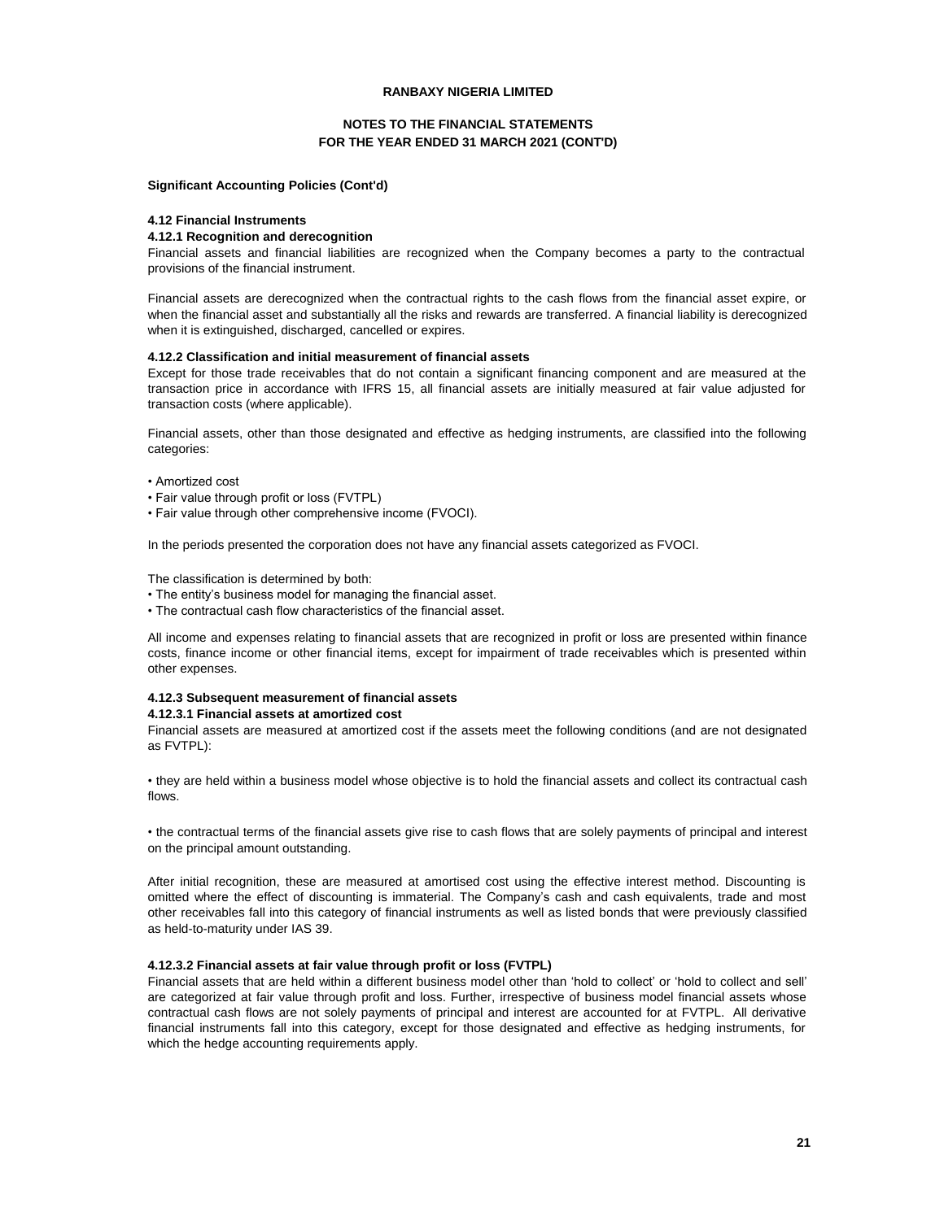**RANBAXY NIGERIA LIMITED**

**NOTES TO THE FINANCIAL STATEMENTS**
**FOR THE YEAR ENDED 31 MARCH 2021 (CONT'D)**

**Significant Accounting Policies (Cont'd)**

### 4.12 Financial Instruments

#### 4.12.1 Recognition and derecognition

Financial assets and financial liabilities are recognized when the Company becomes a party to the contractual provisions of the financial instrument.

Financial assets are derecognized when the contractual rights to the cash flows from the financial asset expire, or when the financial asset and substantially all the risks and rewards are transferred. A financial liability is derecognized when it is extinguished, discharged, cancelled or expires.

#### 4.12.2 Classification and initial measurement of financial assets

Except for those trade receivables that do not contain a significant financing component and are measured at the transaction price in accordance with IFRS 15, all financial assets are initially measured at fair value adjusted for transaction costs (where applicable).

Financial assets, other than those designated and effective as hedging instruments, are classified into the following categories:

- Amortized cost
- Fair value through profit or loss (FVTPL)
- Fair value through other comprehensive income (FVOCI).

In the periods presented the corporation does not have any financial assets categorized as FVOCI.

The classification is determined by both:

- The entity's business model for managing the financial asset.
- The contractual cash flow characteristics of the financial asset.

All income and expenses relating to financial assets that are recognized in profit or loss are presented within finance costs, finance income or other financial items, except for impairment of trade receivables which is presented within other expenses.

#### 4.12.3 Subsequent measurement of financial assets

##### 4.12.3.1 Financial assets at amortized cost

Financial assets are measured at amortized cost if the assets meet the following conditions (and are not designated as FVTPL):

- they are held within a business model whose objective is to hold the financial assets and collect its contractual cash flows.

- the contractual terms of the financial assets give rise to cash flows that are solely payments of principal and interest on the principal amount outstanding.

After initial recognition, these are measured at amortised cost using the effective interest method. Discounting is omitted where the effect of discounting is immaterial. The Company's cash and cash equivalents, trade and most other receivables fall into this category of financial instruments as well as listed bonds that were previously classified as held-to-maturity under IAS 39.

##### 4.12.3.2 Financial assets at fair value through profit or loss (FVTPL)

Financial assets that are held within a different business model other than 'hold to collect' or 'hold to collect and sell' are categorized at fair value through profit and loss. Further, irrespective of business model financial assets whose contractual cash flows are not solely payments of principal and interest are accounted for at FVTPL. All derivative financial instruments fall into this category, except for those designated and effective as hedging instruments, for which the hedge accounting requirements apply.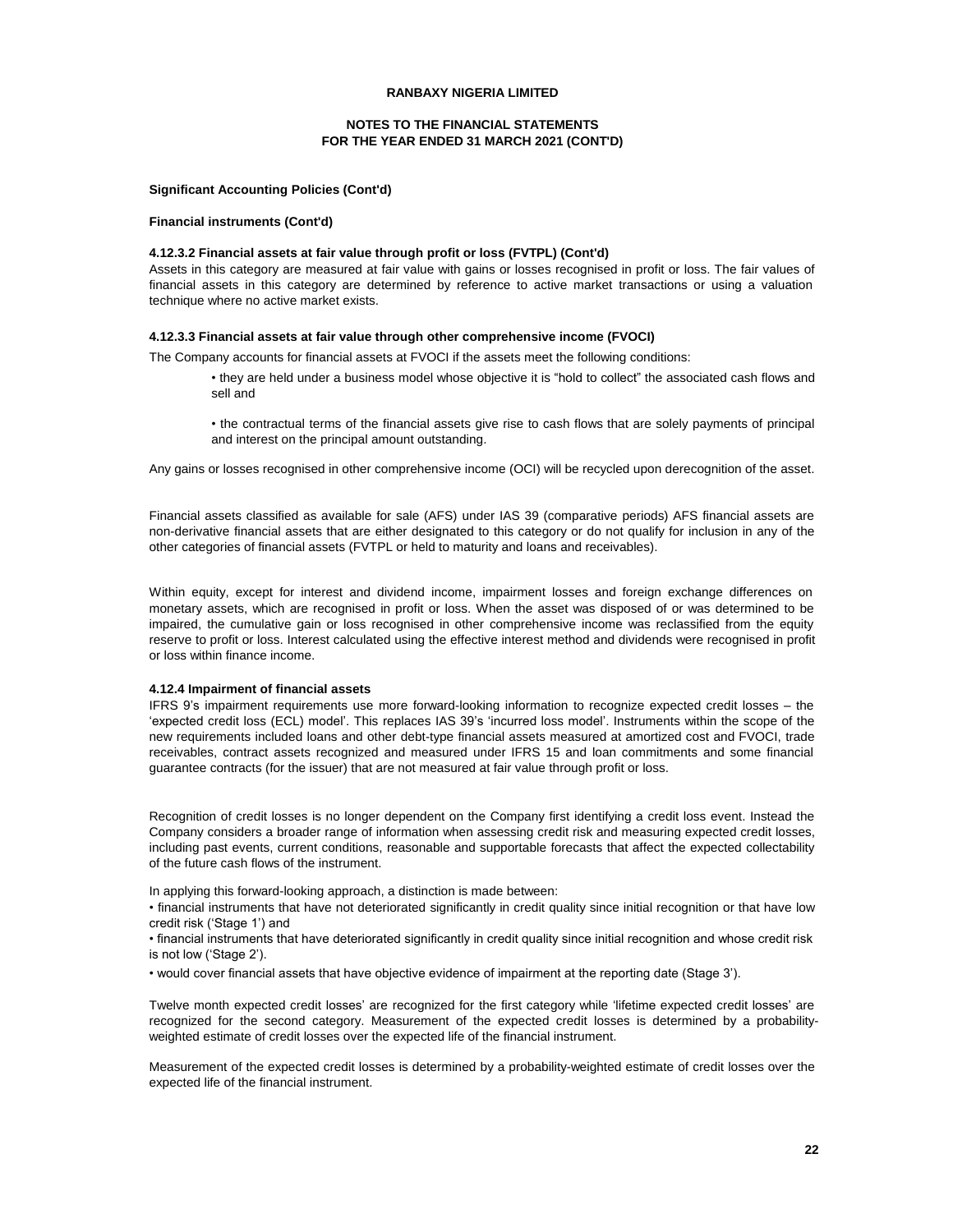**Significant Accounting Policies (Cont'd)**

**Financial instruments (Cont'd)**

**4.12.3.2 Financial assets at fair value through profit or loss (FVTPL) (Cont'd)**

Assets in this category are measured at fair value with gains or losses recognised in profit or loss. The fair values of financial assets in this category are determined by reference to active market transactions or using a valuation technique where no active market exists.

**4.12.3.3 Financial assets at fair value through other comprehensive income (FVOCI)**

The Company accounts for financial assets at FVOCI if the assets meet the following conditions:

- they are held under a business model whose objective it is "hold to collect" the associated cash flows and sell and

- the contractual terms of the financial assets give rise to cash flows that are solely payments of principal and interest on the principal amount outstanding.

Any gains or losses recognised in other comprehensive income (OCI) will be recycled upon derecognition of the asset.

Financial assets classified as available for sale (AFS) under IAS 39 (comparative periods) AFS financial assets are non-derivative financial assets that are either designated to this category or do not qualify for inclusion in any of the other categories of financial assets (FVTPL or held to maturity and loans and receivables).

Within equity, except for interest and dividend income, impairment losses and foreign exchange differences on monetary assets, which are recognised in profit or loss. When the asset was disposed of or was determined to be impaired, the cumulative gain or loss recognised in other comprehensive income was reclassified from the equity reserve to profit or loss. Interest calculated using the effective interest method and dividends were recognised in profit or loss within finance income.

**4.12.4 Impairment of financial assets**

IFRS 9's impairment requirements use more forward-looking information to recognize expected credit losses – the 'expected credit loss (ECL) model'. This replaces IAS 39's 'incurred loss model'. Instruments within the scope of the new requirements included loans and other debt-type financial assets measured at amortized cost and FVOCI, trade receivables, contract assets recognized and measured under IFRS 15 and loan commitments and some financial guarantee contracts (for the issuer) that are not measured at fair value through profit or loss.

Recognition of credit losses is no longer dependent on the Company first identifying a credit loss event. Instead the Company considers a broader range of information when assessing credit risk and measuring expected credit losses, including past events, current conditions, reasonable and supportable forecasts that affect the expected collectability of the future cash flows of the instrument.

In applying this forward-looking approach, a distinction is made between:

- financial instruments that have not deteriorated significantly in credit quality since initial recognition or that have low credit risk ('Stage 1') and
- financial instruments that have deteriorated significantly in credit quality since initial recognition and whose credit risk is not low ('Stage 2').
- would cover financial assets that have objective evidence of impairment at the reporting date (Stage 3').

Twelve month expected credit losses' are recognized for the first category while 'lifetime expected credit losses' are recognized for the second category. Measurement of the expected credit losses is determined by a probability-weighted estimate of credit losses over the expected life of the financial instrument.

Measurement of the expected credit losses is determined by a probability-weighted estimate of credit losses over the expected life of the financial instrument.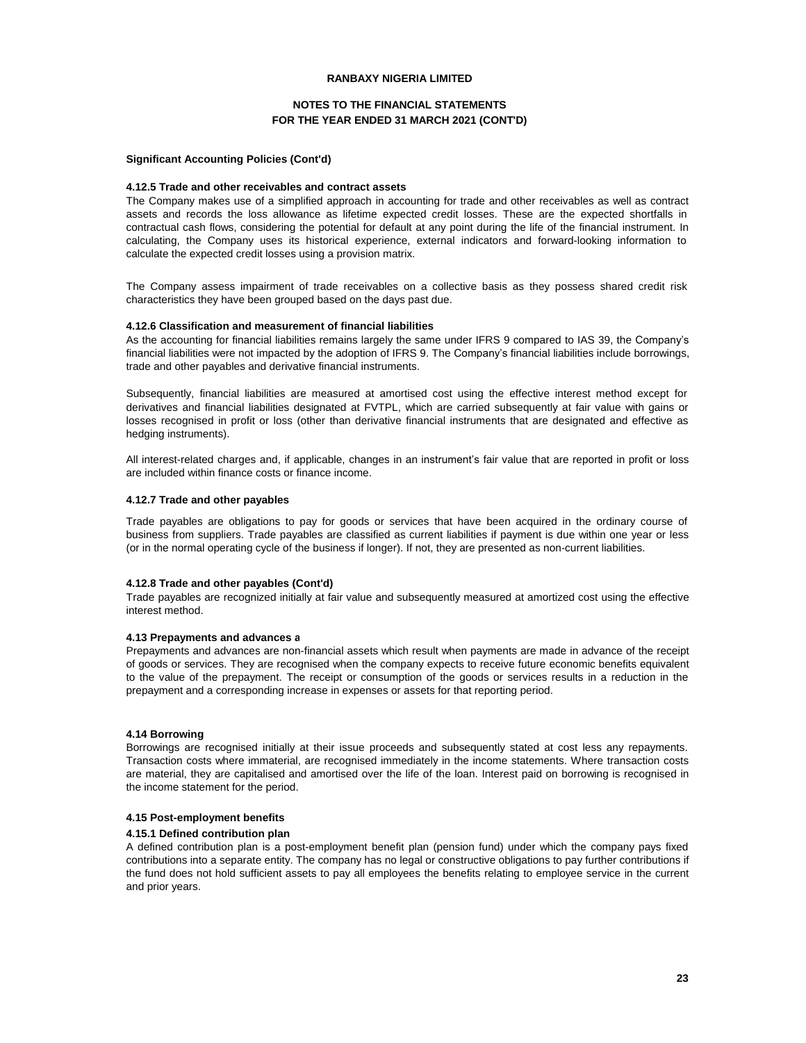# RANBAXY NIGERIA LIMITED

## NOTES TO THE FINANCIAL STATEMENTS
## FOR THE YEAR ENDED 31 MARCH 2021 (CONT'D)

**Significant Accounting Policies (Cont'd)**

**4.12.5 Trade and other receivables and contract assets**

The Company makes use of a simplified approach in accounting for trade and other receivables as well as contract assets and records the loss allowance as lifetime expected credit losses. These are the expected shortfalls in contractual cash flows, considering the potential for default at any point during the life of the financial instrument. In calculating, the Company uses its historical experience, external indicators and forward-looking information to calculate the expected credit losses using a provision matrix.

The Company assess impairment of trade receivables on a collective basis as they possess shared credit risk characteristics they have been grouped based on the days past due.

**4.12.6 Classification and measurement of financial liabilities**

As the accounting for financial liabilities remains largely the same under IFRS 9 compared to IAS 39, the Company's financial liabilities were not impacted by the adoption of IFRS 9. The Company's financial liabilities include borrowings, trade and other payables and derivative financial instruments.

Subsequently, financial liabilities are measured at amortised cost using the effective interest method except for derivatives and financial liabilities designated at FVTPL, which are carried subsequently at fair value with gains or losses recognised in profit or loss (other than derivative financial instruments that are designated and effective as hedging instruments).

All interest-related charges and, if applicable, changes in an instrument's fair value that are reported in profit or loss are included within finance costs or finance income.

**4.12.7 Trade and other payables**

Trade payables are obligations to pay for goods or services that have been acquired in the ordinary course of business from suppliers. Trade payables are classified as current liabilities if payment is due within one year or less (or in the normal operating cycle of the business if longer). If not, they are presented as non-current liabilities.

**4.12.8 Trade and other payables (Cont'd)**

Trade payables are recognized initially at fair value and subsequently measured at amortized cost using the effective interest method.

**4.13 Prepayments and advances a**

Prepayments and advances are non-financial assets which result when payments are made in advance of the receipt of goods or services. They are recognised when the company expects to receive future economic benefits equivalent to the value of the prepayment. The receipt or consumption of the goods or services results in a reduction in the prepayment and a corresponding increase in expenses or assets for that reporting period.

**4.14 Borrowing**

Borrowings are recognised initially at their issue proceeds and subsequently stated at cost less any repayments. Transaction costs where immaterial, are recognised immediately in the income statements. Where transaction costs are material, they are capitalised and amortised over the life of the loan. Interest paid on borrowing is recognised in the income statement for the period.

**4.15 Post-employment benefits**

**4.15.1 Defined contribution plan**

A defined contribution plan is a post-employment benefit plan (pension fund) under which the company pays fixed contributions into a separate entity. The company has no legal or constructive obligations to pay further contributions if the fund does not hold sufficient assets to pay all employees the benefits relating to employee service in the current and prior years.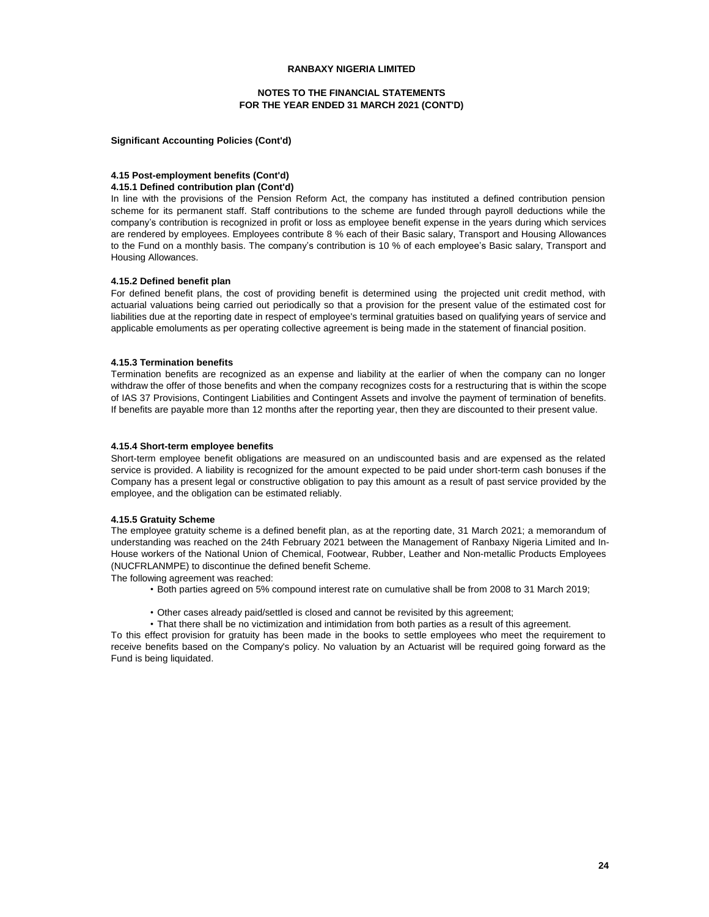**RANBAXY NIGERIA LIMITED**

**NOTES TO THE FINANCIAL STATEMENTS**
**FOR THE YEAR ENDED 31 MARCH 2021 (CONT'D)**

**Significant Accounting Policies (Cont'd)**

#### 4.15 Post-employment benefits (Cont'd)

#### 4.15.1 Defined contribution plan (Cont'd)

In line with the provisions of the Pension Reform Act, the company has instituted a defined contribution pension scheme for its permanent staff. Staff contributions to the scheme are funded through payroll deductions while the company's contribution is recognized in profit or loss as employee benefit expense in the years during which services are rendered by employees. Employees contribute 8 % each of their Basic salary, Transport and Housing Allowances to the Fund on a monthly basis. The company's contribution is 10 % of each employee's Basic salary, Transport and Housing Allowances.

#### 4.15.2 Defined benefit plan

For defined benefit plans, the cost of providing benefit is determined using the projected unit credit method, with actuarial valuations being carried out periodically so that a provision for the present value of the estimated cost for liabilities due at the reporting date in respect of employee's terminal gratuities based on qualifying years of service and applicable emoluments as per operating collective agreement is being made in the statement of financial position.

#### 4.15.3 Termination benefits

Termination benefits are recognized as an expense and liability at the earlier of when the company can no longer withdraw the offer of those benefits and when the company recognizes costs for a restructuring that is within the scope of IAS 37 Provisions, Contingent Liabilities and Contingent Assets and involve the payment of termination of benefits. If benefits are payable more than 12 months after the reporting year, then they are discounted to their present value.

#### 4.15.4 Short-term employee benefits

Short-term employee benefit obligations are measured on an undiscounted basis and are expensed as the related service is provided. A liability is recognized for the amount expected to be paid under short-term cash bonuses if the Company has a present legal or constructive obligation to pay this amount as a result of past service provided by the employee, and the obligation can be estimated reliably.

#### 4.15.5 Gratuity Scheme

The employee gratuity scheme is a defined benefit plan, as at the reporting date, 31 March 2021; a memorandum of understanding was reached on the 24th February 2021 between the Management of Ranbaxy Nigeria Limited and In-House workers of the National Union of Chemical, Footwear, Rubber, Leather and Non-metallic Products Employees (NUCFRLANMPE) to discontinue the defined benefit Scheme.

The following agreement was reached:

- Both parties agreed on 5% compound interest rate on cumulative shall be from 2008 to 31 March 2019;
- Other cases already paid/settled is closed and cannot be revisited by this agreement;
- That there shall be no victimization and intimidation from both parties as a result of this agreement.

To this effect provision for gratuity has been made in the books to settle employees who meet the requirement to receive benefits based on the Company's policy. No valuation by an Actuarist will be required going forward as the Fund is being liquidated.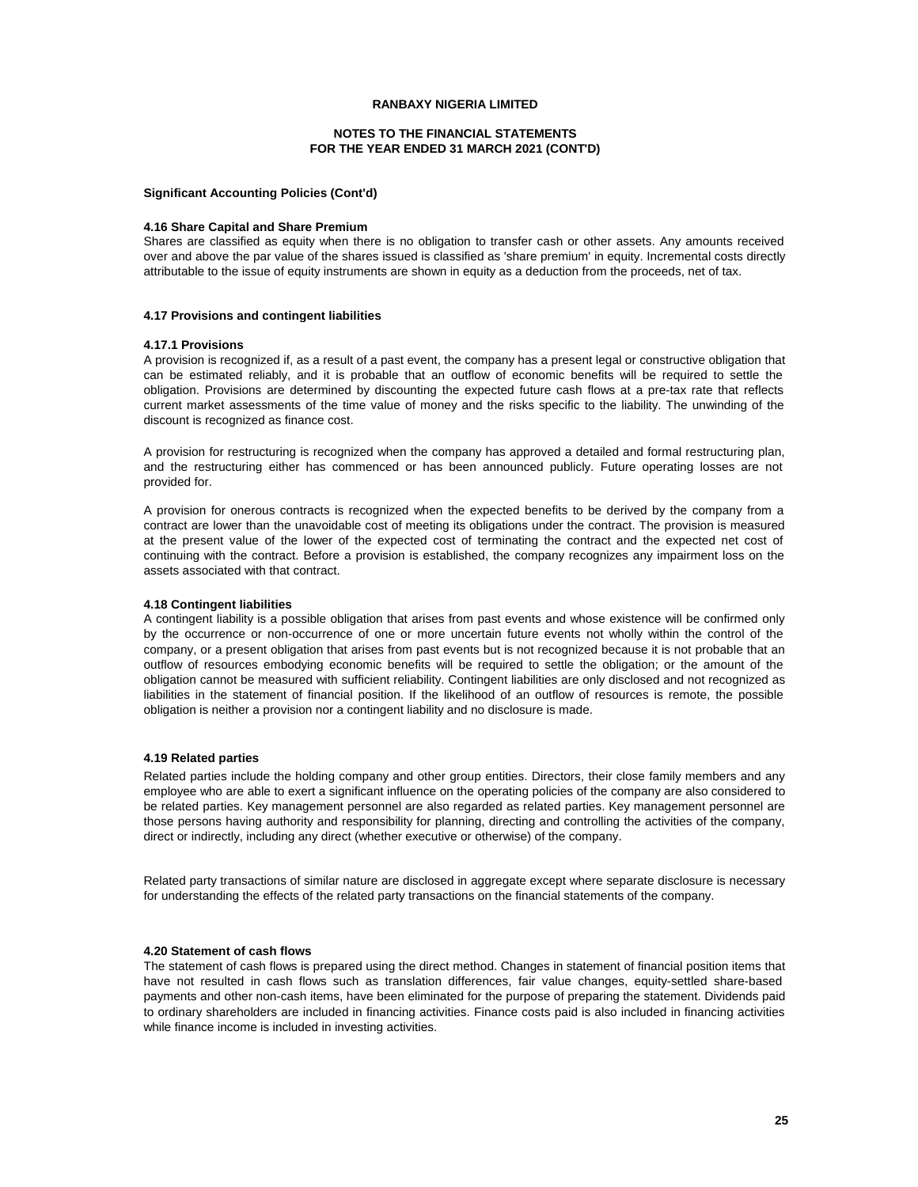**RANBAXY NIGERIA LIMITED**

**NOTES TO THE FINANCIAL STATEMENTS**
**FOR THE YEAR ENDED 31 MARCH 2021 (CONT'D)**

**Significant Accounting Policies (Cont'd)**

### 4.16 Share Capital and Share Premium

Shares are classified as equity when there is no obligation to transfer cash or other assets. Any amounts received over and above the par value of the shares issued is classified as 'share premium' in equity. Incremental costs directly attributable to the issue of equity instruments are shown in equity as a deduction from the proceeds, net of tax.

### 4.17 Provisions and contingent liabilities

#### 4.17.1 Provisions

A provision is recognized if, as a result of a past event, the company has a present legal or constructive obligation that can be estimated reliably, and it is probable that an outflow of economic benefits will be required to settle the obligation. Provisions are determined by discounting the expected future cash flows at a pre-tax rate that reflects current market assessments of the time value of money and the risks specific to the liability. The unwinding of the discount is recognized as finance cost.

A provision for restructuring is recognized when the company has approved a detailed and formal restructuring plan, and the restructuring either has commenced or has been announced publicly. Future operating losses are not provided for.

A provision for onerous contracts is recognized when the expected benefits to be derived by the company from a contract are lower than the unavoidable cost of meeting its obligations under the contract. The provision is measured at the present value of the lower of the expected cost of terminating the contract and the expected net cost of continuing with the contract. Before a provision is established, the company recognizes any impairment loss on the assets associated with that contract.

### 4.18 Contingent liabilities

A contingent liability is a possible obligation that arises from past events and whose existence will be confirmed only by the occurrence or non-occurrence of one or more uncertain future events not wholly within the control of the company, or a present obligation that arises from past events but is not recognized because it is not probable that an outflow of resources embodying economic benefits will be required to settle the obligation; or the amount of the obligation cannot be measured with sufficient reliability. Contingent liabilities are only disclosed and not recognized as liabilities in the statement of financial position. If the likelihood of an outflow of resources is remote, the possible obligation is neither a provision nor a contingent liability and no disclosure is made.

### 4.19 Related parties

Related parties include the holding company and other group entities. Directors, their close family members and any employee who are able to exert a significant influence on the operating policies of the company are also considered to be related parties. Key management personnel are also regarded as related parties. Key management personnel are those persons having authority and responsibility for planning, directing and controlling the activities of the company, direct or indirectly, including any direct (whether executive or otherwise) of the company.

Related party transactions of similar nature are disclosed in aggregate except where separate disclosure is necessary for understanding the effects of the related party transactions on the financial statements of the company.

### 4.20 Statement of cash flows

The statement of cash flows is prepared using the direct method. Changes in statement of financial position items that have not resulted in cash flows such as translation differences, fair value changes, equity-settled share-based payments and other non-cash items, have been eliminated for the purpose of preparing the statement. Dividends paid to ordinary shareholders are included in financing activities. Finance costs paid is also included in financing activities while finance income is included in investing activities.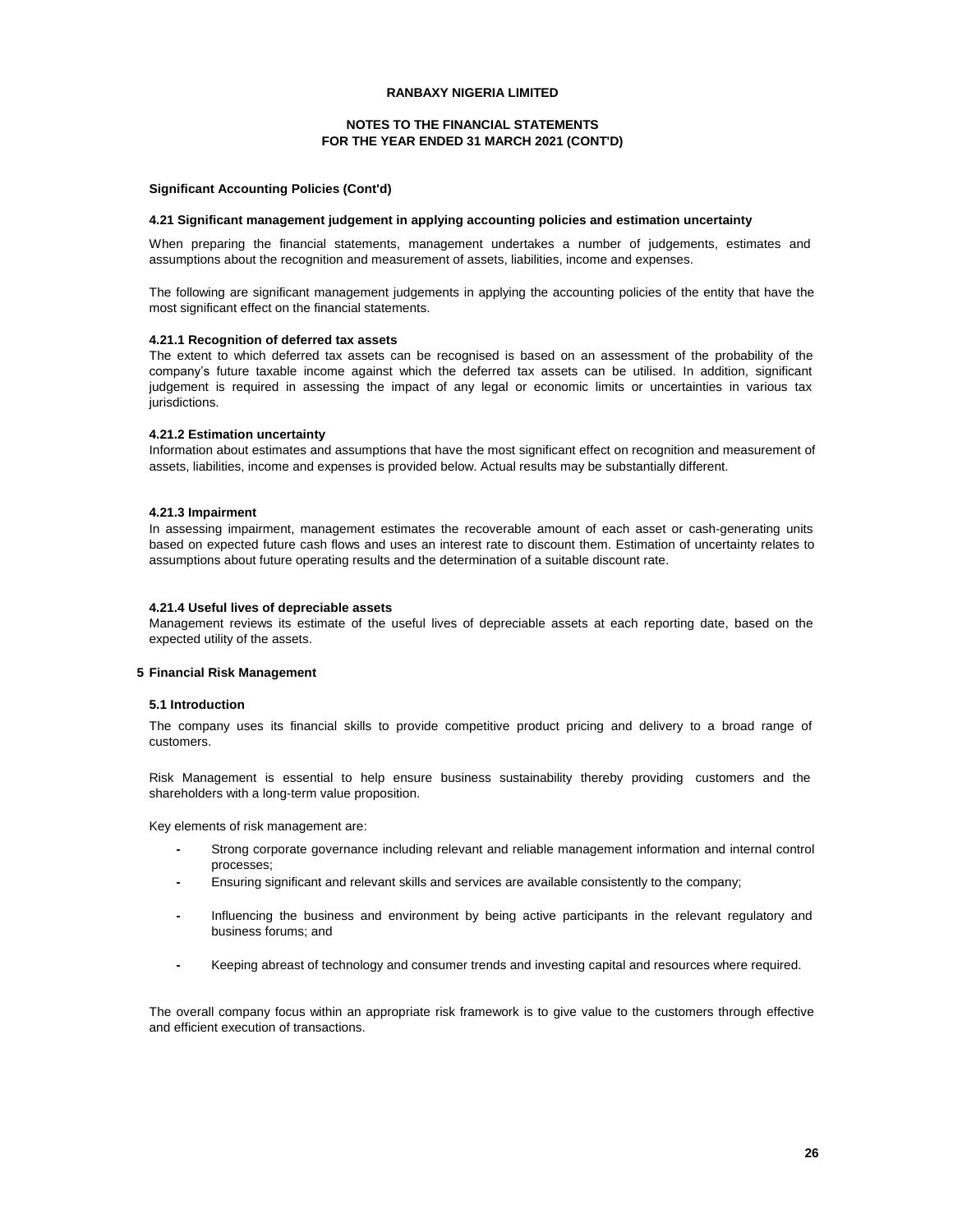# RANBAXY NIGERIA LIMITED

## NOTES TO THE FINANCIAL STATEMENTS
## FOR THE YEAR ENDED 31 MARCH 2021 (CONT'D)

**Significant Accounting Policies (Cont'd)**

### 4.21 Significant management judgement in applying accounting policies and estimation uncertainty

When preparing the financial statements, management undertakes a number of judgements, estimates and assumptions about the recognition and measurement of assets, liabilities, income and expenses.

The following are significant management judgements in applying the accounting policies of the entity that have the most significant effect on the financial statements.

#### 4.21.1 Recognition of deferred tax assets

The extent to which deferred tax assets can be recognised is based on an assessment of the probability of the company's future taxable income against which the deferred tax assets can be utilised. In addition, significant judgement is required in assessing the impact of any legal or economic limits or uncertainties in various tax jurisdictions.

#### 4.21.2 Estimation uncertainty

Information about estimates and assumptions that have the most significant effect on recognition and measurement of assets, liabilities, income and expenses is provided below. Actual results may be substantially different.

#### 4.21.3 Impairment

In assessing impairment, management estimates the recoverable amount of each asset or cash-generating units based on expected future cash flows and uses an interest rate to discount them. Estimation of uncertainty relates to assumptions about future operating results and the determination of a suitable discount rate.

#### 4.21.4 Useful lives of depreciable assets

Management reviews its estimate of the useful lives of depreciable assets at each reporting date, based on the expected utility of the assets.

## 5 Financial Risk Management

### 5.1 Introduction

The company uses its financial skills to provide competitive product pricing and delivery to a broad range of customers.

Risk Management is essential to help ensure business sustainability thereby providing customers and the shareholders with a long-term value proposition.

Key elements of risk management are:

- Strong corporate governance including relevant and reliable management information and internal control processes;
- Ensuring significant and relevant skills and services are available consistently to the company;
- Influencing the business and environment by being active participants in the relevant regulatory and business forums; and
- Keeping abreast of technology and consumer trends and investing capital and resources where required.

The overall company focus within an appropriate risk framework is to give value to the customers through effective and efficient execution of transactions.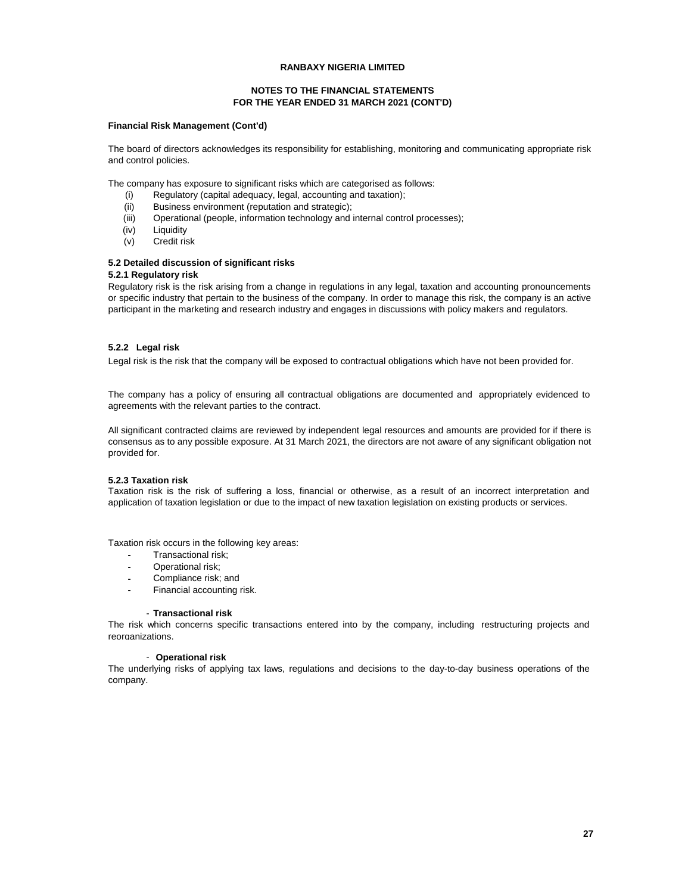**RANBAXY NIGERIA LIMITED**

**NOTES TO THE FINANCIAL STATEMENTS**
**FOR THE YEAR ENDED 31 MARCH 2021 (CONT'D)**

**Financial Risk Management (Cont'd)**

The board of directors acknowledges its responsibility for establishing, monitoring and communicating appropriate risk and control policies.

The company has exposure to significant risks which are categorised as follows:

(i) Regulatory (capital adequacy, legal, accounting and taxation);
(ii) Business environment (reputation and strategic);
(iii) Operational (people, information technology and internal control processes);
(iv) Liquidity
(v) Credit risk

### 5.2 Detailed discussion of significant risks

#### 5.2.1 Regulatory risk

Regulatory risk is the risk arising from a change in regulations in any legal, taxation and accounting pronouncements or specific industry that pertain to the business of the company. In order to manage this risk, the company is an active participant in the marketing and research industry and engages in discussions with policy makers and regulators.

#### 5.2.2 Legal risk

Legal risk is the risk that the company will be exposed to contractual obligations which have not been provided for.

The company has a policy of ensuring all contractual obligations are documented and appropriately evidenced to agreements with the relevant parties to the contract.

All significant contracted claims are reviewed by independent legal resources and amounts are provided for if there is consensus as to any possible exposure. At 31 March 2021, the directors are not aware of any significant obligation not provided for.

#### 5.2.3 Taxation risk

Taxation risk is the risk of suffering a loss, financial or otherwise, as a result of an incorrect interpretation and application of taxation legislation or due to the impact of new taxation legislation on existing products or services.

Taxation risk occurs in the following key areas:

- Transactional risk;
- Operational risk;
- Compliance risk; and
- Financial accounting risk.

- **Transactional risk**

The risk which concerns specific transactions entered into by the company, including restructuring projects and reorganizations.

- **Operational risk**

The underlying risks of applying tax laws, regulations and decisions to the day-to-day business operations of the company.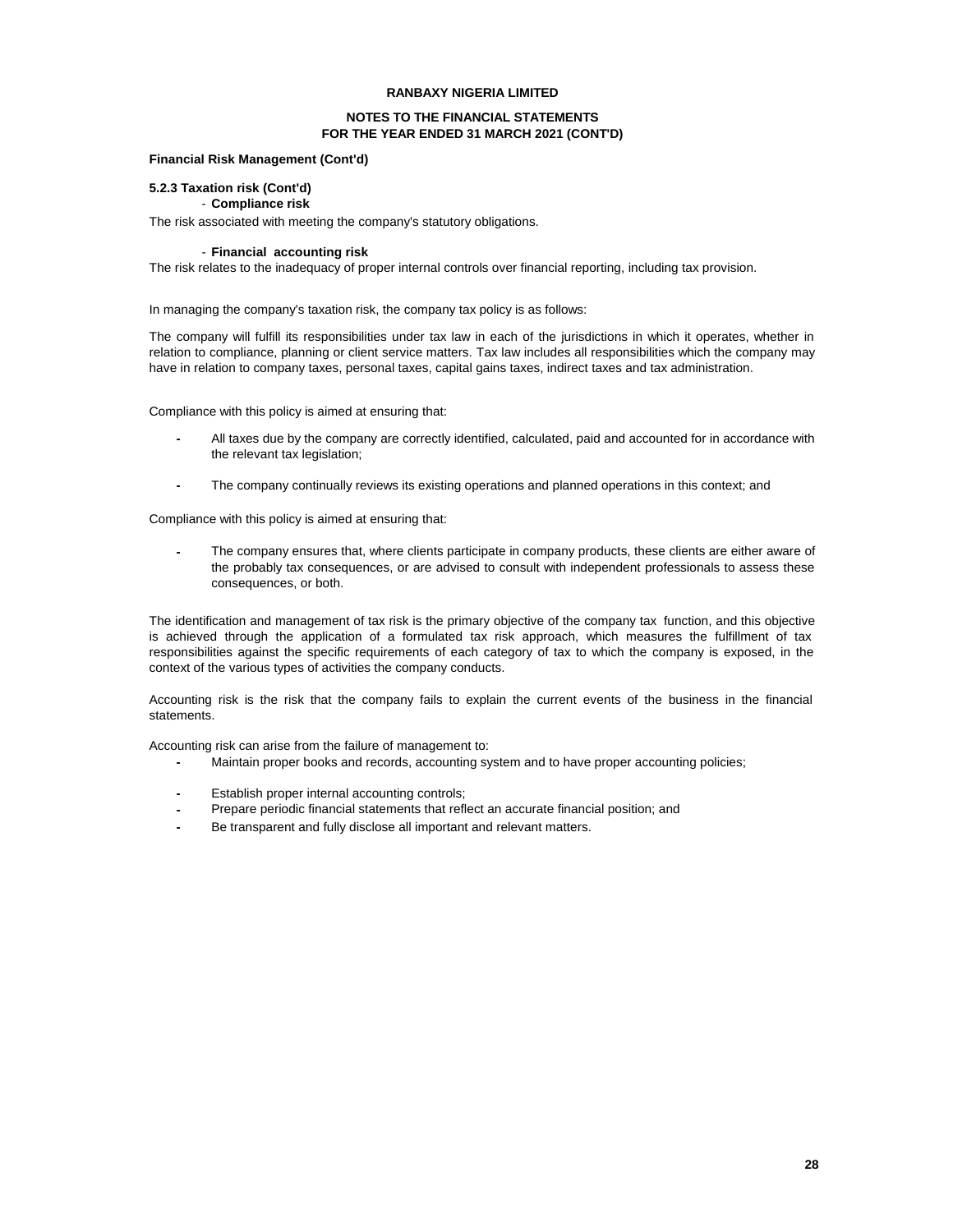**RANBAXY NIGERIA LIMITED**

**NOTES TO THE FINANCIAL STATEMENTS**
**FOR THE YEAR ENDED 31 MARCH 2021 (CONT'D)**

**Financial Risk Management (Cont'd)**

**5.2.3 Taxation risk (Cont'd)**

- **Compliance risk**

The risk associated with meeting the company's statutory obligations.

- **Financial accounting risk**

The risk relates to the inadequacy of proper internal controls over financial reporting, including tax provision.

In managing the company's taxation risk, the company tax policy is as follows:

The company will fulfill its responsibilities under tax law in each of the jurisdictions in which it operates, whether in relation to compliance, planning or client service matters. Tax law includes all responsibilities which the company may have in relation to company taxes, personal taxes, capital gains taxes, indirect taxes and tax administration.

Compliance with this policy is aimed at ensuring that:

- All taxes due by the company are correctly identified, calculated, paid and accounted for in accordance with the relevant tax legislation;
- The company continually reviews its existing operations and planned operations in this context; and

Compliance with this policy is aimed at ensuring that:

- The company ensures that, where clients participate in company products, these clients are either aware of the probably tax consequences, or are advised to consult with independent professionals to assess these consequences, or both.

The identification and management of tax risk is the primary objective of the company tax function, and this objective is achieved through the application of a formulated tax risk approach, which measures the fulfillment of tax responsibilities against the specific requirements of each category of tax to which the company is exposed, in the context of the various types of activities the company conducts.

Accounting risk is the risk that the company fails to explain the current events of the business in the financial statements.

Accounting risk can arise from the failure of management to:

- Maintain proper books and records, accounting system and to have proper accounting policies;
- Establish proper internal accounting controls;
- Prepare periodic financial statements that reflect an accurate financial position; and
- Be transparent and fully disclose all important and relevant matters.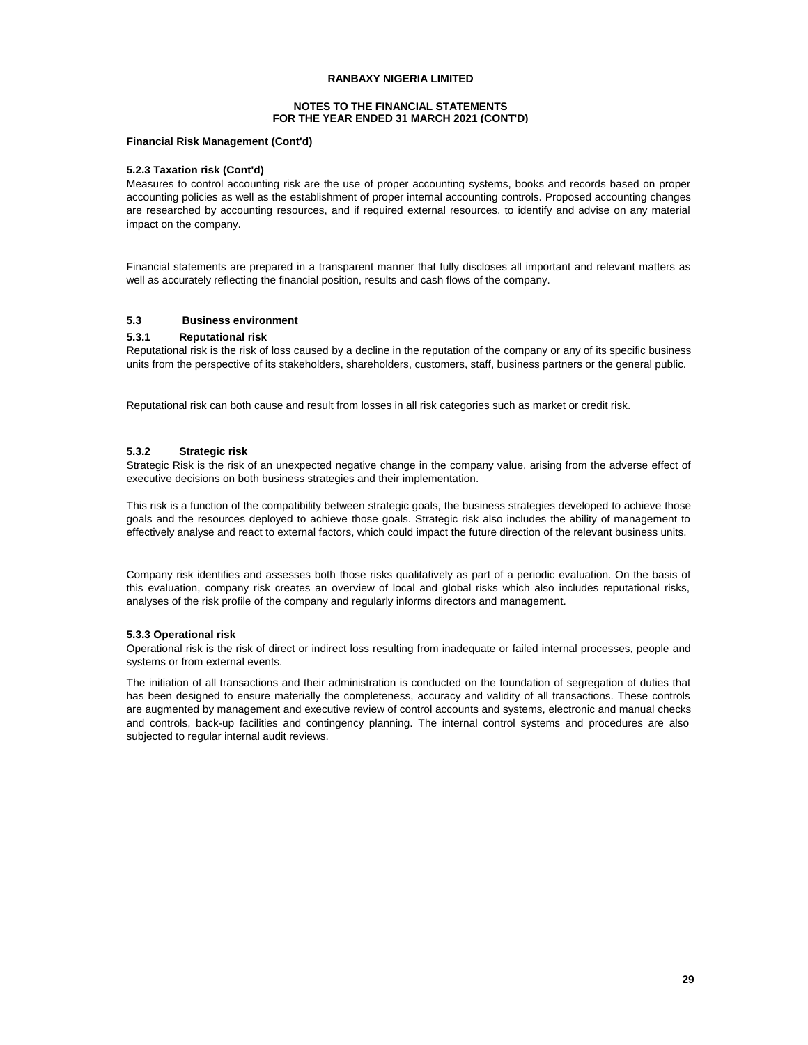**RANBAXY NIGERIA LIMITED**

**NOTES TO THE FINANCIAL STATEMENTS**
**FOR THE YEAR ENDED 31 MARCH 2021 (CONT'D)**

**Financial Risk Management (Cont'd)**

**5.2.3 Taxation risk (Cont'd)**

Measures to control accounting risk are the use of proper accounting systems, books and records based on proper accounting policies as well as the establishment of proper internal accounting controls. Proposed accounting changes are researched by accounting resources, and if required external resources, to identify and advise on any material impact on the company.

Financial statements are prepared in a transparent manner that fully discloses all important and relevant matters as well as accurately reflecting the financial position, results and cash flows of the company.

### 5.3 Business environment

#### 5.3.1 Reputational risk

Reputational risk is the risk of loss caused by a decline in the reputation of the company or any of its specific business units from the perspective of its stakeholders, shareholders, customers, staff, business partners or the general public.

Reputational risk can both cause and result from losses in all risk categories such as market or credit risk.

#### 5.3.2 Strategic risk

Strategic Risk is the risk of an unexpected negative change in the company value, arising from the adverse effect of executive decisions on both business strategies and their implementation.

This risk is a function of the compatibility between strategic goals, the business strategies developed to achieve those goals and the resources deployed to achieve those goals. Strategic risk also includes the ability of management to effectively analyse and react to external factors, which could impact the future direction of the relevant business units.

Company risk identifies and assesses both those risks qualitatively as part of a periodic evaluation. On the basis of this evaluation, company risk creates an overview of local and global risks which also includes reputational risks, analyses of the risk profile of the company and regularly informs directors and management.

#### 5.3.3 Operational risk

Operational risk is the risk of direct or indirect loss resulting from inadequate or failed internal processes, people and systems or from external events.

The initiation of all transactions and their administration is conducted on the foundation of segregation of duties that has been designed to ensure materially the completeness, accuracy and validity of all transactions. These controls are augmented by management and executive review of control accounts and systems, electronic and manual checks and controls, back-up facilities and contingency planning. The internal control systems and procedures are also subjected to regular internal audit reviews.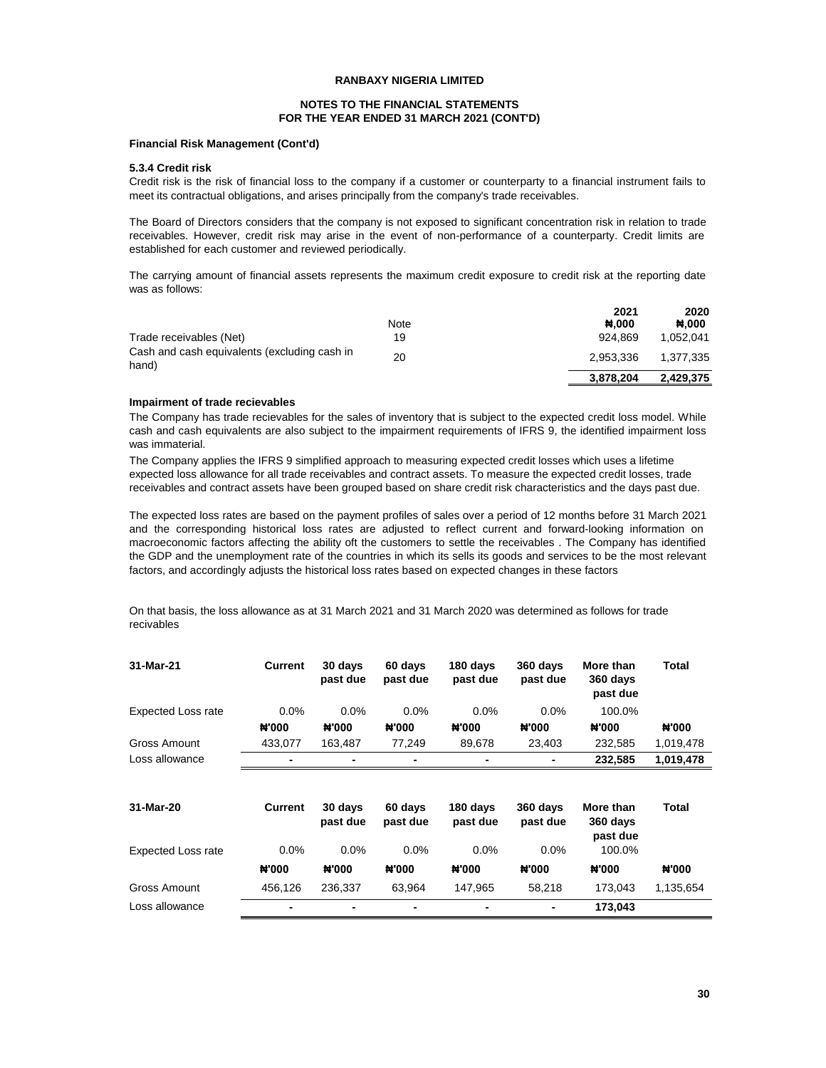**RANBAXY NIGERIA LIMITED**

**NOTES TO THE FINANCIAL STATEMENTS**
**FOR THE YEAR ENDED 31 MARCH 2021 (CONT'D)**

**Financial Risk Management (Cont'd)**

**5.3.4 Credit risk**

Credit risk is the risk of financial loss to the company if a customer or counterparty to a financial instrument fails to meet its contractual obligations, and arises principally from the company's trade receivables.

The Board of Directors considers that the company is not exposed to significant concentration risk in relation to trade receivables. However, credit risk may arise in the event of non-performance of a counterparty. Credit limits are established for each customer and reviewed periodically.

The carrying amount of financial assets represents the maximum credit exposure to credit risk at the reporting date was as follows:

| | Note | 2021 ₦,000 | 2020 ₦,000 |
|---|---|---|---|
| Trade receivables (Net) | 19 | 924,869 | 1,052,041 |
| Cash and cash equivalents (excluding cash in hand) | 20 | 2,953,336 | 1,377,335 |
| | | **3,878,204** | **2,429,375** |

**Impairment of trade recievables**

The Company has trade recievables for the sales of inventory that is subject to the expected credit loss model. While cash and cash equivalents are also subject to the impairment requirements of IFRS 9, the identified impairment loss was immaterial.

The Company applies the IFRS 9 simplified approach to measuring expected credit losses which uses a lifetime expected loss allowance for all trade receivables and contract assets. To measure the expected credit losses, trade receivables and contract assets have been grouped based on share credit risk characteristics and the days past due.

The expected loss rates are based on the payment profiles of sales over a period of 12 months before 31 March 2021 and the corresponding historical loss rates are adjusted to reflect current and forward-looking information on macroeconomic factors affecting the ability oft the customers to settle the receivables . The Company has identified the GDP and the unemployment rate of the countries in which its sells its goods and services to be the most relevant factors, and accordingly adjusts the historical loss rates based on expected changes in these factors

On that basis, the loss allowance as at 31 March 2021 and 31 March 2020 was determined as follows for trade recivables

| 31-Mar-21 | Current | 30 days past due | 60 days past due | 180 days past due | 360 days past due | More than 360 days past due | Total |
|---|---|---|---|---|---|---|---|
| Expected Loss rate | 0.0% | 0.0% | 0.0% | 0.0% | 0.0% | 100.0% | |
| | ₦'000 | ₦'000 | ₦'000 | ₦'000 | ₦'000 | ₦'000 | ₦'000 |
| Gross Amount | 433,077 | 163,487 | 77,249 | 89,678 | 23,403 | 232,585 | 1,019,478 |
| Loss allowance | - | - | - | - | - | 232,585 | 1,019,478 |

| 31-Mar-20 | Current | 30 days past due | 60 days past due | 180 days past due | 360 days past due | More than 360 days past due | Total |
|---|---|---|---|---|---|---|---|
| Expected Loss rate | 0.0% | 0.0% | 0.0% | 0.0% | 0.0% | 100.0% | |
| | ₦'000 | ₦'000 | ₦'000 | ₦'000 | ₦'000 | ₦'000 | ₦'000 |
| Gross Amount | 456,126 | 236,337 | 63,964 | 147,965 | 58,218 | 173,043 | 1,135,654 |
| Loss allowance | - | - | - | - | - | 173,043 | |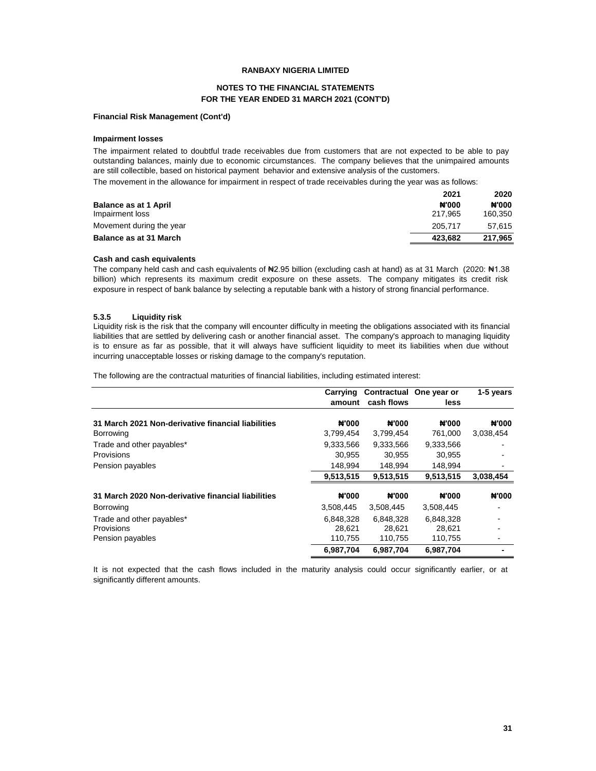**RANBAXY NIGERIA LIMITED**

**NOTES TO THE FINANCIAL STATEMENTS**
**FOR THE YEAR ENDED 31 MARCH 2021 (CONT'D)**

**Financial Risk Management (Cont'd)**

**Impairment losses**

The impairment related to doubtful trade receivables due from customers that are not expected to be able to pay outstanding balances, mainly due to economic circumstances. The company believes that the unimpaired amounts are still collectible, based on historical payment behavior and extensive analysis of the customers.

The movement in the allowance for impairment in respect of trade receivables during the year was as follows:

| | 2021 | 2020 |
|---|---|---|
| **Balance as at 1 April** | **₦'000** | **₦'000** |
| Impairment loss | 217,965 | 160,350 |
| Movement during the year | 205,717 | 57,615 |
| **Balance as at 31 March** | **423,682** | **217,965** |

**Cash and cash equivalents**

The company held cash and cash equivalents of ₦2.95 billion (excluding cash at hand) as at 31 March (2020: ₦1.38 billion) which represents its maximum credit exposure on these assets. The company mitigates its credit risk exposure in respect of bank balance by selecting a reputable bank with a history of strong financial performance.

**5.3.5 Liquidity risk**

Liquidity risk is the risk that the company will encounter difficulty in meeting the obligations associated with its financial liabilities that are settled by delivering cash or another financial asset. The company's approach to managing liquidity is to ensure as far as possible, that it will always have sufficient liquidity to meet its liabilities when due without incurring unacceptable losses or risking damage to the company's reputation.

The following are the contractual maturities of financial liabilities, including estimated interest:

| | Carrying amount | Contractual cash flows | One year or less | 1-5 years |
|---|---|---|---|---|
| **31 March 2021 Non-derivative financial liabilities** | **₦'000** | **₦'000** | **₦'000** | **₦'000** |
| Borrowing | 3,799,454 | 3,799,454 | 761,000 | 3,038,454 |
| Trade and other payables* | 9,333,566 | 9,333,566 | 9,333,566 | - |
| Provisions | 30,955 | 30,955 | 30,955 | - |
| Pension payables | 148,994 | 148,994 | 148,994 | - |
| | **9,513,515** | **9,513,515** | **9,513,515** | **3,038,454** |
| **31 March 2020 Non-derivative financial liabilities** | **₦'000** | **₦'000** | **₦'000** | **₦'000** |
| Borrowing | 3,508,445 | 3,508,445 | 3,508,445 | - |
| Trade and other payables* | 6,848,328 | 6,848,328 | 6,848,328 | - |
| Provisions | 28,621 | 28,621 | 28,621 | - |
| Pension payables | 110,755 | 110,755 | 110,755 | - |
| | **6,987,704** | **6,987,704** | **6,987,704** | **-** |

It is not expected that the cash flows included in the maturity analysis could occur significantly earlier, or at significantly different amounts.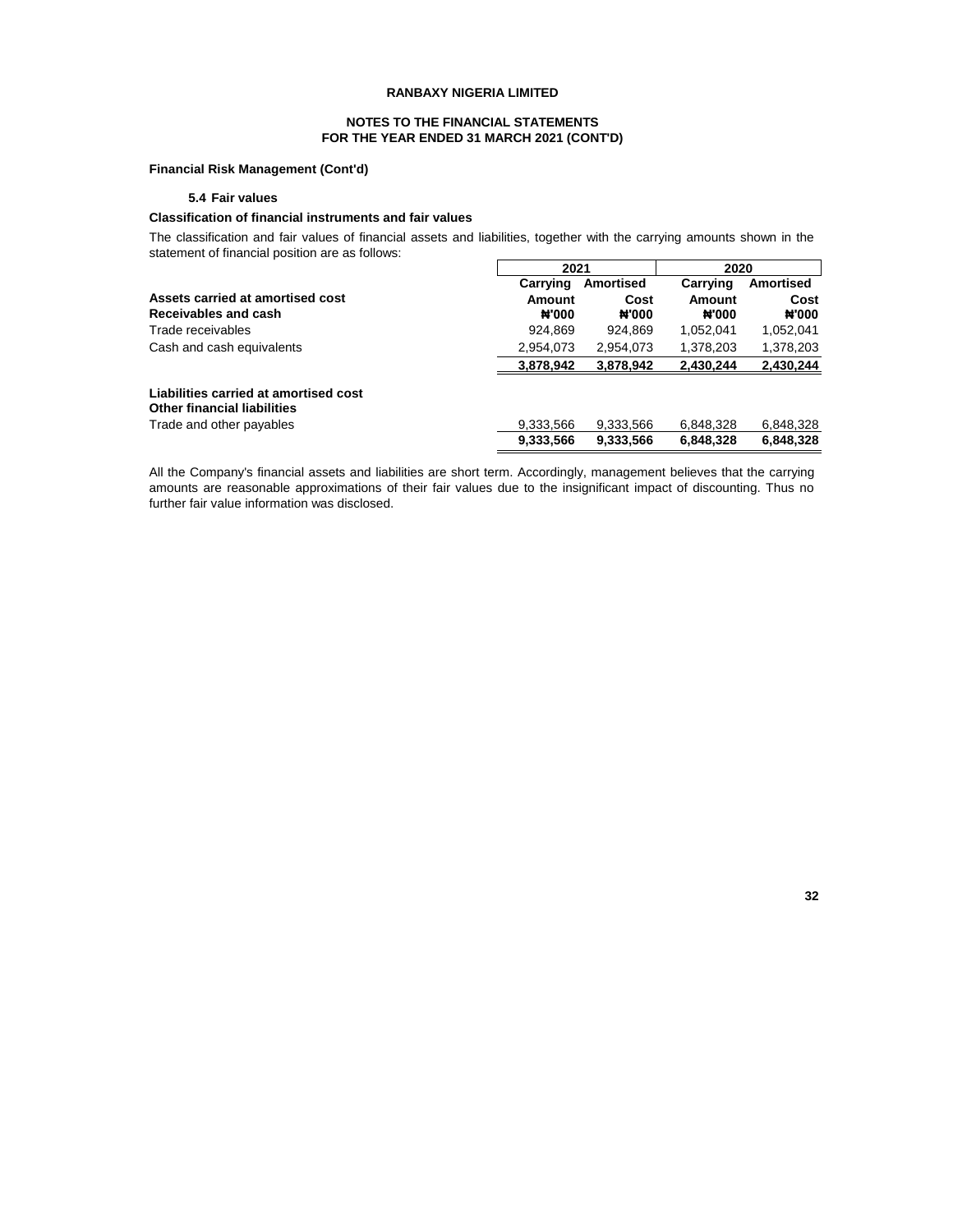**RANBAXY NIGERIA LIMITED**

**NOTES TO THE FINANCIAL STATEMENTS**
**FOR THE YEAR ENDED 31 MARCH 2021 (CONT'D)**

**Financial Risk Management (Cont'd)**

**5.4 Fair values**

**Classification of financial instruments and fair values**

The classification and fair values of financial assets and liabilities, together with the carrying amounts shown in the statement of financial position are as follows:

| | 2021 | | 2020 | |
|---|---|---|---|---|
| | Carrying Amount | Amortised Cost | Carrying Amount | Amortised Cost |
| **Assets carried at amortised cost** | | | | |
| **Receivables and cash** | ₦'000 | ₦'000 | ₦'000 | ₦'000 |
| Trade receivables | 924,869 | 924,869 | 1,052,041 | 1,052,041 |
| Cash and cash equivalents | 2,954,073 | 2,954,073 | 1,378,203 | 1,378,203 |
| | **3,878,942** | **3,878,942** | **2,430,244** | **2,430,244** |
| **Liabilities carried at amortised cost** | | | | |
| **Other financial liabilities** | | | | |
| Trade and other payables | 9,333,566 | 9,333,566 | 6,848,328 | 6,848,328 |
| | **9,333,566** | **9,333,566** | **6,848,328** | **6,848,328** |

All the Company's financial assets and liabilities are short term. Accordingly, management believes that the carrying amounts are reasonable approximations of their fair values due to the insignificant impact of discounting. Thus no further fair value information was disclosed.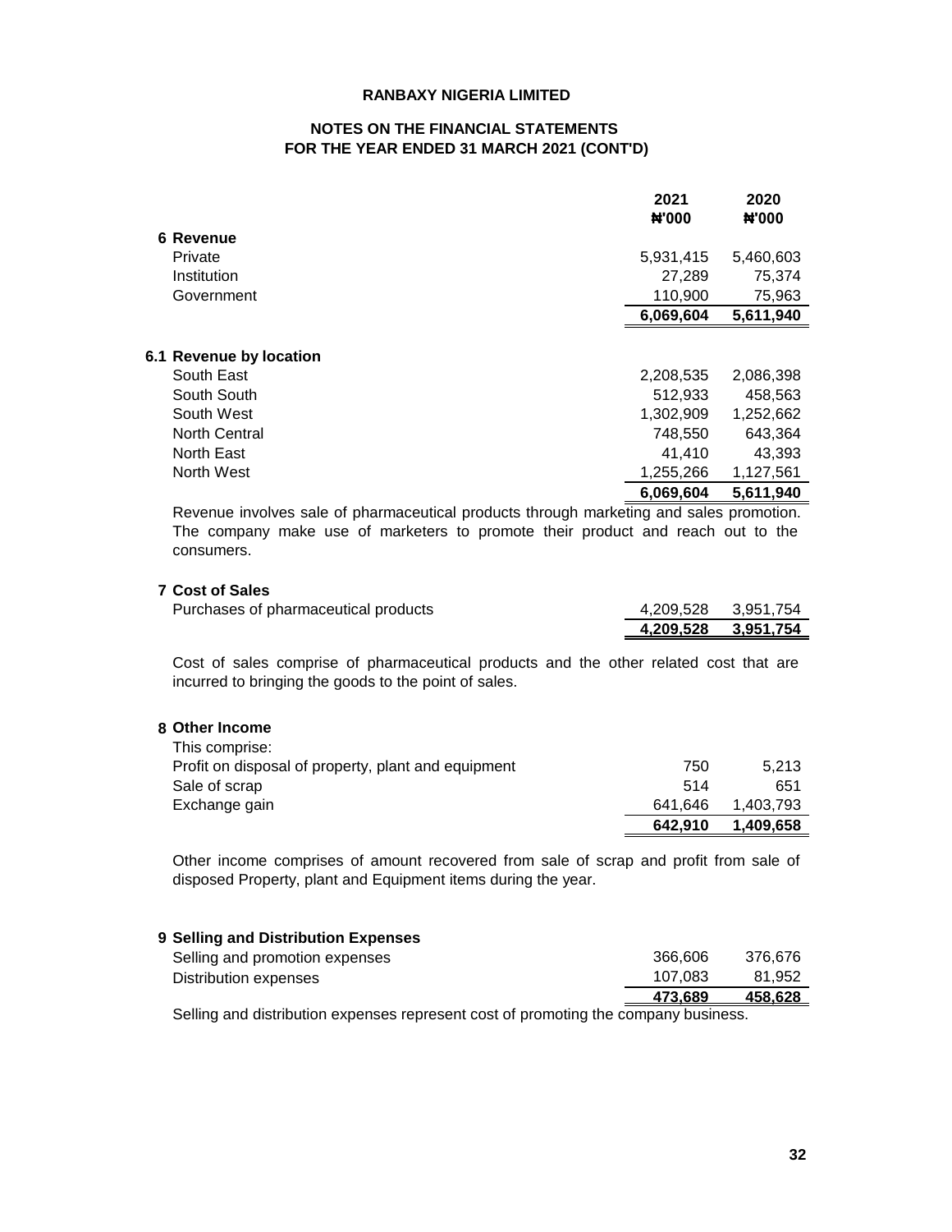**RANBAXY NIGERIA LIMITED**

**NOTES ON THE FINANCIAL STATEMENTS**
**FOR THE YEAR ENDED 31 MARCH 2021 (CONT'D)**

| | 2021 ₦'000 | 2020 ₦'000 |
|---|---|---|
| **6 Revenue** | | |
| Private | 5,931,415 | 5,460,603 |
| Institution | 27,289 | 75,374 |
| Government | 110,900 | 75,963 |
| | **6,069,604** | **5,611,940** |
| **6.1 Revenue by location** | | |
| South East | 2,208,535 | 2,086,398 |
| South South | 512,933 | 458,563 |
| South West | 1,302,909 | 1,252,662 |
| North Central | 748,550 | 643,364 |
| North East | 41,410 | 43,393 |
| North West | 1,255,266 | 1,127,561 |
| | **6,069,604** | **5,611,940** |

Revenue involves sale of pharmaceutical products through marketing and sales promotion. The company make use of marketers to promote their product and reach out to the consumers.

| | 2021 ₦'000 | 2020 ₦'000 |
|---|---|---|
| **7 Cost of Sales** | | |
| Purchases of pharmaceutical products | 4,209,528 | 3,951,754 |
| | **4,209,528** | **3,951,754** |

Cost of sales comprise of pharmaceutical products and the other related cost that are incurred to bringing the goods to the point of sales.

| | 2021 ₦'000 | 2020 ₦'000 |
|---|---|---|
| **8 Other Income** | | |
| This comprise: | | |
| Profit on disposal of property, plant and equipment | 750 | 5,213 |
| Sale of scrap | 514 | 651 |
| Exchange gain | 641,646 | 1,403,793 |
| | **642,910** | **1,409,658** |

Other income comprises of amount recovered from sale of scrap and profit from sale of disposed Property, plant and Equipment items during the year.

| | 2021 ₦'000 | 2020 ₦'000 |
|---|---|---|
| **9 Selling and Distribution Expenses** | | |
| Selling and promotion expenses | 366,606 | 376,676 |
| Distribution expenses | 107,083 | 81,952 |
| | **473,689** | **458,628** |

Selling and distribution expenses represent cost of promoting the company business.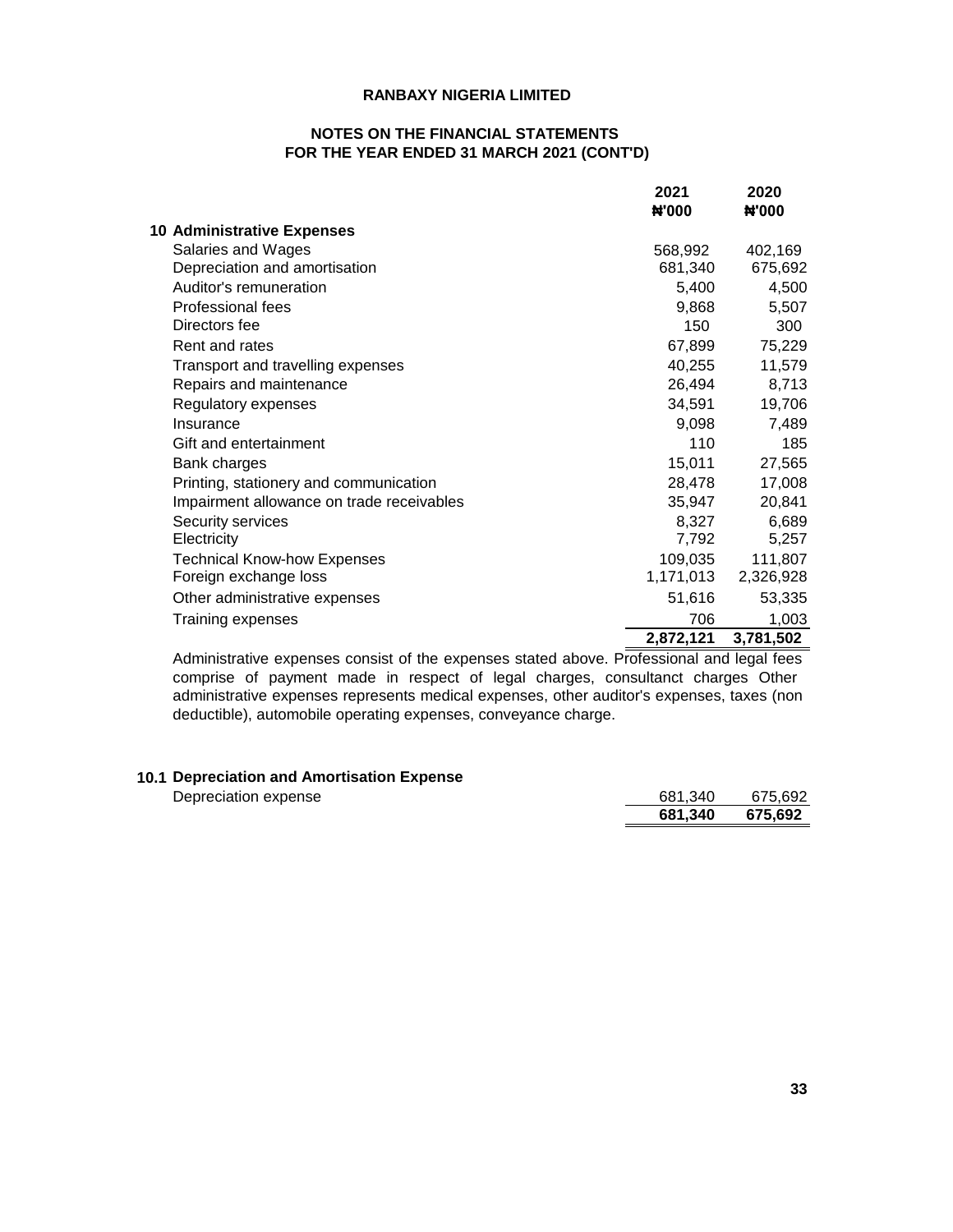**RANBAXY NIGERIA LIMITED**

**NOTES ON THE FINANCIAL STATEMENTS FOR THE YEAR ENDED 31 MARCH 2021 (CONT'D)**

| | 2021 | 2020 |
|---|---|---|
| | ₦'000 | ₦'000 |
| **10 Administrative Expenses** | | |
| Salaries and Wages | 568,992 | 402,169 |
| Depreciation and amortisation | 681,340 | 675,692 |
| Auditor's remuneration | 5,400 | 4,500 |
| Professional fees | 9,868 | 5,507 |
| Directors fee | 150 | 300 |
| Rent and rates | 67,899 | 75,229 |
| Transport and travelling expenses | 40,255 | 11,579 |
| Repairs and maintenance | 26,494 | 8,713 |
| Regulatory expenses | 34,591 | 19,706 |
| Insurance | 9,098 | 7,489 |
| Gift and entertainment | 110 | 185 |
| Bank charges | 15,011 | 27,565 |
| Printing, stationery and communication | 28,478 | 17,008 |
| Impairment allowance on trade receivables | 35,947 | 20,841 |
| Security services | 8,327 | 6,689 |
| Electricity | 7,792 | 5,257 |
| Technical Know-how Expenses | 109,035 | 111,807 |
| Foreign exchange loss | 1,171,013 | 2,326,928 |
| Other administrative expenses | 51,616 | 53,335 |
| Training expenses | 706 | 1,003 |
| | **2,872,121** | **3,781,502** |

Administrative expenses consist of the expenses stated above. Professional and legal fees comprise of payment made in respect of legal charges, consultanct charges Other administrative expenses represents medical expenses, other auditor's expenses, taxes (non deductible), automobile operating expenses, conveyance charge.

| | 2021 | 2020 |
|---|---|---|
| **10.1 Depreciation and Amortisation Expense** | | |
| Depreciation expense | 681,340 | 675,692 |
| | **681,340** | **675,692** |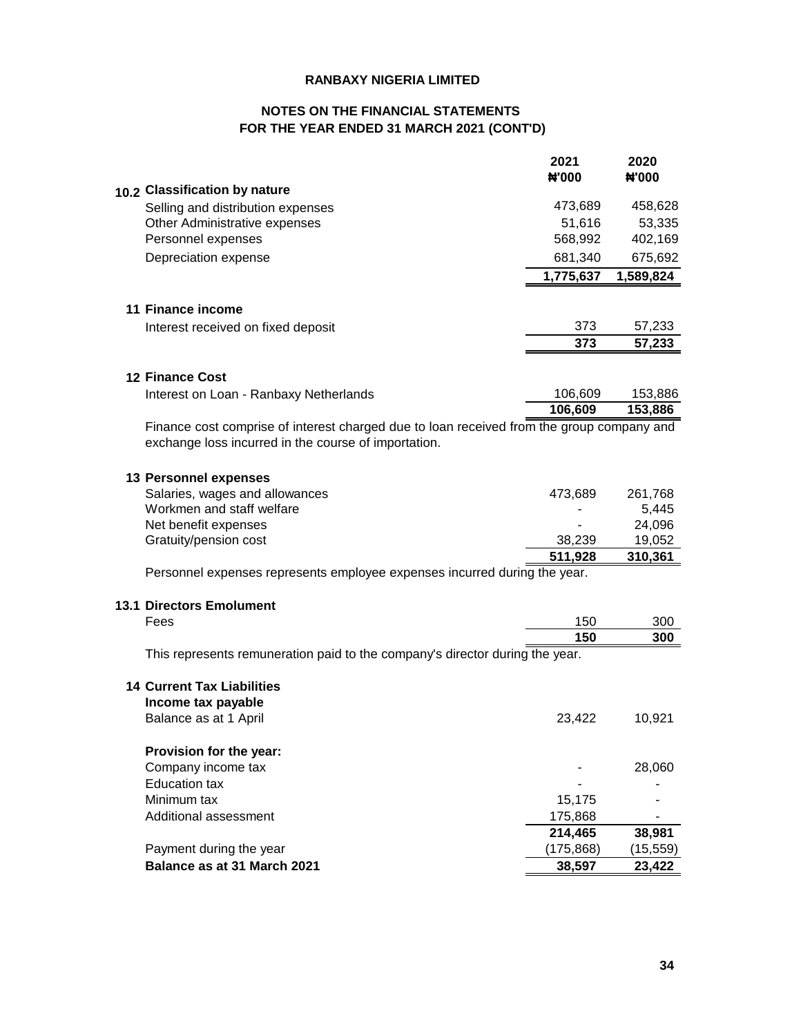**RANBAXY NIGERIA LIMITED**

**NOTES ON THE FINANCIAL STATEMENTS**
**FOR THE YEAR ENDED 31 MARCH 2021 (CONT'D)**

| | | 2021<br>₦'000 | 2020<br>₦'000 |
|---|---|---|---|
| **10.2** | **Classification by nature** | | |
| | Selling and distribution expenses | 473,689 | 458,628 |
| | Other Administrative expenses | 51,616 | 53,335 |
| | Personnel expenses | 568,992 | 402,169 |
| | Depreciation expense | 681,340 | 675,692 |
| | | **1,775,637** | **1,589,824** |
| **11** | **Finance income** | | |
| | Interest received on fixed deposit | 373 | 57,233 |
| | | **373** | **57,233** |
| **12** | **Finance Cost** | | |
| | Interest on Loan - Ranbaxy Netherlands | 106,609 | 153,886 |
| | | **106,609** | **153,886** |

Finance cost comprise of interest charged due to loan received from the group company and exchange loss incurred in the course of importation.

| | | 2021<br>₦'000 | 2020<br>₦'000 |
|---|---|---|---|
| **13** | **Personnel expenses** | | |
| | Salaries, wages and allowances | 473,689 | 261,768 |
| | Workmen and staff welfare | - | 5,445 |
| | Net benefit expenses | - | 24,096 |
| | Gratuity/pension cost | 38,239 | 19,052 |
| | | **511,928** | **310,361** |

Personnel expenses represents employee expenses incurred during the year.

| | | 2021<br>₦'000 | 2020<br>₦'000 |
|---|---|---|---|
| **13.1** | **Directors Emolument** | | |
| | Fees | 150 | 300 |
| | | **150** | **300** |

This represents remuneration paid to the company's director during the year.

| | | 2021<br>₦'000 | 2020<br>₦'000 |
|---|---|---|---|
| **14** | **Current Tax Liabilities** | | |
| | **Income tax payable** | | |
| | Balance as at 1 April | 23,422 | 10,921 |
| | **Provision for the year:** | | |
| | Company income tax | - | 28,060 |
| | Education tax | - | - |
| | Minimum tax | 15,175 | - |
| | Additional assessment | 175,868 | - |
| | | **214,465** | **38,981** |
| | Payment during the year | (175,868) | (15,559) |
| | **Balance as at 31 March 2021** | **38,597** | **23,422** |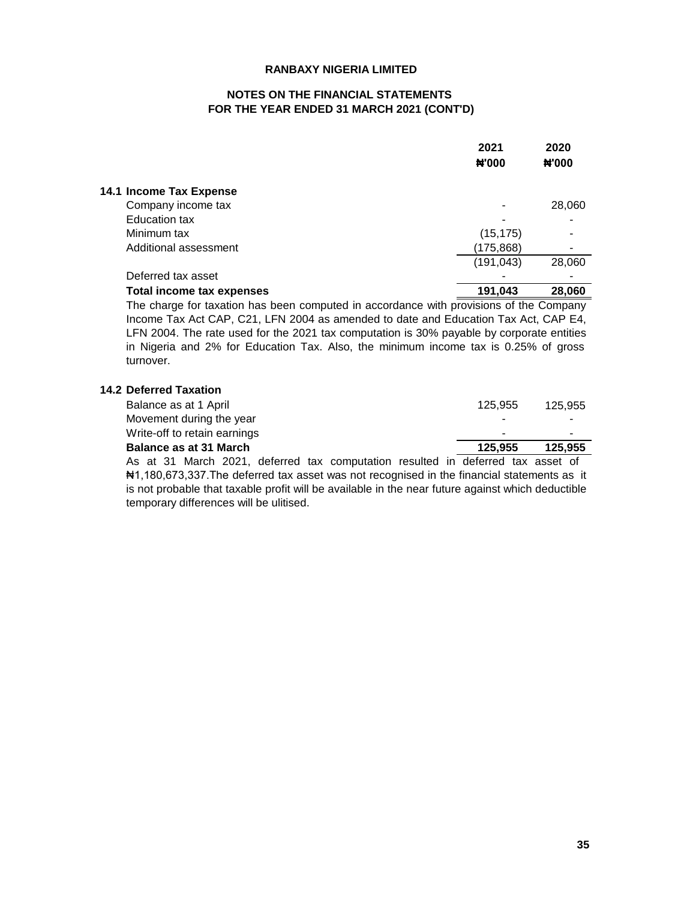**RANBAXY NIGERIA LIMITED**

**NOTES ON THE FINANCIAL STATEMENTS**
**FOR THE YEAR ENDED 31 MARCH 2021 (CONT'D)**

| | 2021 ₦'000 | 2020 ₦'000 |
|---|---|---|
| **14.1 Income Tax Expense** | | |
| Company income tax | - | 28,060 |
| Education tax | - | - |
| Minimum tax | (15,175) | - |
| Additional assessment | (175,868) | - |
| | (191,043) | 28,060 |
| Deferred tax asset | - | - |
| **Total income tax expenses** | **191,043** | **28,060** |

The charge for taxation has been computed in accordance with provisions of the Company Income Tax Act CAP, C21, LFN 2004 as amended to date and Education Tax Act, CAP E4, LFN 2004. The rate used for the 2021 tax computation is 30% payable by corporate entities in Nigeria and 2% for Education Tax. Also, the minimum income tax is 0.25% of gross turnover.

| | 2021 ₦'000 | 2020 ₦'000 |
|---|---|---|
| **14.2 Deferred Taxation** | | |
| Balance as at 1 April | 125,955 | 125,955 |
| Movement during the year | - | - |
| Write-off to retain earnings | - | - |
| **Balance as at 31 March** | **125,955** | **125,955** |

As at 31 March 2021, deferred tax computation resulted in deferred tax asset of ₦1,180,673,337.The deferred tax asset was not recognised in the financial statements as it is not probable that taxable profit will be available in the near future against which deductible temporary differences will be ulitised.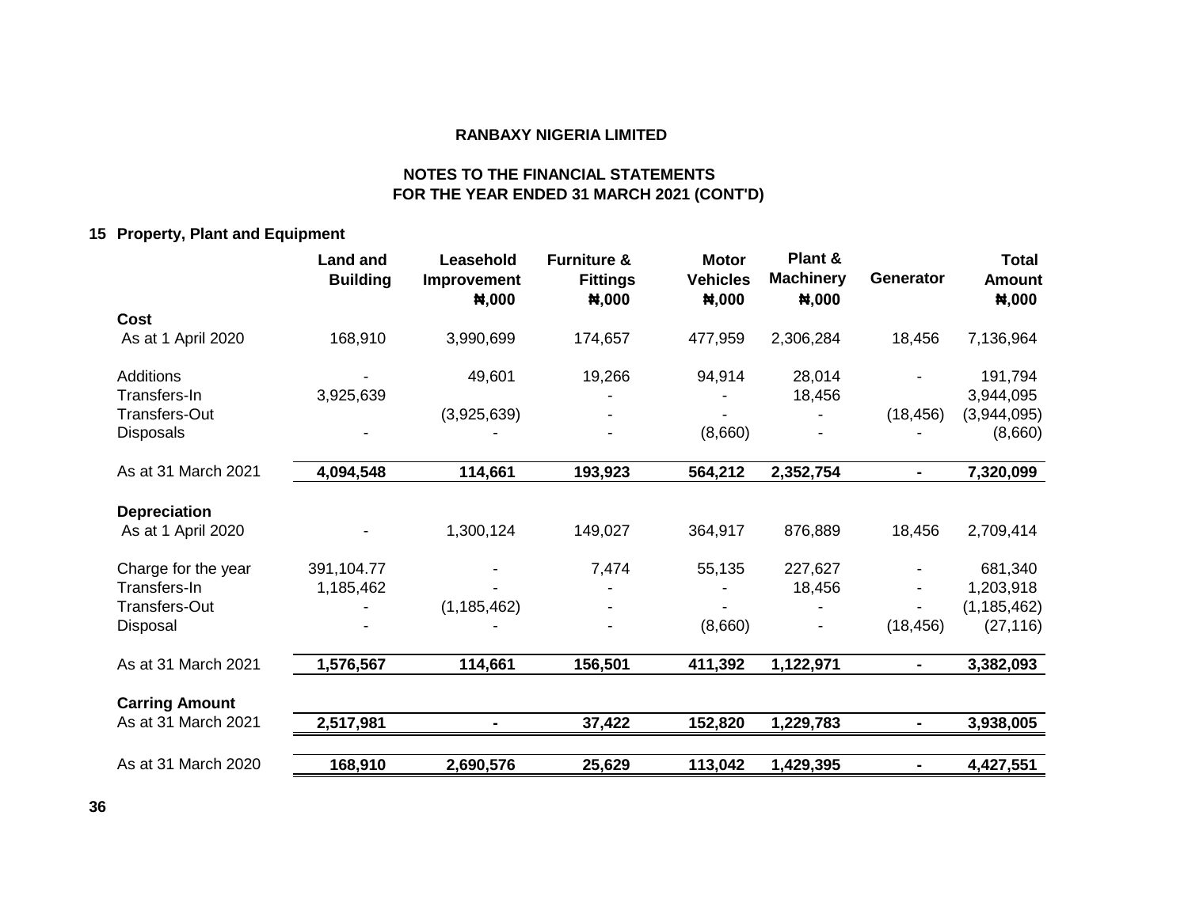**RANBAXY NIGERIA LIMITED**

**NOTES TO THE FINANCIAL STATEMENTS FOR THE YEAR ENDED 31 MARCH 2021 (CONT'D)**

## 15 Property, Plant and Equipment

| | Land and Building | Leasehold Improvement ₦,000 | Furniture & Fittings ₦,000 | Motor Vehicles ₦,000 | Plant & Machinery ₦,000 | Generator | Total Amount ₦,000 |
|---|---|---|---|---|---|---|---|
| **Cost** | | | | | | | |
| As at 1 April 2020 | 168,910 | 3,990,699 | 174,657 | 477,959 | 2,306,284 | 18,456 | 7,136,964 |
| Additions | - | 49,601 | 19,266 | 94,914 | 28,014 | - | 191,794 |
| Transfers-In | 3,925,639 | | - | - | 18,456 | | 3,944,095 |
| Transfers-Out | | (3,925,639) | - | - | - | (18,456) | (3,944,095) |
| Disposals | - | - | - | (8,660) | - | - | (8,660) |
| As at 31 March 2021 | **4,094,548** | **114,661** | **193,923** | **564,212** | **2,352,754** | **-** | **7,320,099** |
| **Depreciation** | | | | | | | |
| As at 1 April 2020 | - | 1,300,124 | 149,027 | 364,917 | 876,889 | 18,456 | 2,709,414 |
| Charge for the year | 391,104.77 | - | 7,474 | 55,135 | 227,627 | - | 681,340 |
| Transfers-In | 1,185,462 | - | - | - | 18,456 | - | 1,203,918 |
| Transfers-Out | - | (1,185,462) | - | - | - | - | (1,185,462) |
| Disposal | - | - | - | (8,660) | - | (18,456) | (27,116) |
| As at 31 March 2021 | **1,576,567** | **114,661** | **156,501** | **411,392** | **1,122,971** | **-** | **3,382,093** |
| **Carring Amount** | | | | | | | |
| As at 31 March 2021 | **2,517,981** | **-** | **37,422** | **152,820** | **1,229,783** | **-** | **3,938,005** |
| As at 31 March 2020 | **168,910** | **2,690,576** | **25,629** | **113,042** | **1,429,395** | **-** | **4,427,551** |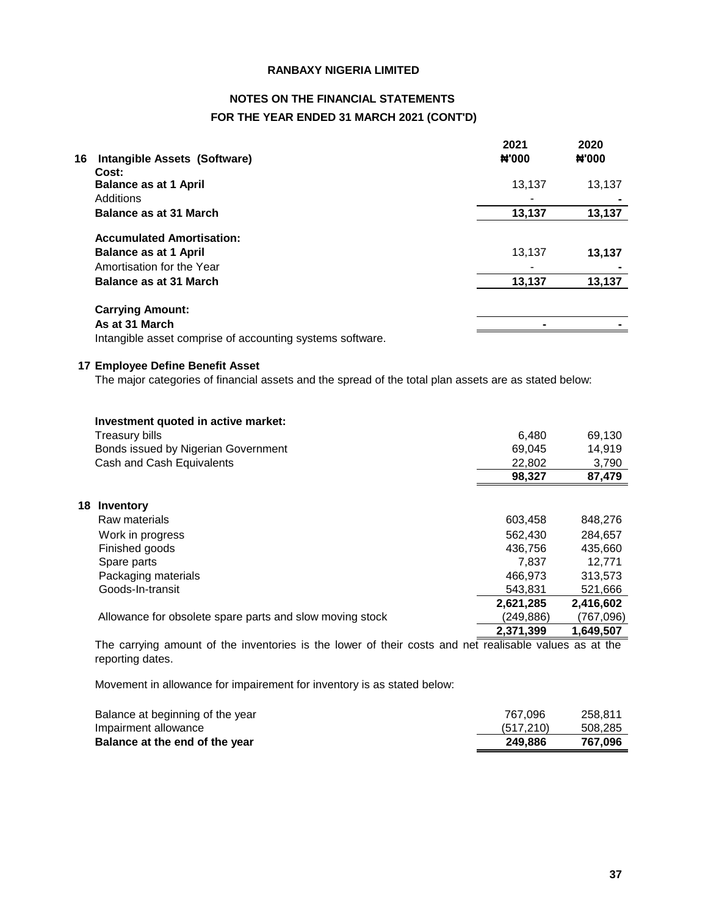**RANBAXY NIGERIA LIMITED**

**NOTES ON THE FINANCIAL STATEMENTS**

**FOR THE YEAR ENDED 31 MARCH 2021 (CONT'D)**

| | 2021 | 2020 |
|---|---|---|
| **16 Intangible Assets (Software)** | **₦'000** | **₦'000** |
| **Cost:** | | |
| **Balance as at 1 April** | 13,137 | 13,137 |
| Additions | - | - |
| **Balance as at 31 March** | **13,137** | **13,137** |
| **Accumulated Amortisation:** | | |
| **Balance as at 1 April** | 13,137 | **13,137** |
| Amortisation for the Year | - | - |
| **Balance as at 31 March** | **13,137** | **13,137** |
| **Carrying Amount:** | | |
| **As at 31 March** | - | - |

Intangible asset comprise of accounting systems software.

**17 Employee Define Benefit Asset**

The major categories of financial assets and the spread of the total plan assets are as stated below:

| | 2021 | 2020 |
|---|---|---|
| **Investment quoted in active market:** | | |
| Treasury bills | 6,480 | 69,130 |
| Bonds issued by Nigerian Government | 69,045 | 14,919 |
| Cash and Cash Equivalents | 22,802 | 3,790 |
| | **98,327** | **87,479** |

| | 2021 | 2020 |
|---|---|---|
| **18 Inventory** | | |
| Raw materials | 603,458 | 848,276 |
| Work in progress | 562,430 | 284,657 |
| Finished goods | 436,756 | 435,660 |
| Spare parts | 7,837 | 12,771 |
| Packaging materials | 466,973 | 313,573 |
| Goods-In-transit | 543,831 | 521,666 |
| | **2,621,285** | **2,416,602** |
| Allowance for obsolete spare parts and slow moving stock | (249,886) | (767,096) |
| | **2,371,399** | **1,649,507** |

The carrying amount of the inventories is the lower of their costs and net realisable values as at the reporting dates.

Movement in allowance for impairement for inventory is as stated below:

| | 2021 | 2020 |
|---|---|---|
| Balance at beginning of the year | 767,096 | 258,811 |
| Impairment allowance | (517,210) | 508,285 |
| **Balance at the end of the year** | **249,886** | **767,096** |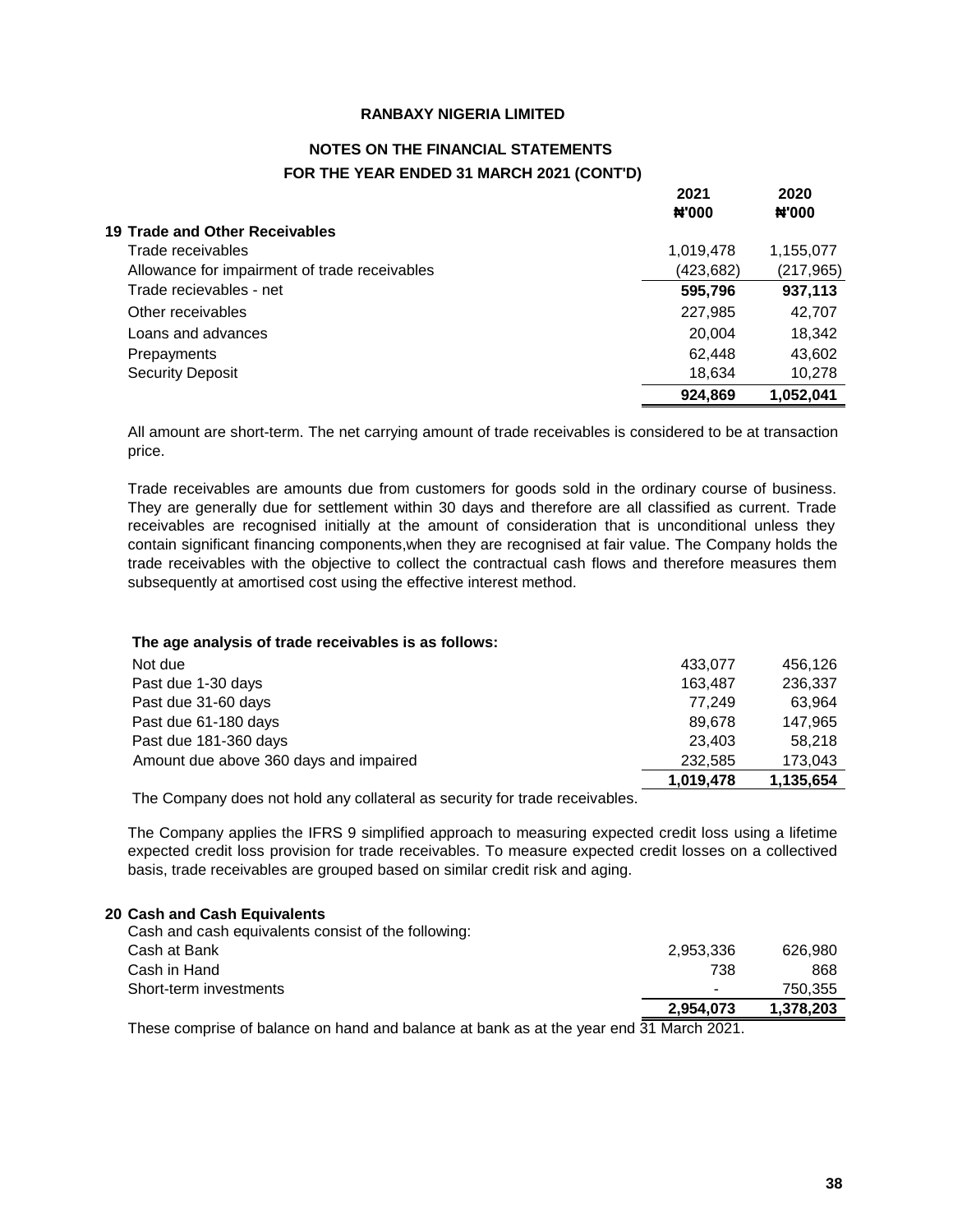**RANBAXY NIGERIA LIMITED**

**NOTES ON THE FINANCIAL STATEMENTS**

**FOR THE YEAR ENDED 31 MARCH 2021 (CONT'D)**

| | 2021 ₦'000 | 2020 ₦'000 |
|---|---|---|
| **19 Trade and Other Receivables** | | |
| Trade receivables | 1,019,478 | 1,155,077 |
| Allowance for impairment of trade receivables | (423,682) | (217,965) |
| Trade recievables - net | **595,796** | **937,113** |
| Other receivables | 227,985 | 42,707 |
| Loans and advances | 20,004 | 18,342 |
| Prepayments | 62,448 | 43,602 |
| Security Deposit | 18,634 | 10,278 |
| | **924,869** | **1,052,041** |

All amount are short-term. The net carrying amount of trade receivables is considered to be at transaction price.

Trade receivables are amounts due from customers for goods sold in the ordinary course of business. They are generally due for settlement within 30 days and therefore are all classified as current. Trade receivables are recognised initially at the amount of consideration that is unconditional unless they contain significant financing components,when they are recognised at fair value. The Company holds the trade receivables with the objective to collect the contractual cash flows and therefore measures them subsequently at amortised cost using the effective interest method.

**The age analysis of trade receivables is as follows:**

| | 2021 | 2020 |
|---|---|---|
| Not due | 433,077 | 456,126 |
| Past due 1-30 days | 163,487 | 236,337 |
| Past due 31-60 days | 77,249 | 63,964 |
| Past due 61-180 days | 89,678 | 147,965 |
| Past due 181-360 days | 23,403 | 58,218 |
| Amount due above 360 days and impaired | 232,585 | 173,043 |
| | **1,019,478** | **1,135,654** |

The Company does not hold any collateral as security for trade receivables.

The Company applies the IFRS 9 simplified approach to measuring expected credit loss using a lifetime expected credit loss provision for trade receivables. To measure expected credit losses on a collectived basis, trade receivables are grouped based on similar credit risk and aging.

**20 Cash and Cash Equivalents**

Cash and cash equivalents consist of the following:

| | 2021 | 2020 |
|---|---|---|
| Cash at Bank | 2,953,336 | 626,980 |
| Cash in Hand | 738 | 868 |
| Short-term investments | - | 750,355 |
| | **2,954,073** | **1,378,203** |

These comprise of balance on hand and balance at bank as at the year end 31 March 2021.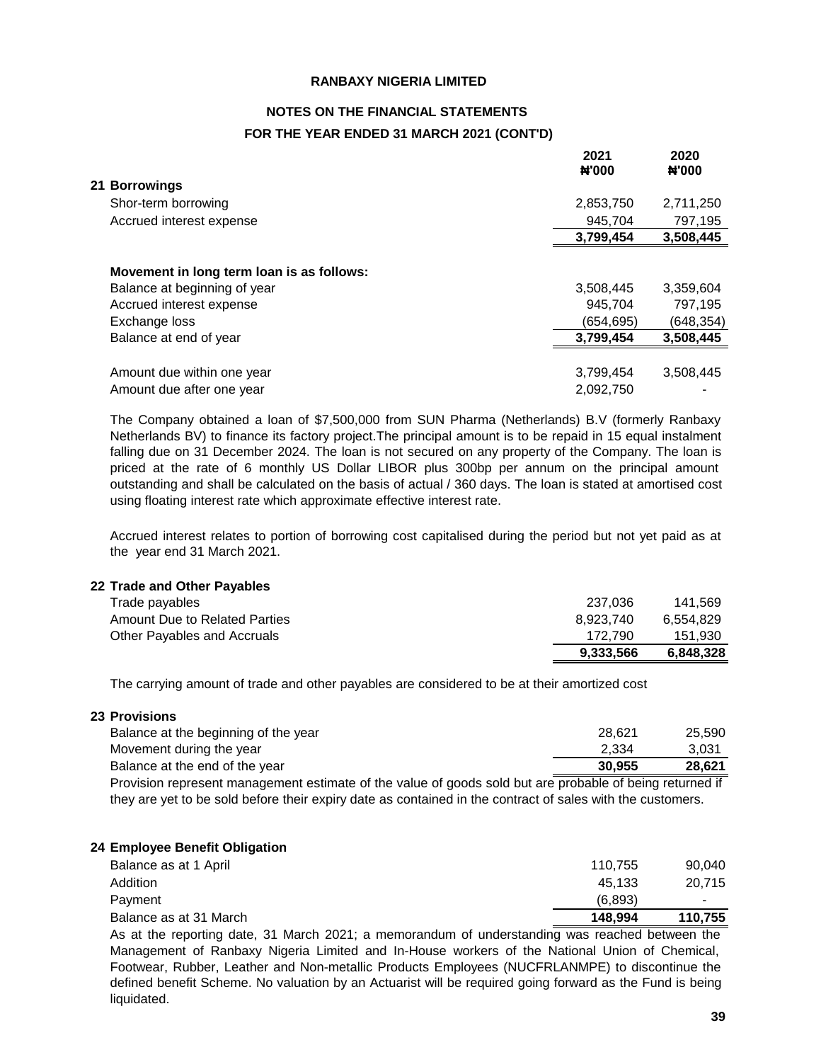**RANBAXY NIGERIA LIMITED**

**NOTES ON THE FINANCIAL STATEMENTS**

**FOR THE YEAR ENDED 31 MARCH 2021 (CONT'D)**

| | 2021 ₦'000 | 2020 ₦'000 |
|---|---|---|
| **21 Borrowings** | | |
| Shor-term borrowing | 2,853,750 | 2,711,250 |
| Accrued interest expense | 945,704 | 797,195 |
| | **3,799,454** | **3,508,445** |
| | | |
| **Movement in long term loan is as follows:** | | |
| Balance at beginning of year | 3,508,445 | 3,359,604 |
| Accrued interest expense | 945,704 | 797,195 |
| Exchange loss | (654,695) | (648,354) |
| Balance at end of year | **3,799,454** | **3,508,445** |
| | | |
| Amount due within one year | 3,799,454 | 3,508,445 |
| Amount due after one year | 2,092,750 | - |

The Company obtained a loan of $7,500,000 from SUN Pharma (Netherlands) B.V (formerly Ranbaxy Netherlands BV) to finance its factory project.The principal amount is to be repaid in 15 equal instalment falling due on 31 December 2024. The loan is not secured on any property of the Company. The loan is priced at the rate of 6 monthly US Dollar LIBOR plus 300bp per annum on the principal amount outstanding and shall be calculated on the basis of actual / 360 days. The loan is stated at amortised cost using floating interest rate which approximate effective interest rate.

Accrued interest relates to portion of borrowing cost capitalised during the period but not yet paid as at the year end 31 March 2021.

| | 2021 ₦'000 | 2020 ₦'000 |
|---|---|---|
| **22 Trade and Other Payables** | | |
| Trade payables | 237,036 | 141,569 |
| Amount Due to Related Parties | 8,923,740 | 6,554,829 |
| Other Payables and Accruals | 172,790 | 151,930 |
| | **9,333,566** | **6,848,328** |

The carrying amount of trade and other payables are considered to be at their amortized cost

| | 2021 ₦'000 | 2020 ₦'000 |
|---|---|---|
| **23 Provisions** | | |
| Balance at the beginning of the year | 28,621 | 25,590 |
| Movement during the year | 2,334 | 3,031 |
| Balance at the end of the year | **30,955** | **28,621** |

Provision represent management estimate of the value of goods sold but are probable of being returned if they are yet to be sold before their expiry date as contained in the contract of sales with the customers.

| | 2021 ₦'000 | 2020 ₦'000 |
|---|---|---|
| **24 Employee Benefit Obligation** | | |
| Balance as at 1 April | 110,755 | 90,040 |
| Addition | 45,133 | 20,715 |
| Payment | (6,893) | - |
| Balance as at 31 March | **148,994** | **110,755** |

As at the reporting date, 31 March 2021; a memorandum of understanding was reached between the Management of Ranbaxy Nigeria Limited and In-House workers of the National Union of Chemical, Footwear, Rubber, Leather and Non-metallic Products Employees (NUCFRLANMPE) to discontinue the defined benefit Scheme. No valuation by an Actuarist will be required going forward as the Fund is being liquidated.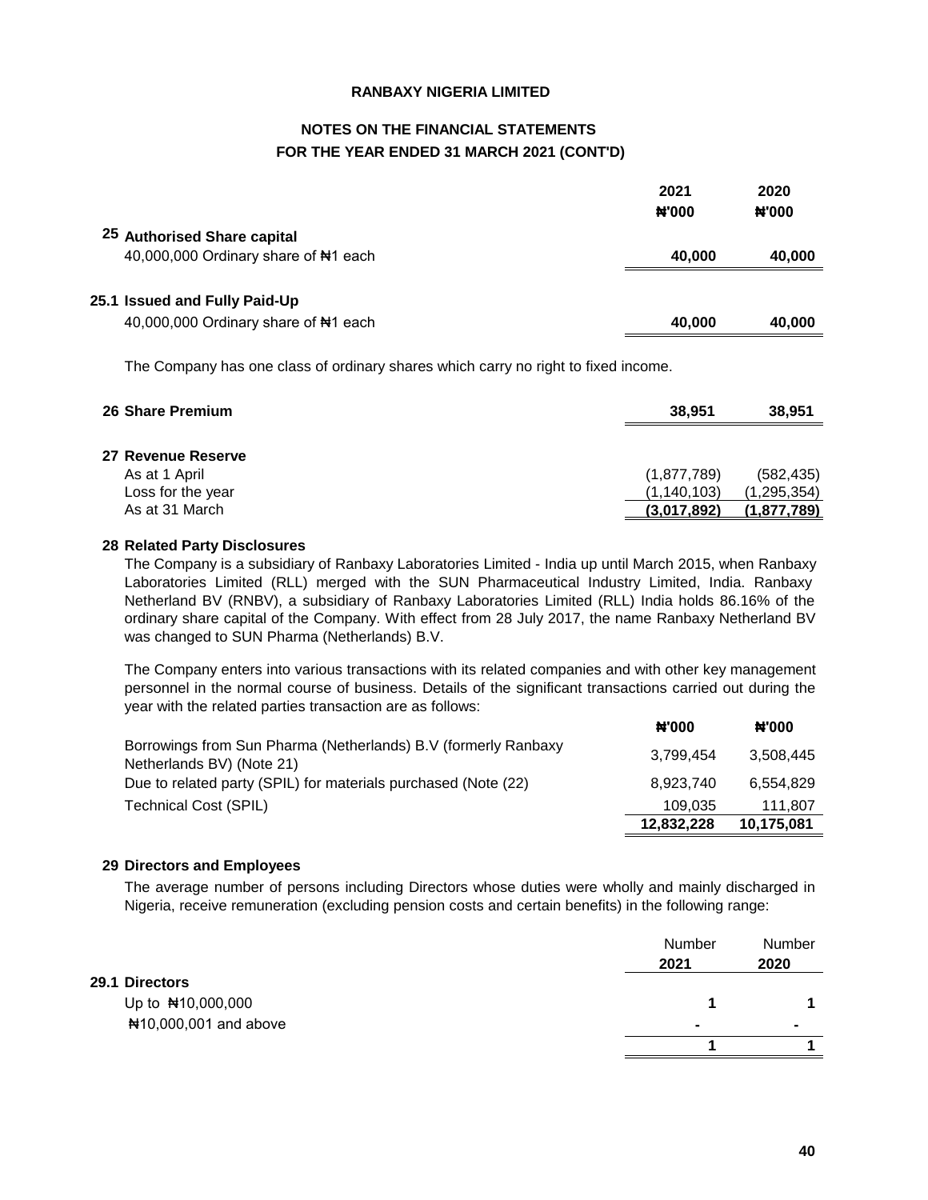**RANBAXY NIGERIA LIMITED**

**NOTES ON THE FINANCIAL STATEMENTS**
**FOR THE YEAR ENDED 31 MARCH 2021 (CONT'D)**

| | 2021 ₦'000 | 2020 ₦'000 |
|---|---|---|
| **25 Authorised Share capital** | | |
| 40,000,000 Ordinary share of ₦1 each | **40,000** | **40,000** |
| **25.1 Issued and Fully Paid-Up** | | |
| 40,000,000 Ordinary share of ₦1 each | **40,000** | **40,000** |

The Company has one class of ordinary shares which carry no right to fixed income.

| | 2021 ₦'000 | 2020 ₦'000 |
|---|---|---|
| **26 Share Premium** | **38,951** | **38,951** |
| **27 Revenue Reserve** | | |
| As at 1 April | (1,877,789) | (582,435) |
| Loss for the year | (1,140,103) | (1,295,354) |
| As at 31 March | **(3,017,892)** | **(1,877,789)** |

**28 Related Party Disclosures**

The Company is a subsidiary of Ranbaxy Laboratories Limited - India up until March 2015, when Ranbaxy Laboratories Limited (RLL) merged with the SUN Pharmaceutical Industry Limited, India. Ranbaxy Netherland BV (RNBV), a subsidiary of Ranbaxy Laboratories Limited (RLL) India holds 86.16% of the ordinary share capital of the Company. With effect from 28 July 2017, the name Ranbaxy Netherland BV was changed to SUN Pharma (Netherlands) B.V.

The Company enters into various transactions with its related companies and with other key management personnel in the normal course of business. Details of the significant transactions carried out during the year with the related parties transaction are as follows:

| | ₦'000 | ₦'000 |
|---|---|---|
| Borrowings from Sun Pharma (Netherlands) B.V (formerly Ranbaxy Netherlands BV) (Note 21) | 3,799,454 | 3,508,445 |
| Due to related party (SPIL) for materials purchased (Note (22) | 8,923,740 | 6,554,829 |
| Technical Cost (SPIL) | 109,035 | 111,807 |
| | **12,832,228** | **10,175,081** |

**29 Directors and Employees**

The average number of persons including Directors whose duties were wholly and mainly discharged in Nigeria, receive remuneration (excluding pension costs and certain benefits) in the following range:

| | Number 2021 | Number 2020 |
|---|---|---|
| **29.1 Directors** | | |
| Up to ₦10,000,000 | **1** | **1** |
| ₦10,000,001 and above | **-** | **-** |
| | **1** | **1** |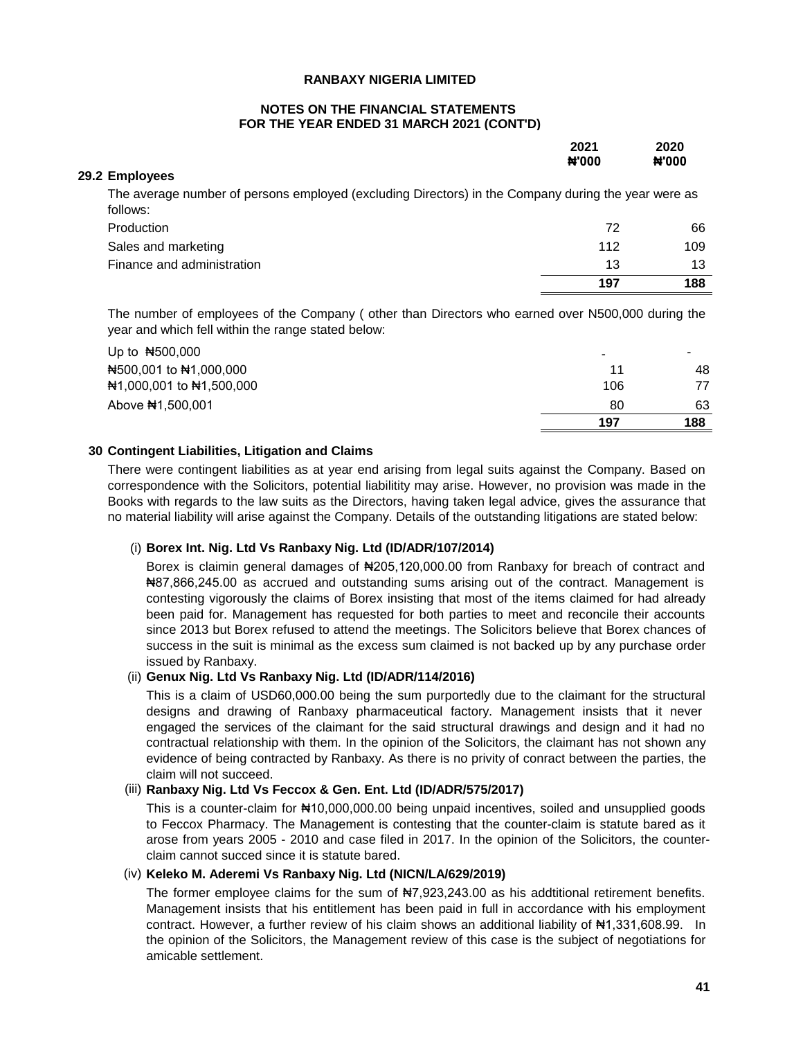**RANBAXY NIGERIA LIMITED**

**NOTES ON THE FINANCIAL STATEMENTS**
**FOR THE YEAR ENDED 31 MARCH 2021 (CONT'D)**

### 29.2 Employees

The average number of persons employed (excluding Directors) in the Company during the year were as follows:

| | 2021 ₦'000 | 2020 ₦'000 |
|---|---|---|
| Production | 72 | 66 |
| Sales and marketing | 112 | 109 |
| Finance and administration | 13 | 13 |
| | **197** | **188** |

The number of employees of the Company ( other than Directors who earned over N500,000 during the year and which fell within the range stated below:

| | 2021 | 2020 |
|---|---|---|
| Up to ₦500,000 | - | - |
| ₦500,001 to ₦1,000,000 | 11 | 48 |
| ₦1,000,001 to ₦1,500,000 | 106 | 77 |
| Above ₦1,500,001 | 80 | 63 |
| | **197** | **188** |

### 30 Contingent Liabilities, Litigation and Claims

There were contingent liabilities as at year end arising from legal suits against the Company. Based on correspondence with the Solicitors, potential liabilitity may arise. However, no provision was made in the Books with regards to the law suits as the Directors, having taken legal advice, gives the assurance that no material liability will arise against the Company. Details of the outstanding litigations are stated below:

(i) **Borex Int. Nig. Ltd Vs Ranbaxy Nig. Ltd (ID/ADR/107/2014)**

Borex is claimin general damages of ₦205,120,000.00 from Ranbaxy for breach of contract and ₦87,866,245.00 as accrued and outstanding sums arising out of the contract. Management is contesting vigorously the claims of Borex insisting that most of the items claimed for had already been paid for. Management has requested for both parties to meet and reconcile their accounts since 2013 but Borex refused to attend the meetings. The Solicitors believe that Borex chances of success in the suit is minimal as the excess sum claimed is not backed up by any purchase order issued by Ranbaxy.

(ii) **Genux Nig. Ltd Vs Ranbaxy Nig. Ltd (ID/ADR/114/2016)**

This is a claim of USD60,000.00 being the sum purportedly due to the claimant for the structural designs and drawing of Ranbaxy pharmaceutical factory. Management insists that it never engaged the services of the claimant for the said structural drawings and design and it had no contractual relationship with them. In the opinion of the Solicitors, the claimant has not shown any evidence of being contracted by Ranbaxy. As there is no privity of conract between the parties, the claim will not succeed.

(iii) **Ranbaxy Nig. Ltd Vs Feccox & Gen. Ent. Ltd (ID/ADR/575/2017)**

This is a counter-claim for ₦10,000,000.00 being unpaid incentives, soiled and unsupplied goods to Feccox Pharmacy. The Management is contesting that the counter-claim is statute bared as it arose from years 2005 - 2010 and case filed in 2017. In the opinion of the Solicitors, the counter-claim cannot succed since it is statute bared.

(iv) **Keleko M. Aderemi Vs Ranbaxy Nig. Ltd (NICN/LA/629/2019)**

The former employee claims for the sum of ₦7,923,243.00 as his addtitional retirement benefits. Management insists that his entitlement has been paid in full in accordance with his employment contract. However, a further review of his claim shows an additional liability of ₦1,331,608.99. In the opinion of the Solicitors, the Management review of this case is the subject of negotiations for amicable settlement.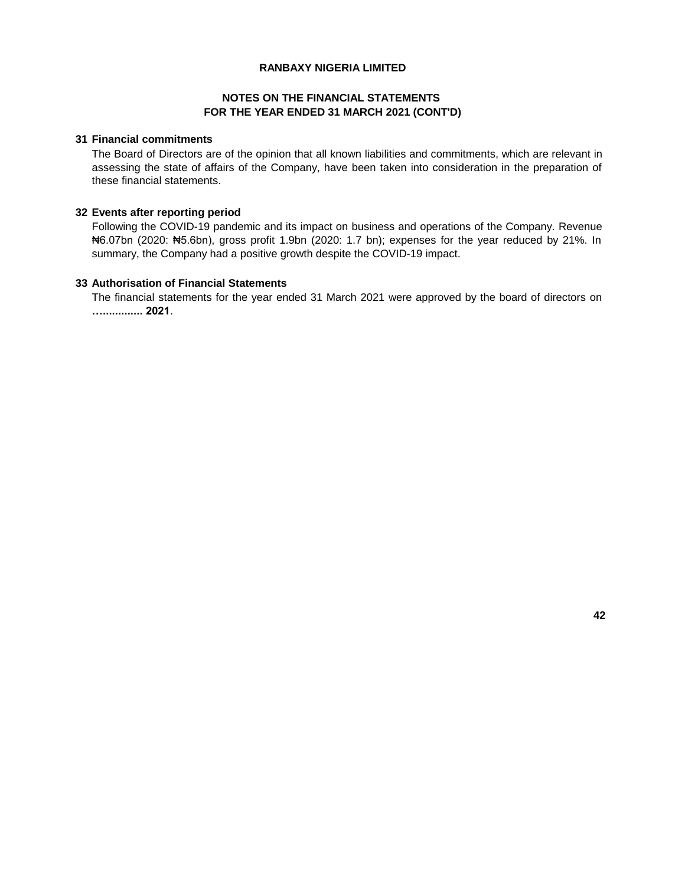**RANBAXY NIGERIA LIMITED**

**NOTES ON THE FINANCIAL STATEMENTS**
**FOR THE YEAR ENDED 31 MARCH 2021 (CONT'D)**

**31 Financial commitments**

The Board of Directors are of the opinion that all known liabilities and commitments, which are relevant in assessing the state of affairs of the Company, have been taken into consideration in the preparation of these financial statements.

**32 Events after reporting period**

Following the COVID-19 pandemic and its impact on business and operations of the Company. Revenue ₦6.07bn (2020: ₦5.6bn), gross profit 1.9bn (2020: 1.7 bn); expenses for the year reduced by 21%. In summary, the Company had a positive growth despite the COVID-19 impact.

**33 Authorisation of Financial Statements**

The financial statements for the year ended 31 March 2021 were approved by the board of directors on **…............ 2021**.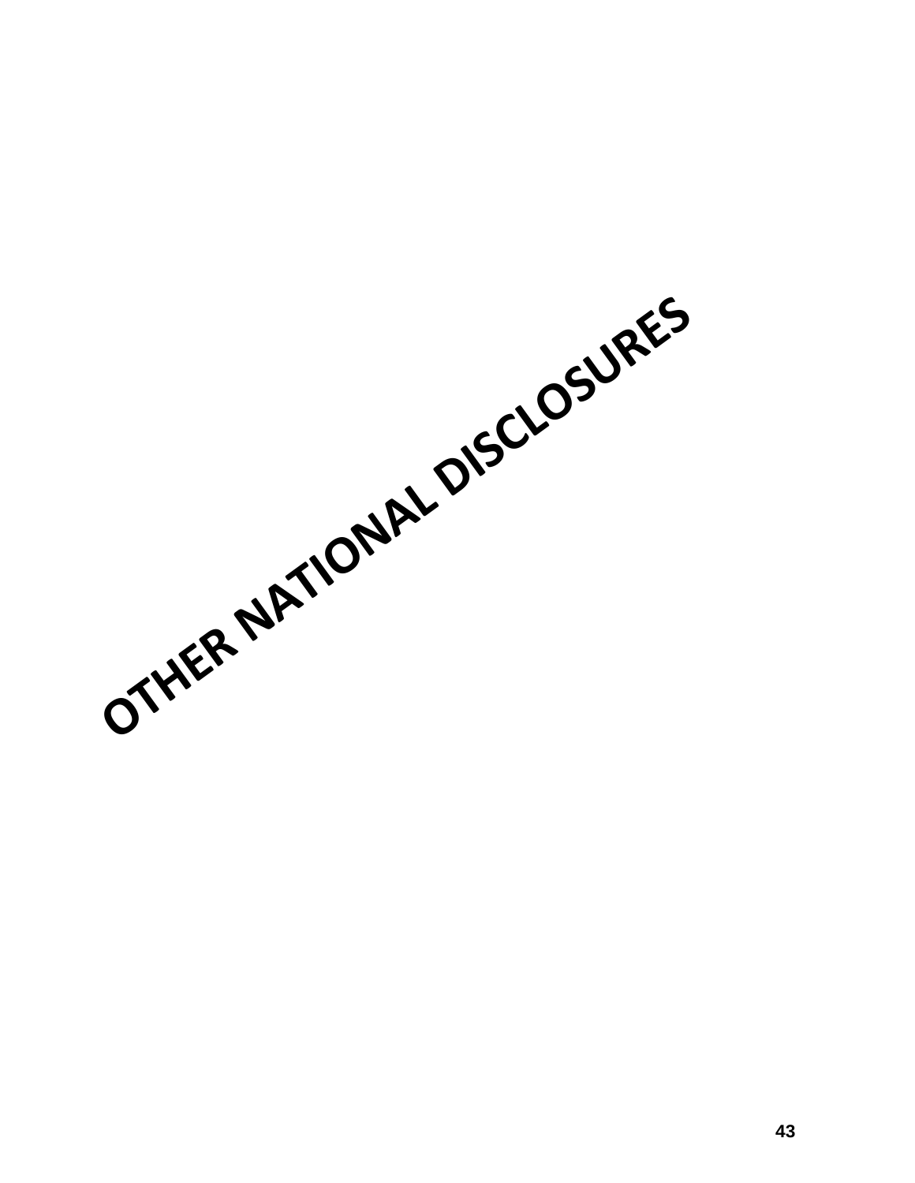# OTHER NATIONAL DISCLOSURES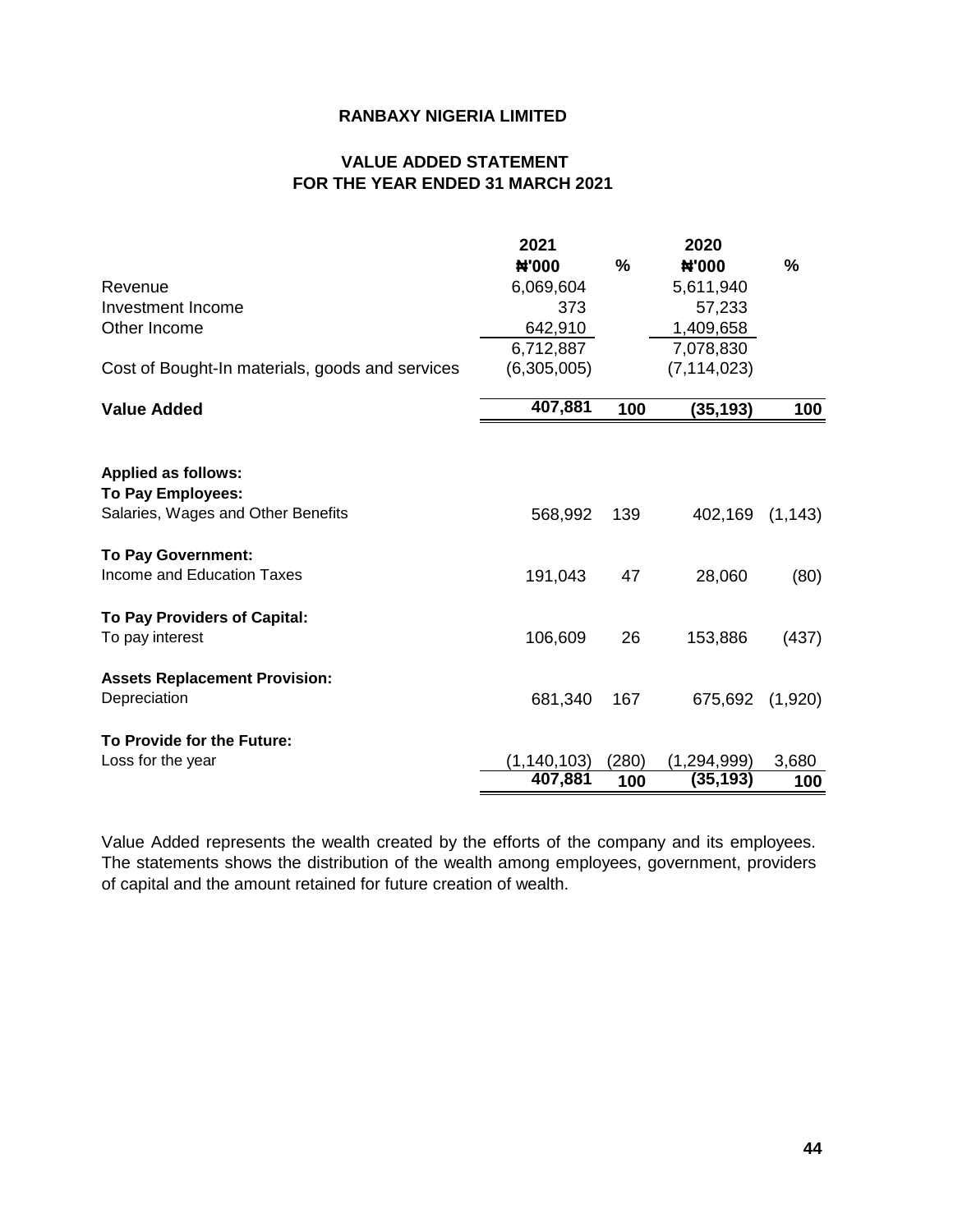# RANBAXY NIGERIA LIMITED

## VALUE ADDED STATEMENT
## FOR THE YEAR ENDED 31 MARCH 2021

| | 2021 | % | 2020 | % |
|---|---|---|---|---|
| | ₦'000 | | ₦'000 | |
| Revenue | 6,069,604 | | 5,611,940 | |
| Investment Income | 373 | | 57,233 | |
| Other Income | 642,910 | | 1,409,658 | |
| | 6,712,887 | | 7,078,830 | |
| Cost of Bought-In materials, goods and services | (6,305,005) | | (7,114,023) | |
| **Value Added** | **407,881** | **100** | **(35,193)** | **100** |
| | | | | |
| **Applied as follows:** | | | | |
| **To Pay Employees:** | | | | |
| Salaries, Wages and Other Benefits | 568,992 | 139 | 402,169 | (1,143) |
| **To Pay Government:** | | | | |
| Income and Education Taxes | 191,043 | 47 | 28,060 | (80) |
| **To Pay Providers of Capital:** | | | | |
| To pay interest | 106,609 | 26 | 153,886 | (437) |
| **Assets Replacement Provision:** | | | | |
| Depreciation | 681,340 | 167 | 675,692 | (1,920) |
| **To Provide for the Future:** | | | | |
| Loss for the year | (1,140,103) | (280) | (1,294,999) | 3,680 |
| | **407,881** | **100** | **(35,193)** | **100** |

Value Added represents the wealth created by the efforts of the company and its employees. The statements shows the distribution of the wealth among employees, government, providers of capital and the amount retained for future creation of wealth.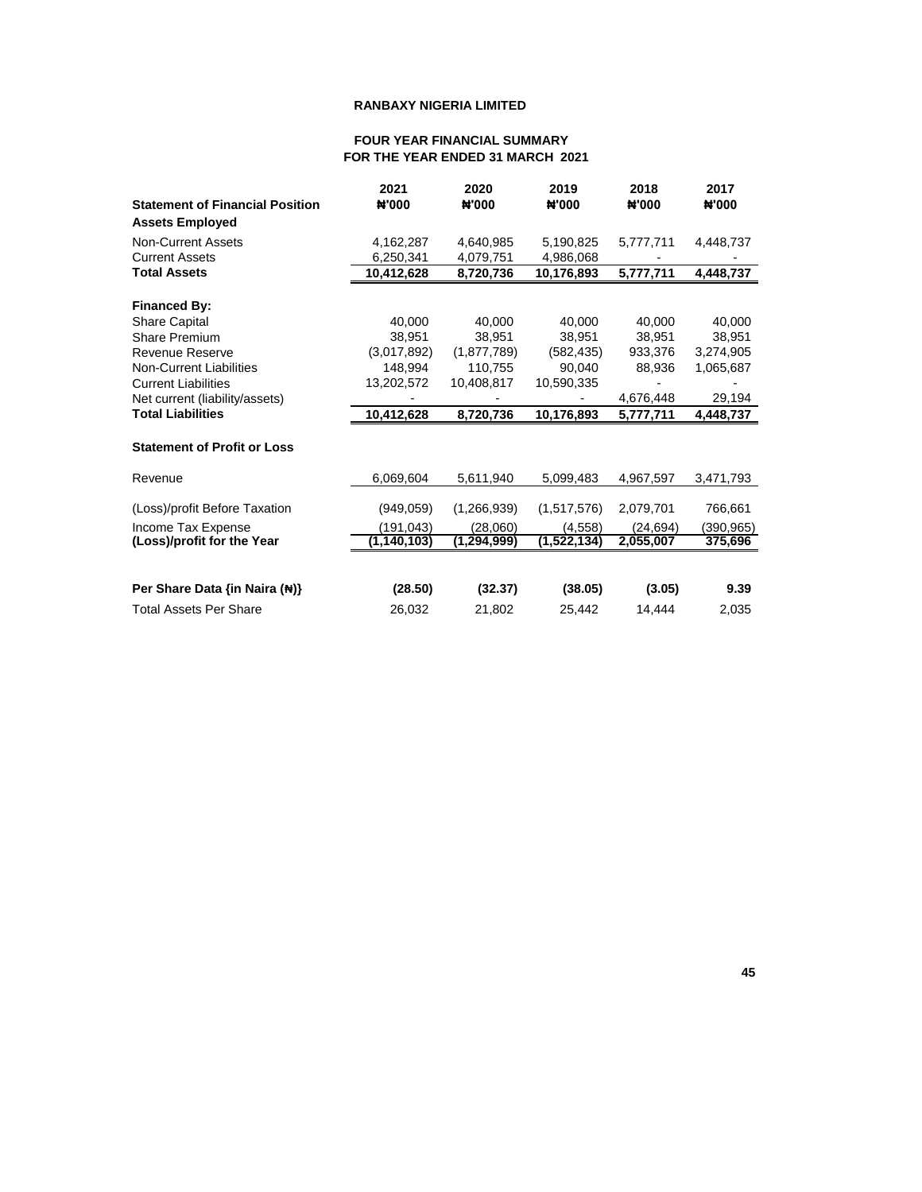**RANBAXY NIGERIA LIMITED**

**FOUR YEAR FINANCIAL SUMMARY**
**FOR THE YEAR ENDED 31 MARCH 2021**

| | 2021 | 2020 | 2019 | 2018 | 2017 |
|---|---|---|---|---|---|
| **Statement of Financial Position** | **₦'000** | **₦'000** | **₦'000** | **₦'000** | **₦'000** |
| **Assets Employed** | | | | | |
| Non-Current Assets | 4,162,287 | 4,640,985 | 5,190,825 | 5,777,711 | 4,448,737 |
| Current Assets | 6,250,341 | 4,079,751 | 4,986,068 | - | - |
| **Total Assets** | **10,412,628** | **8,720,736** | **10,176,893** | **5,777,711** | **4,448,737** |
| **Financed By:** | | | | | |
| Share Capital | 40,000 | 40,000 | 40,000 | 40,000 | 40,000 |
| Share Premium | 38,951 | 38,951 | 38,951 | 38,951 | 38,951 |
| Revenue Reserve | (3,017,892) | (1,877,789) | (582,435) | 933,376 | 3,274,905 |
| Non-Current Liabilities | 148,994 | 110,755 | 90,040 | 88,936 | 1,065,687 |
| Current Liabilities | 13,202,572 | 10,408,817 | 10,590,335 | - | - |
| Net current (liability/assets) | - | - | - | 4,676,448 | 29,194 |
| **Total Liabilities** | **10,412,628** | **8,720,736** | **10,176,893** | **5,777,711** | **4,448,737** |
| **Statement of Profit or Loss** | | | | | |
| Revenue | 6,069,604 | 5,611,940 | 5,099,483 | 4,967,597 | 3,471,793 |
| (Loss)/profit Before Taxation | (949,059) | (1,266,939) | (1,517,576) | 2,079,701 | 766,661 |
| Income Tax Expense | (191,043) | (28,060) | (4,558) | (24,694) | (390,965) |
| **(Loss)/profit for the Year** | **(1,140,103)** | **(1,294,999)** | **(1,522,134)** | **2,055,007** | **375,696** |
| **Per Share Data {in Naira (₦)}** | **(28.50)** | **(32.37)** | **(38.05)** | **(3.05)** | **9.39** |
| Total Assets Per Share | 26,032 | 21,802 | 25,442 | 14,444 | 2,035 |